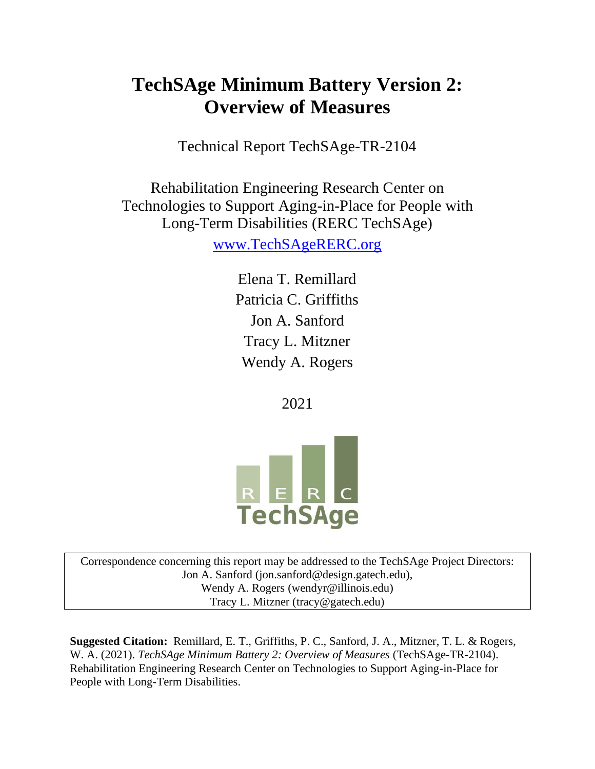# TechSAge Minimum Battery Version 2: Overview of Measures

Technical Report TechSAge-TR-2104

Rehabilitation Engineering Research Center on Technologies to Support Aging-in-Place for People with Long-Term Disabilities (RERC TechSAge)

www.TechSAgeRERC.org

Elena T. Remillard

Patricia C. Griffiths

Jon A. Sanford

Tracy L. Mitzner

Wendy A. Rogers

2021

Correspondence concerning this report may be addressed to the TechSAge Project Directors:
Jon A. Sanford (jon.sanford@design.gatech.edu),
Wendy A. Rogers (wendyr@illinois.edu)
Tracy L. Mitzner (tracy@gatech.edu)

**Suggested Citation:** Remillard, E. T., Griffiths, P. C., Sanford, J. A., Mitzner, T. L. & Rogers, W. A. (2021). *TechSAge Minimum Battery 2: Overview of Measures* (TechSAge-TR-2104). Rehabilitation Engineering Research Center on Technologies to Support Aging-in-Place for People with Long-Term Disabilities.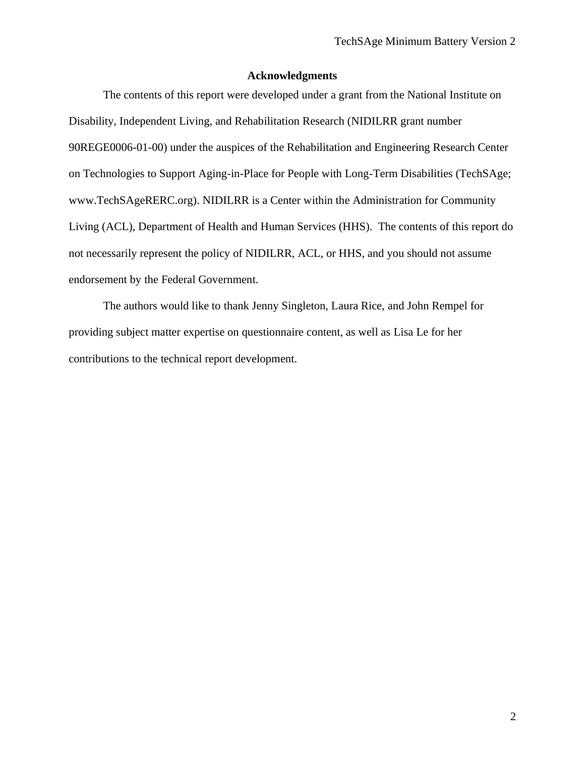# Acknowledgments

The contents of this report were developed under a grant from the National Institute on Disability, Independent Living, and Rehabilitation Research (NIDILRR grant number 90REGE0006-01-00) under the auspices of the Rehabilitation and Engineering Research Center on Technologies to Support Aging-in-Place for People with Long-Term Disabilities (TechSAge; www.TechSAgeRERC.org). NIDILRR is a Center within the Administration for Community Living (ACL), Department of Health and Human Services (HHS). The contents of this report do not necessarily represent the policy of NIDILRR, ACL, or HHS, and you should not assume endorsement by the Federal Government.

The authors would like to thank Jenny Singleton, Laura Rice, and John Rempel for providing subject matter expertise on questionnaire content, as well as Lisa Le for her contributions to the technical report development.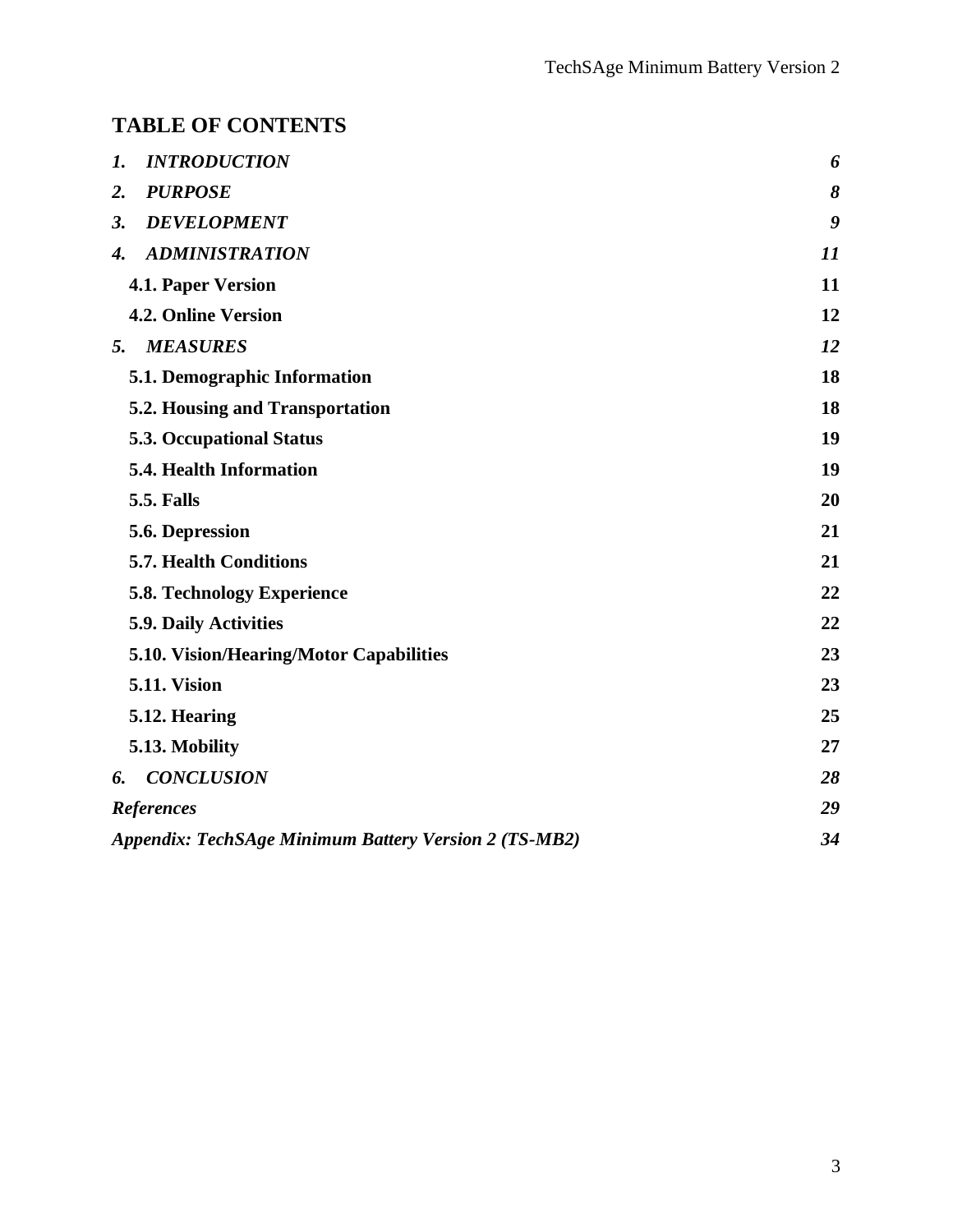# TABLE OF CONTENTS

| | |
|---|---|
| ***1. INTRODUCTION*** | ***6*** |
| ***2. PURPOSE*** | ***8*** |
| ***3. DEVELOPMENT*** | ***9*** |
| ***4. ADMINISTRATION*** | ***11*** |
| **4.1. Paper Version** | **11** |
| **4.2. Online Version** | **12** |
| ***5. MEASURES*** | ***12*** |
| **5.1. Demographic Information** | **18** |
| **5.2. Housing and Transportation** | **18** |
| **5.3. Occupational Status** | **19** |
| **5.4. Health Information** | **19** |
| **5.5. Falls** | **20** |
| **5.6. Depression** | **21** |
| **5.7. Health Conditions** | **21** |
| **5.8. Technology Experience** | **22** |
| **5.9. Daily Activities** | **22** |
| **5.10. Vision/Hearing/Motor Capabilities** | **23** |
| **5.11. Vision** | **23** |
| **5.12. Hearing** | **25** |
| **5.13. Mobility** | **27** |
| ***6. CONCLUSION*** | ***28*** |
| ***References*** | ***29*** |
| ***Appendix: TechSAge Minimum Battery Version 2 (TS-MB2)*** | ***34*** |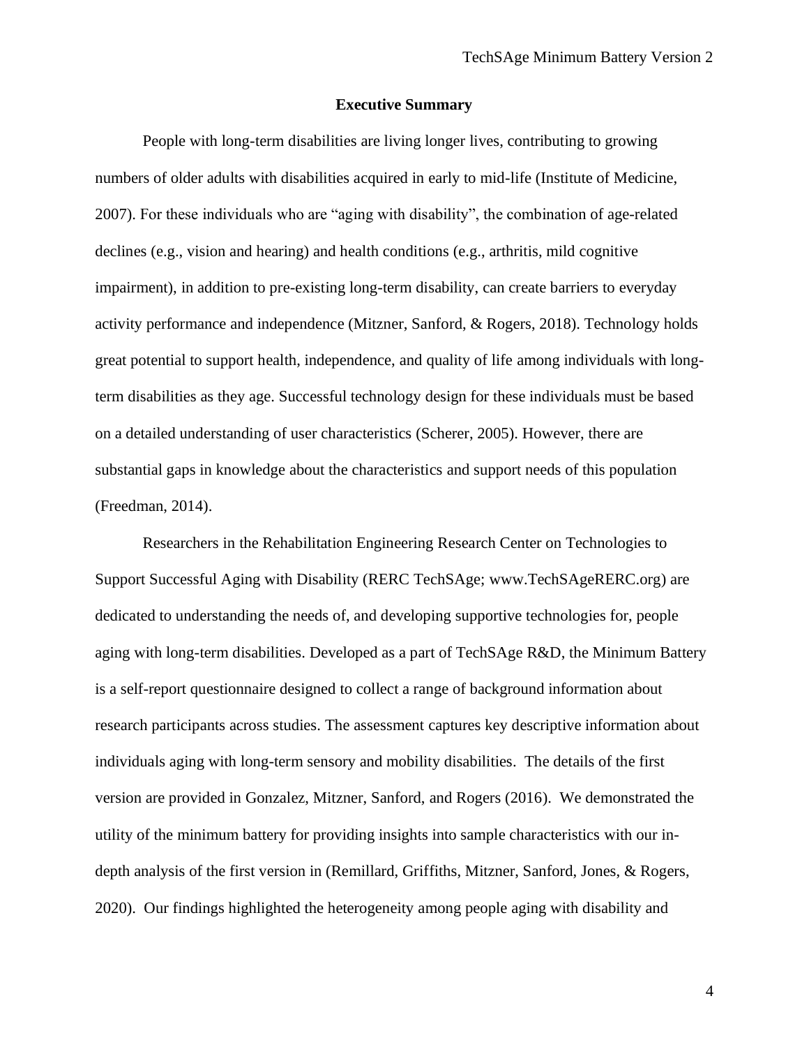## Executive Summary

People with long-term disabilities are living longer lives, contributing to growing numbers of older adults with disabilities acquired in early to mid-life (Institute of Medicine, 2007). For these individuals who are "aging with disability", the combination of age-related declines (e.g., vision and hearing) and health conditions (e.g., arthritis, mild cognitive impairment), in addition to pre-existing long-term disability, can create barriers to everyday activity performance and independence (Mitzner, Sanford, & Rogers, 2018). Technology holds great potential to support health, independence, and quality of life among individuals with long-term disabilities as they age. Successful technology design for these individuals must be based on a detailed understanding of user characteristics (Scherer, 2005). However, there are substantial gaps in knowledge about the characteristics and support needs of this population (Freedman, 2014).

Researchers in the Rehabilitation Engineering Research Center on Technologies to Support Successful Aging with Disability (RERC TechSAge; www.TechSAgeRERC.org) are dedicated to understanding the needs of, and developing supportive technologies for, people aging with long-term disabilities. Developed as a part of TechSAge R&D, the Minimum Battery is a self-report questionnaire designed to collect a range of background information about research participants across studies. The assessment captures key descriptive information about individuals aging with long-term sensory and mobility disabilities. The details of the first version are provided in Gonzalez, Mitzner, Sanford, and Rogers (2016). We demonstrated the utility of the minimum battery for providing insights into sample characteristics with our in-depth analysis of the first version in (Remillard, Griffiths, Mitzner, Sanford, Jones, & Rogers, 2020). Our findings highlighted the heterogeneity among people aging with disability and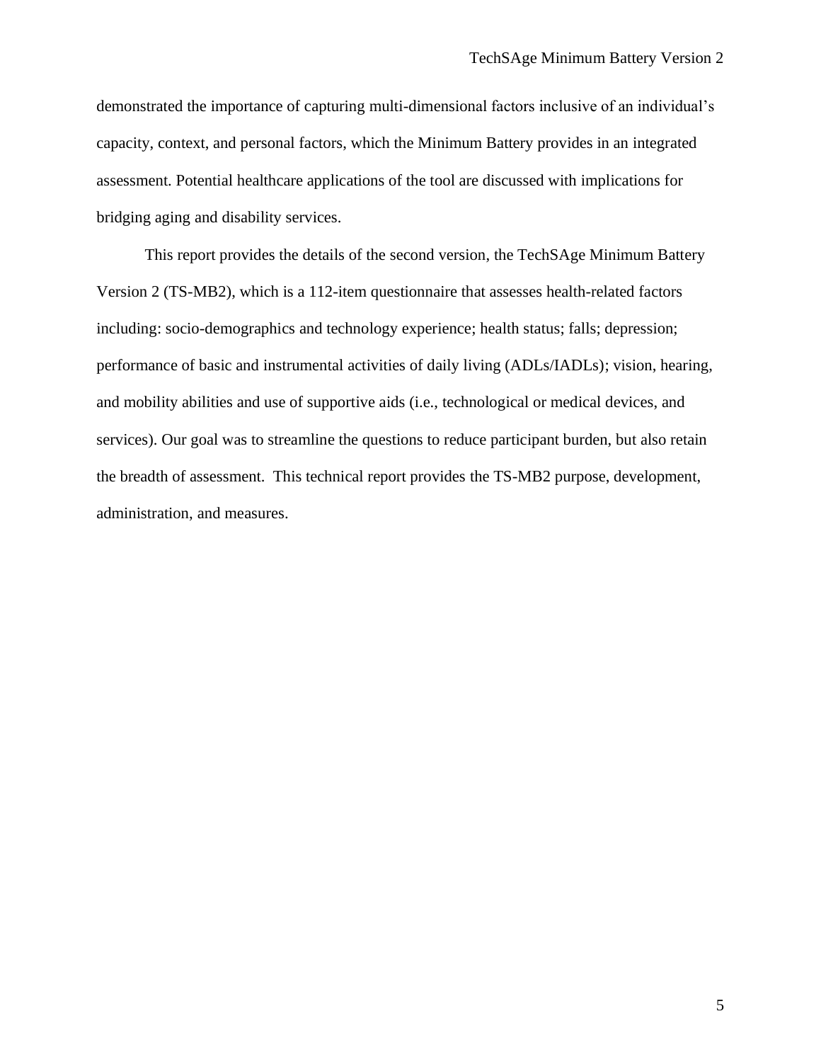demonstrated the importance of capturing multi-dimensional factors inclusive of an individual's capacity, context, and personal factors, which the Minimum Battery provides in an integrated assessment. Potential healthcare applications of the tool are discussed with implications for bridging aging and disability services.

This report provides the details of the second version, the TechSAge Minimum Battery Version 2 (TS-MB2), which is a 112-item questionnaire that assesses health-related factors including: socio-demographics and technology experience; health status; falls; depression; performance of basic and instrumental activities of daily living (ADLs/IADLs); vision, hearing, and mobility abilities and use of supportive aids (i.e., technological or medical devices, and services). Our goal was to streamline the questions to reduce participant burden, but also retain the breadth of assessment. This technical report provides the TS-MB2 purpose, development, administration, and measures.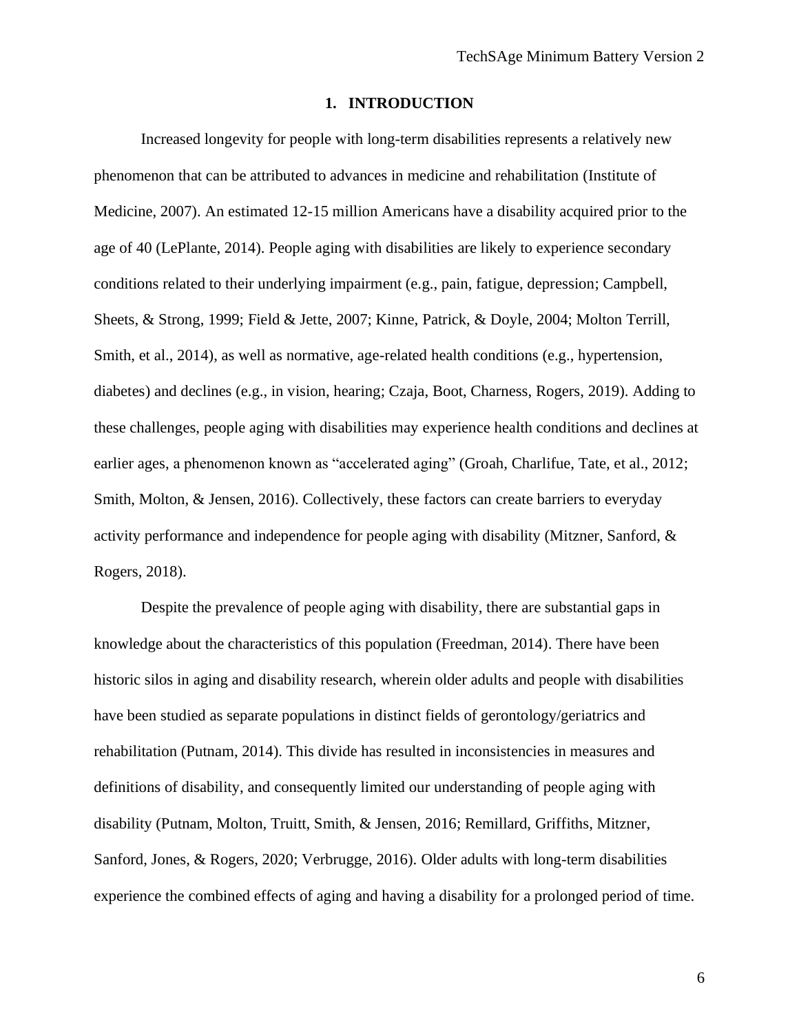# 1. INTRODUCTION

Increased longevity for people with long-term disabilities represents a relatively new phenomenon that can be attributed to advances in medicine and rehabilitation (Institute of Medicine, 2007). An estimated 12-15 million Americans have a disability acquired prior to the age of 40 (LePlante, 2014). People aging with disabilities are likely to experience secondary conditions related to their underlying impairment (e.g., pain, fatigue, depression; Campbell, Sheets, & Strong, 1999; Field & Jette, 2007; Kinne, Patrick, & Doyle, 2004; Molton Terrill, Smith, et al., 2014), as well as normative, age-related health conditions (e.g., hypertension, diabetes) and declines (e.g., in vision, hearing; Czaja, Boot, Charness, Rogers, 2019). Adding to these challenges, people aging with disabilities may experience health conditions and declines at earlier ages, a phenomenon known as "accelerated aging" (Groah, Charlifue, Tate, et al., 2012; Smith, Molton, & Jensen, 2016). Collectively, these factors can create barriers to everyday activity performance and independence for people aging with disability (Mitzner, Sanford, & Rogers, 2018).

Despite the prevalence of people aging with disability, there are substantial gaps in knowledge about the characteristics of this population (Freedman, 2014). There have been historic silos in aging and disability research, wherein older adults and people with disabilities have been studied as separate populations in distinct fields of gerontology/geriatrics and rehabilitation (Putnam, 2014). This divide has resulted in inconsistencies in measures and definitions of disability, and consequently limited our understanding of people aging with disability (Putnam, Molton, Truitt, Smith, & Jensen, 2016; Remillard, Griffiths, Mitzner, Sanford, Jones, & Rogers, 2020; Verbrugge, 2016). Older adults with long-term disabilities experience the combined effects of aging and having a disability for a prolonged period of time.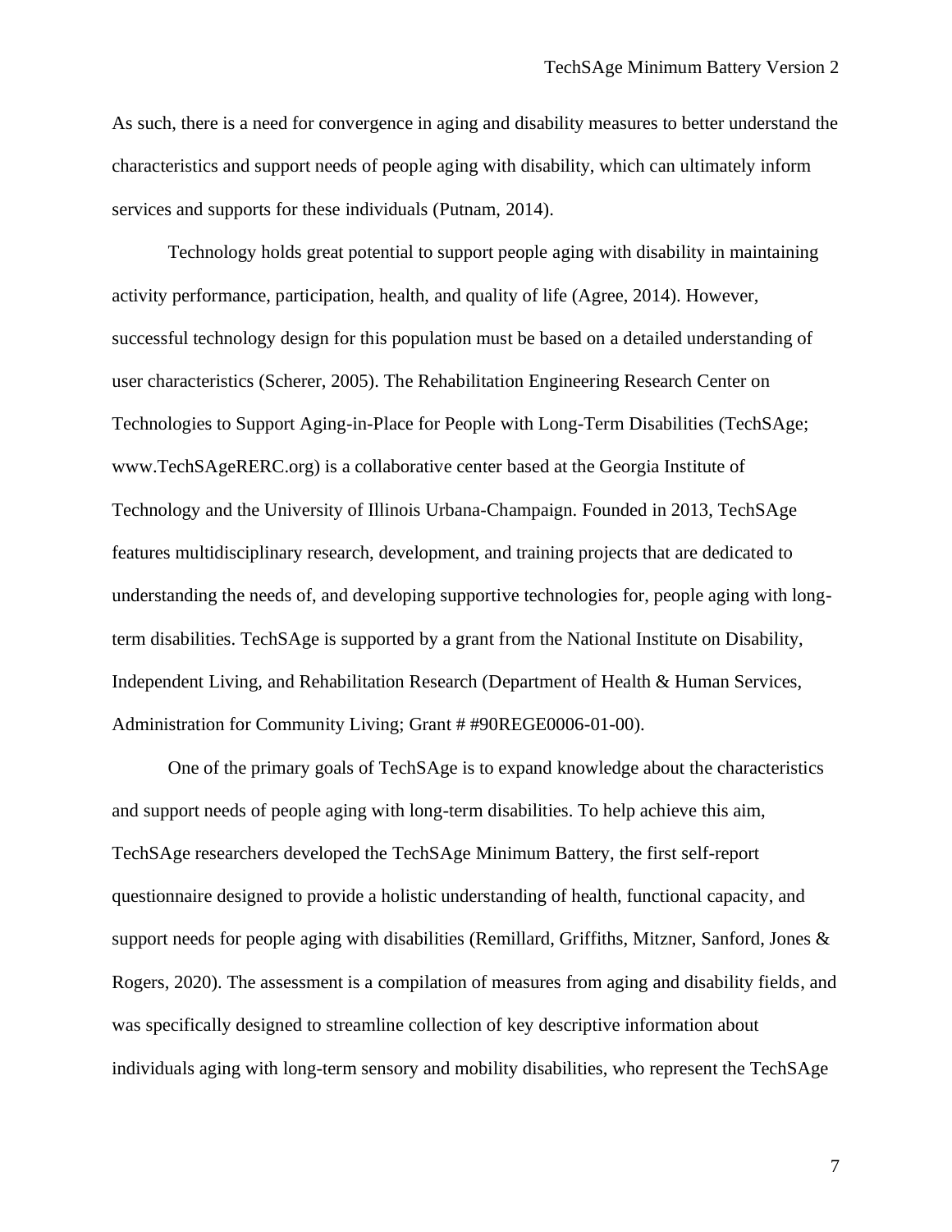As such, there is a need for convergence in aging and disability measures to better understand the characteristics and support needs of people aging with disability, which can ultimately inform services and supports for these individuals (Putnam, 2014).

Technology holds great potential to support people aging with disability in maintaining activity performance, participation, health, and quality of life (Agree, 2014). However, successful technology design for this population must be based on a detailed understanding of user characteristics (Scherer, 2005). The Rehabilitation Engineering Research Center on Technologies to Support Aging-in-Place for People with Long-Term Disabilities (TechSAge; www.TechSAgeRERC.org) is a collaborative center based at the Georgia Institute of Technology and the University of Illinois Urbana-Champaign. Founded in 2013, TechSAge features multidisciplinary research, development, and training projects that are dedicated to understanding the needs of, and developing supportive technologies for, people aging with long-term disabilities. TechSAge is supported by a grant from the National Institute on Disability, Independent Living, and Rehabilitation Research (Department of Health & Human Services, Administration for Community Living; Grant # #90REGE0006-01-00).

One of the primary goals of TechSAge is to expand knowledge about the characteristics and support needs of people aging with long-term disabilities. To help achieve this aim, TechSAge researchers developed the TechSAge Minimum Battery, the first self-report questionnaire designed to provide a holistic understanding of health, functional capacity, and support needs for people aging with disabilities (Remillard, Griffiths, Mitzner, Sanford, Jones & Rogers, 2020). The assessment is a compilation of measures from aging and disability fields, and was specifically designed to streamline collection of key descriptive information about individuals aging with long-term sensory and mobility disabilities, who represent the TechSAge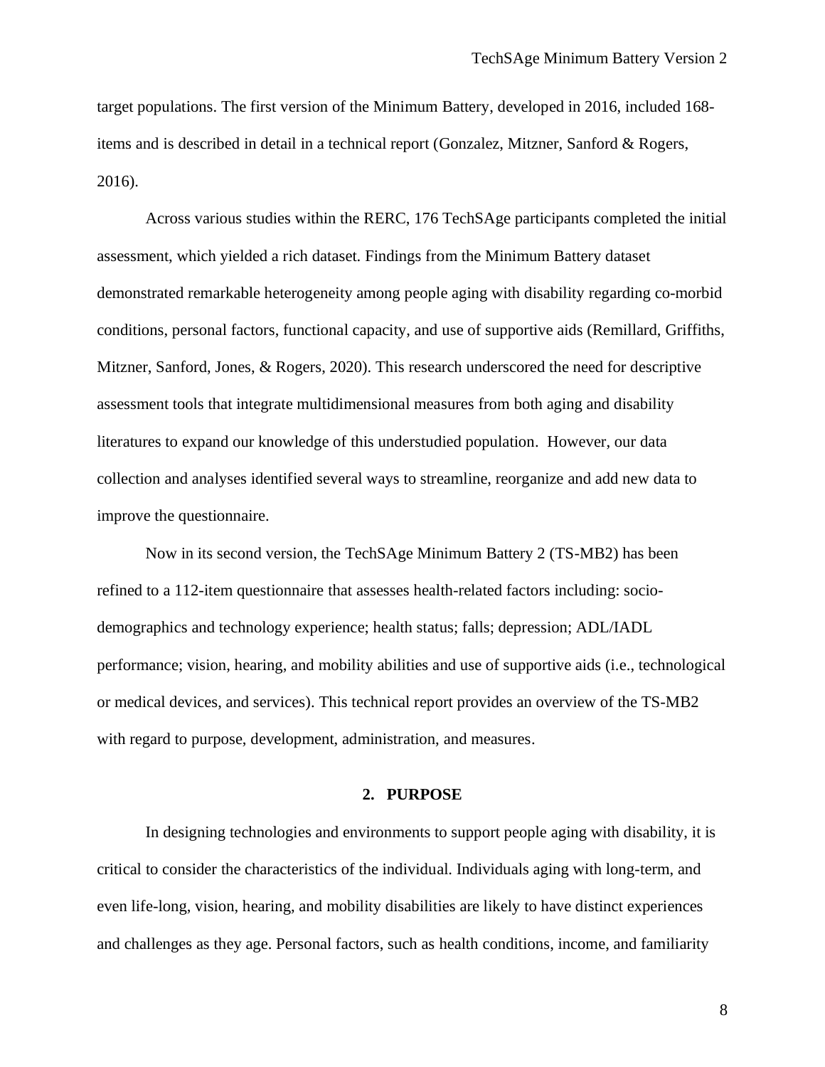target populations. The first version of the Minimum Battery, developed in 2016, included 168-items and is described in detail in a technical report (Gonzalez, Mitzner, Sanford & Rogers, 2016).

Across various studies within the RERC, 176 TechSAge participants completed the initial assessment, which yielded a rich dataset. Findings from the Minimum Battery dataset demonstrated remarkable heterogeneity among people aging with disability regarding co-morbid conditions, personal factors, functional capacity, and use of supportive aids (Remillard, Griffiths, Mitzner, Sanford, Jones, & Rogers, 2020). This research underscored the need for descriptive assessment tools that integrate multidimensional measures from both aging and disability literatures to expand our knowledge of this understudied population. However, our data collection and analyses identified several ways to streamline, reorganize and add new data to improve the questionnaire.

Now in its second version, the TechSAge Minimum Battery 2 (TS-MB2) has been refined to a 112-item questionnaire that assesses health-related factors including: socio-demographics and technology experience; health status; falls; depression; ADL/IADL performance; vision, hearing, and mobility abilities and use of supportive aids (i.e., technological or medical devices, and services). This technical report provides an overview of the TS-MB2 with regard to purpose, development, administration, and measures.

## 2. PURPOSE

In designing technologies and environments to support people aging with disability, it is critical to consider the characteristics of the individual. Individuals aging with long-term, and even life-long, vision, hearing, and mobility disabilities are likely to have distinct experiences and challenges as they age. Personal factors, such as health conditions, income, and familiarity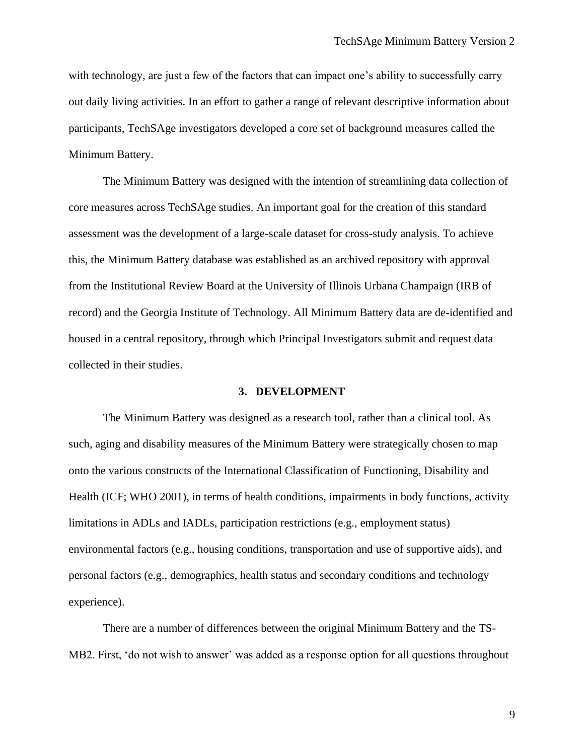with technology, are just a few of the factors that can impact one's ability to successfully carry out daily living activities. In an effort to gather a range of relevant descriptive information about participants, TechSAge investigators developed a core set of background measures called the Minimum Battery.

The Minimum Battery was designed with the intention of streamlining data collection of core measures across TechSAge studies. An important goal for the creation of this standard assessment was the development of a large-scale dataset for cross-study analysis. To achieve this, the Minimum Battery database was established as an archived repository with approval from the Institutional Review Board at the University of Illinois Urbana Champaign (IRB of record) and the Georgia Institute of Technology. All Minimum Battery data are de-identified and housed in a central repository, through which Principal Investigators submit and request data collected in their studies.

## 3. DEVELOPMENT

The Minimum Battery was designed as a research tool, rather than a clinical tool. As such, aging and disability measures of the Minimum Battery were strategically chosen to map onto the various constructs of the International Classification of Functioning, Disability and Health (ICF; WHO 2001), in terms of health conditions, impairments in body functions, activity limitations in ADLs and IADLs, participation restrictions (e.g., employment status) environmental factors (e.g., housing conditions, transportation and use of supportive aids), and personal factors (e.g., demographics, health status and secondary conditions and technology experience).

There are a number of differences between the original Minimum Battery and the TS-MB2. First, 'do not wish to answer' was added as a response option for all questions throughout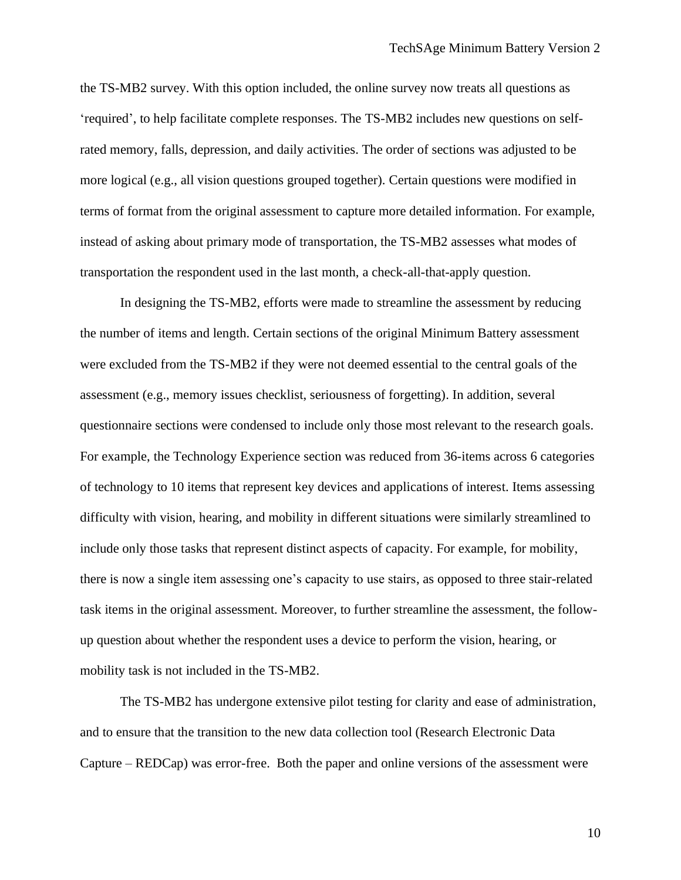the TS-MB2 survey. With this option included, the online survey now treats all questions as 'required', to help facilitate complete responses. The TS-MB2 includes new questions on self-rated memory, falls, depression, and daily activities. The order of sections was adjusted to be more logical (e.g., all vision questions grouped together). Certain questions were modified in terms of format from the original assessment to capture more detailed information. For example, instead of asking about primary mode of transportation, the TS-MB2 assesses what modes of transportation the respondent used in the last month, a check-all-that-apply question.

In designing the TS-MB2, efforts were made to streamline the assessment by reducing the number of items and length. Certain sections of the original Minimum Battery assessment were excluded from the TS-MB2 if they were not deemed essential to the central goals of the assessment (e.g., memory issues checklist, seriousness of forgetting). In addition, several questionnaire sections were condensed to include only those most relevant to the research goals. For example, the Technology Experience section was reduced from 36-items across 6 categories of technology to 10 items that represent key devices and applications of interest. Items assessing difficulty with vision, hearing, and mobility in different situations were similarly streamlined to include only those tasks that represent distinct aspects of capacity. For example, for mobility, there is now a single item assessing one's capacity to use stairs, as opposed to three stair-related task items in the original assessment. Moreover, to further streamline the assessment, the follow-up question about whether the respondent uses a device to perform the vision, hearing, or mobility task is not included in the TS-MB2.

The TS-MB2 has undergone extensive pilot testing for clarity and ease of administration, and to ensure that the transition to the new data collection tool (Research Electronic Data Capture – REDCap) was error-free. Both the paper and online versions of the assessment were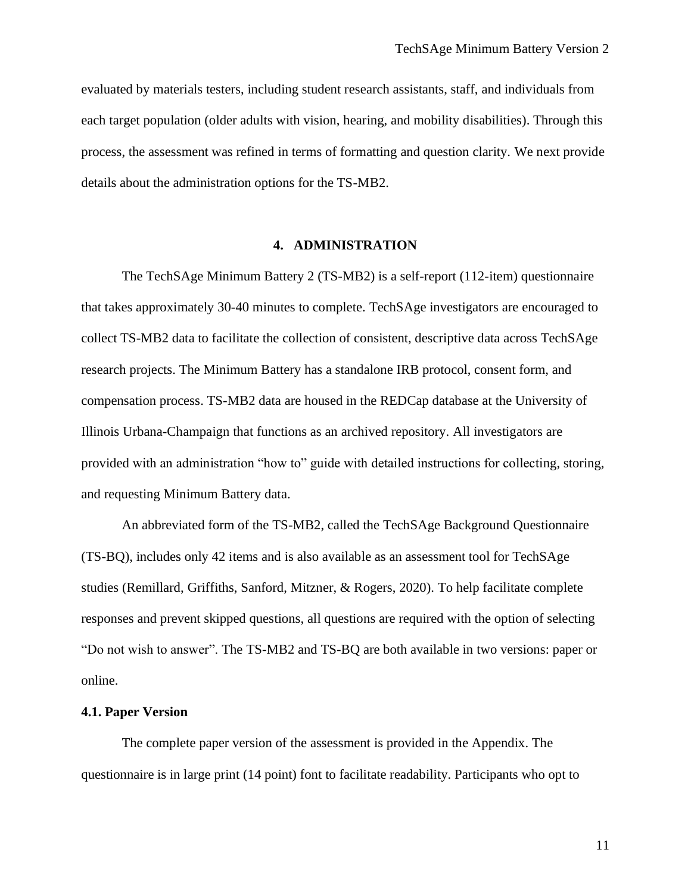evaluated by materials testers, including student research assistants, staff, and individuals from each target population (older adults with vision, hearing, and mobility disabilities). Through this process, the assessment was refined in terms of formatting and question clarity. We next provide details about the administration options for the TS-MB2.

## 4. ADMINISTRATION

The TechSAge Minimum Battery 2 (TS-MB2) is a self-report (112-item) questionnaire that takes approximately 30-40 minutes to complete. TechSAge investigators are encouraged to collect TS-MB2 data to facilitate the collection of consistent, descriptive data across TechSAge research projects. The Minimum Battery has a standalone IRB protocol, consent form, and compensation process. TS-MB2 data are housed in the REDCap database at the University of Illinois Urbana-Champaign that functions as an archived repository. All investigators are provided with an administration "how to" guide with detailed instructions for collecting, storing, and requesting Minimum Battery data.

An abbreviated form of the TS-MB2, called the TechSAge Background Questionnaire (TS-BQ), includes only 42 items and is also available as an assessment tool for TechSAge studies (Remillard, Griffiths, Sanford, Mitzner, & Rogers, 2020). To help facilitate complete responses and prevent skipped questions, all questions are required with the option of selecting "Do not wish to answer". The TS-MB2 and TS-BQ are both available in two versions: paper or online.

### 4.1. Paper Version

The complete paper version of the assessment is provided in the Appendix. The questionnaire is in large print (14 point) font to facilitate readability. Participants who opt to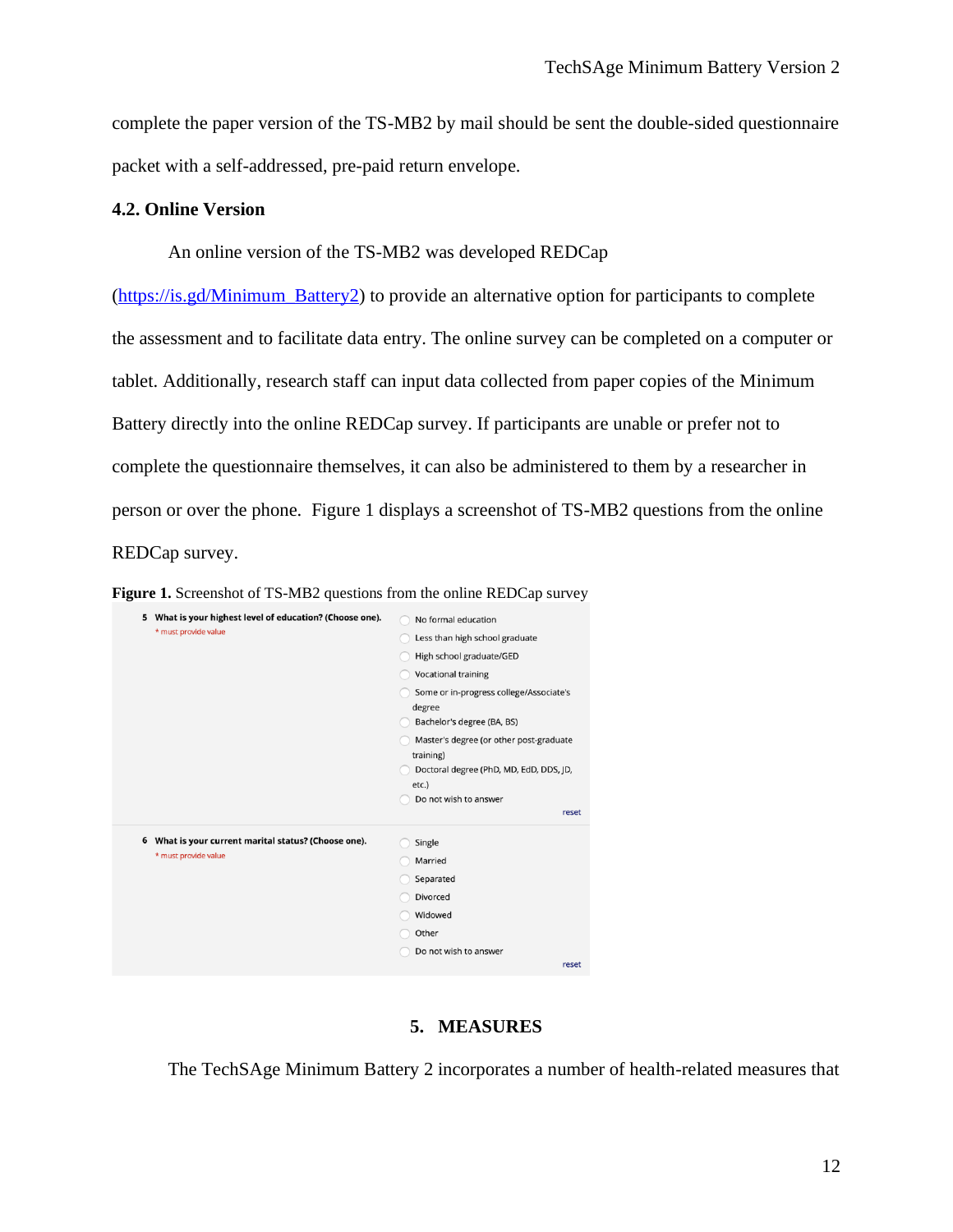complete the paper version of the TS-MB2 by mail should be sent the double-sided questionnaire packet with a self-addressed, pre-paid return envelope.

### 4.2. Online Version

An online version of the TS-MB2 was developed REDCap (https://is.gd/Minimum_Battery2) to provide an alternative option for participants to complete the assessment and to facilitate data entry. The online survey can be completed on a computer or tablet. Additionally, research staff can input data collected from paper copies of the Minimum Battery directly into the online REDCap survey. If participants are unable or prefer not to complete the questionnaire themselves, it can also be administered to them by a researcher in person or over the phone. Figure 1 displays a screenshot of TS-MB2 questions from the online REDCap survey.

**Figure 1.** Screenshot of TS-MB2 questions from the online REDCap survey

5 **What is your highest level of education? (Choose one).**
* must provide value

- No formal education
- Less than high school graduate
- High school graduate/GED
- Vocational training
- Some or in-progress college/Associate's degree
- Bachelor's degree (BA, BS)
- Master's degree (or other post-graduate training)
- Doctoral degree (PhD, MD, EdD, DDS, JD, etc.)
- Do not wish to answer

reset

6 **What is your current marital status? (Choose one).**
* must provide value

- Single
- Married
- Separated
- Divorced
- Widowed
- Other
- Do not wish to answer

reset

## 5. MEASURES

The TechSAge Minimum Battery 2 incorporates a number of health-related measures that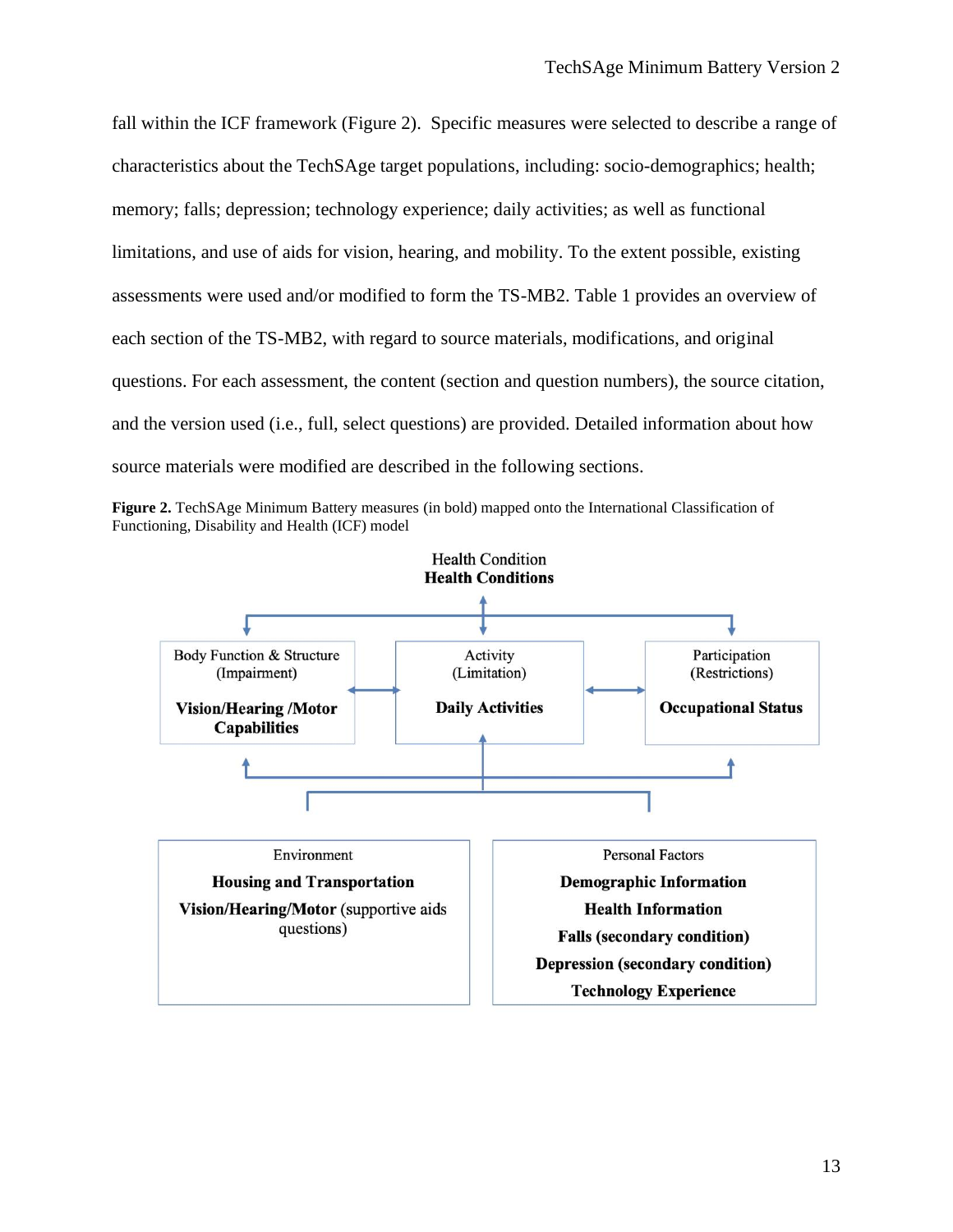fall within the ICF framework (Figure 2). Specific measures were selected to describe a range of characteristics about the TechSAge target populations, including: socio-demographics; health; memory; falls; depression; technology experience; daily activities; as well as functional limitations, and use of aids for vision, hearing, and mobility. To the extent possible, existing assessments were used and/or modified to form the TS-MB2. Table 1 provides an overview of each section of the TS-MB2, with regard to source materials, modifications, and original questions. For each assessment, the content (section and question numbers), the source citation, and the version used (i.e., full, select questions) are provided. Detailed information about how source materials were modified are described in the following sections.

**Figure 2.** TechSAge Minimum Battery measures (in bold) mapped onto the International Classification of Functioning, Disability and Health (ICF) model

Health Condition
**Health Conditions**

Body Function & Structure (Impairment)
**Vision/Hearing /Motor Capabilities**

Activity (Limitation)
**Daily Activities**

Participation (Restrictions)
**Occupational Status**

Environment
**Housing and Transportation**
**Vision/Hearing/Motor** (supportive aids questions)

Personal Factors
**Demographic Information**
**Health Information**
**Falls (secondary condition)**
**Depression (secondary condition)**
**Technology Experience**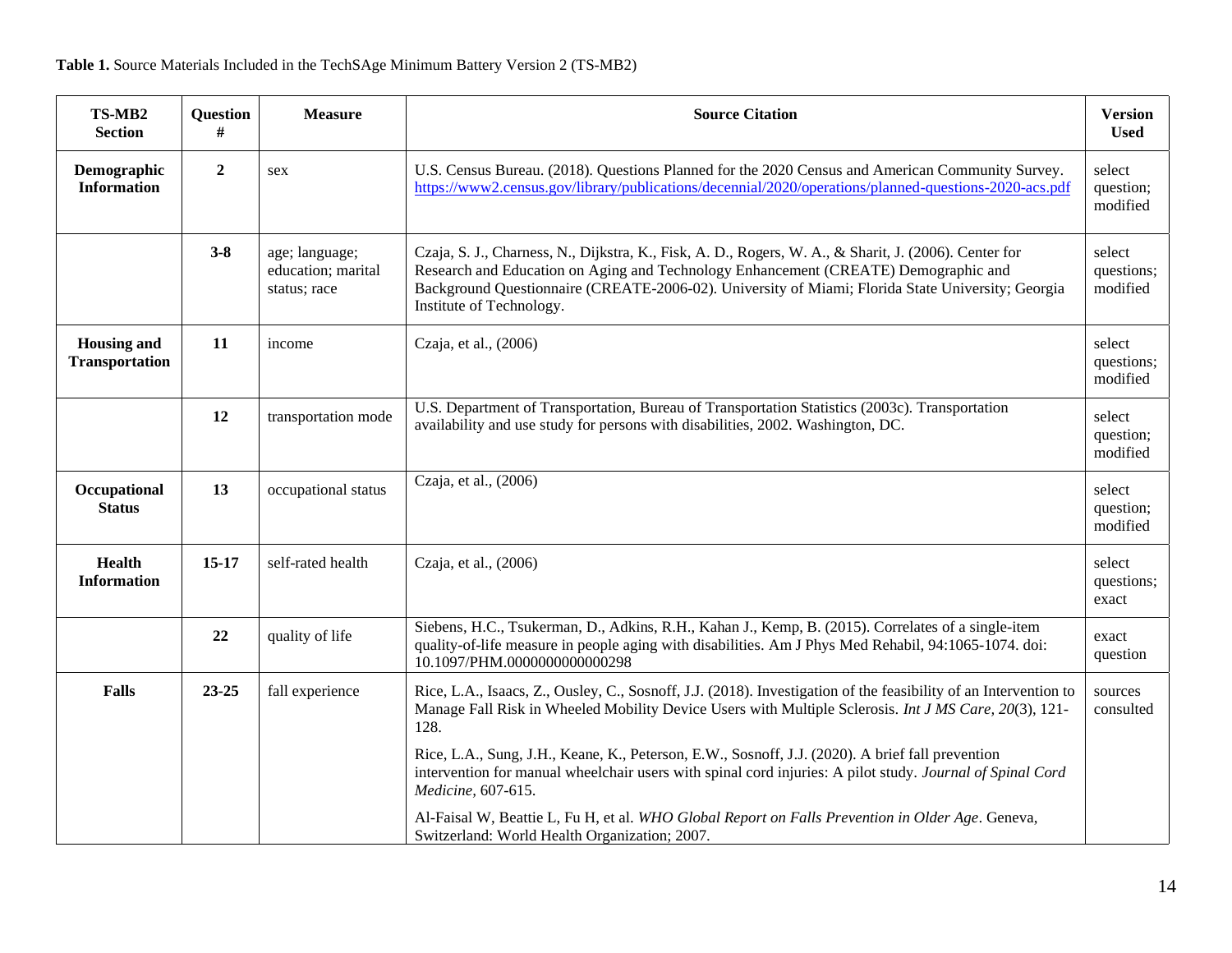**Table 1.** Source Materials Included in the TechSAge Minimum Battery Version 2 (TS-MB2)

| TS-MB2 Section | Question # | Measure | Source Citation | Version Used |
|---|---|---|---|---|
| **Demographic Information** | **2** | sex | U.S. Census Bureau. (2018). Questions Planned for the 2020 Census and American Community Survey. https://www2.census.gov/library/publications/decennial/2020/operations/planned-questions-2020-acs.pdf | select question; modified |
| | **3-8** | age; language; education; marital status; race | Czaja, S. J., Charness, N., Dijkstra, K., Fisk, A. D., Rogers, W. A., & Sharit, J. (2006). Center for Research and Education on Aging and Technology Enhancement (CREATE) Demographic and Background Questionnaire (CREATE-2006-02). University of Miami; Florida State University; Georgia Institute of Technology. | select questions; modified |
| **Housing and Transportation** | **11** | income | Czaja, et al., (2006) | select questions; modified |
| | **12** | transportation mode | U.S. Department of Transportation, Bureau of Transportation Statistics (2003c). Transportation availability and use study for persons with disabilities, 2002. Washington, DC. | select question; modified |
| **Occupational Status** | **13** | occupational status | Czaja, et al., (2006) | select question; modified |
| **Health Information** | **15-17** | self-rated health | Czaja, et al., (2006) | select questions; exact |
| | **22** | quality of life | Siebens, H.C., Tsukerman, D., Adkins, R.H., Kahan J., Kemp, B. (2015). Correlates of a single-item quality-of-life measure in people aging with disabilities. Am J Phys Med Rehabil, 94:1065-1074. doi: 10.1097/PHM.0000000000000298 | exact question |
| **Falls** | **23-25** | fall experience | Rice, L.A., Isaacs, Z., Ousley, C., Sosnoff, J.J. (2018). Investigation of the feasibility of an Intervention to Manage Fall Risk in Wheeled Mobility Device Users with Multiple Sclerosis. *Int J MS Care, 20*(3), 121-128.<br><br>Rice, L.A., Sung, J.H., Keane, K., Peterson, E.W., Sosnoff, J.J. (2020). A brief fall prevention intervention for manual wheelchair users with spinal cord injuries: A pilot study. *Journal of Spinal Cord Medicine,* 607-615.<br><br>Al-Faisal W, Beattie L, Fu H, et al. *WHO Global Report on Falls Prevention in Older Age*. Geneva, Switzerland: World Health Organization; 2007. | sources consulted |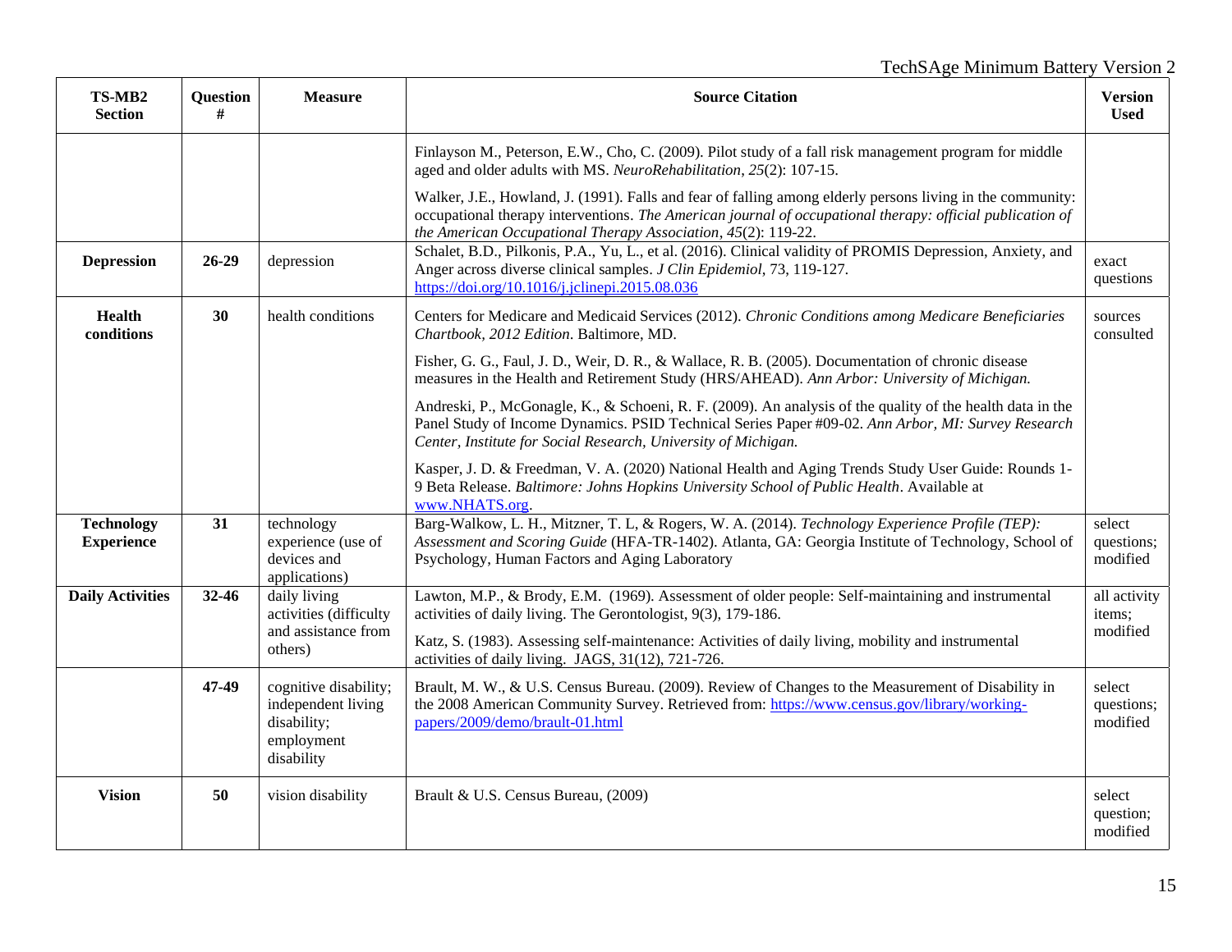| TS-MB2 Section | Question # | Measure | Source Citation | Version Used |
|---|---|---|---|---|
| | | | Finlayson M., Peterson, E.W., Cho, C. (2009). Pilot study of a fall risk management program for middle aged and older adults with MS. *NeuroRehabilitation*, *25*(2): 107-15. Walker, J.E., Howland, J. (1991). Falls and fear of falling among elderly persons living in the community: occupational therapy interventions. *The American journal of occupational therapy: official publication of the American Occupational Therapy Association*, *45*(2): 119-22. | |
| **Depression** | **26-29** | depression | Schalet, B.D., Pilkonis, P.A., Yu, L., et al. (2016). Clinical validity of PROMIS Depression, Anxiety, and Anger across diverse clinical samples. *J Clin Epidemiol*, 73, 119-127. https://doi.org/10.1016/j.jclinepi.2015.08.036 | exact questions |
| **Health conditions** | **30** | health conditions | Centers for Medicare and Medicaid Services (2012). *Chronic Conditions among Medicare Beneficiaries Chartbook, 2012 Edition*. Baltimore, MD. Fisher, G. G., Faul, J. D., Weir, D. R., & Wallace, R. B. (2005). Documentation of chronic disease measures in the Health and Retirement Study (HRS/AHEAD). *Ann Arbor: University of Michigan.* Andreski, P., McGonagle, K., & Schoeni, R. F. (2009). An analysis of the quality of the health data in the Panel Study of Income Dynamics. PSID Technical Series Paper #09-02. *Ann Arbor, MI: Survey Research Center, Institute for Social Research, University of Michigan.* Kasper, J. D. & Freedman, V. A. (2020) National Health and Aging Trends Study User Guide: Rounds 1-9 Beta Release. *Baltimore: Johns Hopkins University School of Public Health*. Available at www.NHATS.org. | sources consulted |
| **Technology Experience** | **31** | technology experience (use of devices and applications) | Barg-Walkow, L. H., Mitzner, T. L, & Rogers, W. A. (2014). *Technology Experience Profile (TEP): Assessment and Scoring Guide* (HFA-TR-1402). Atlanta, GA: Georgia Institute of Technology, School of Psychology, Human Factors and Aging Laboratory | select questions; modified |
| **Daily Activities** | **32-46** | daily living activities (difficulty and assistance from others) | Lawton, M.P., & Brody, E.M. (1969). Assessment of older people: Self-maintaining and instrumental activities of daily living. The Gerontologist, 9(3), 179-186. Katz, S. (1983). Assessing self-maintenance: Activities of daily living, mobility and instrumental activities of daily living. JAGS, 31(12), 721-726. | all activity items; modified |
| | **47-49** | cognitive disability; independent living disability; employment disability | Brault, M. W., & U.S. Census Bureau. (2009). Review of Changes to the Measurement of Disability in the 2008 American Community Survey. Retrieved from: https://www.census.gov/library/working-papers/2009/demo/brault-01.html | select questions; modified |
| **Vision** | **50** | vision disability | Brault & U.S. Census Bureau, (2009) | select question; modified |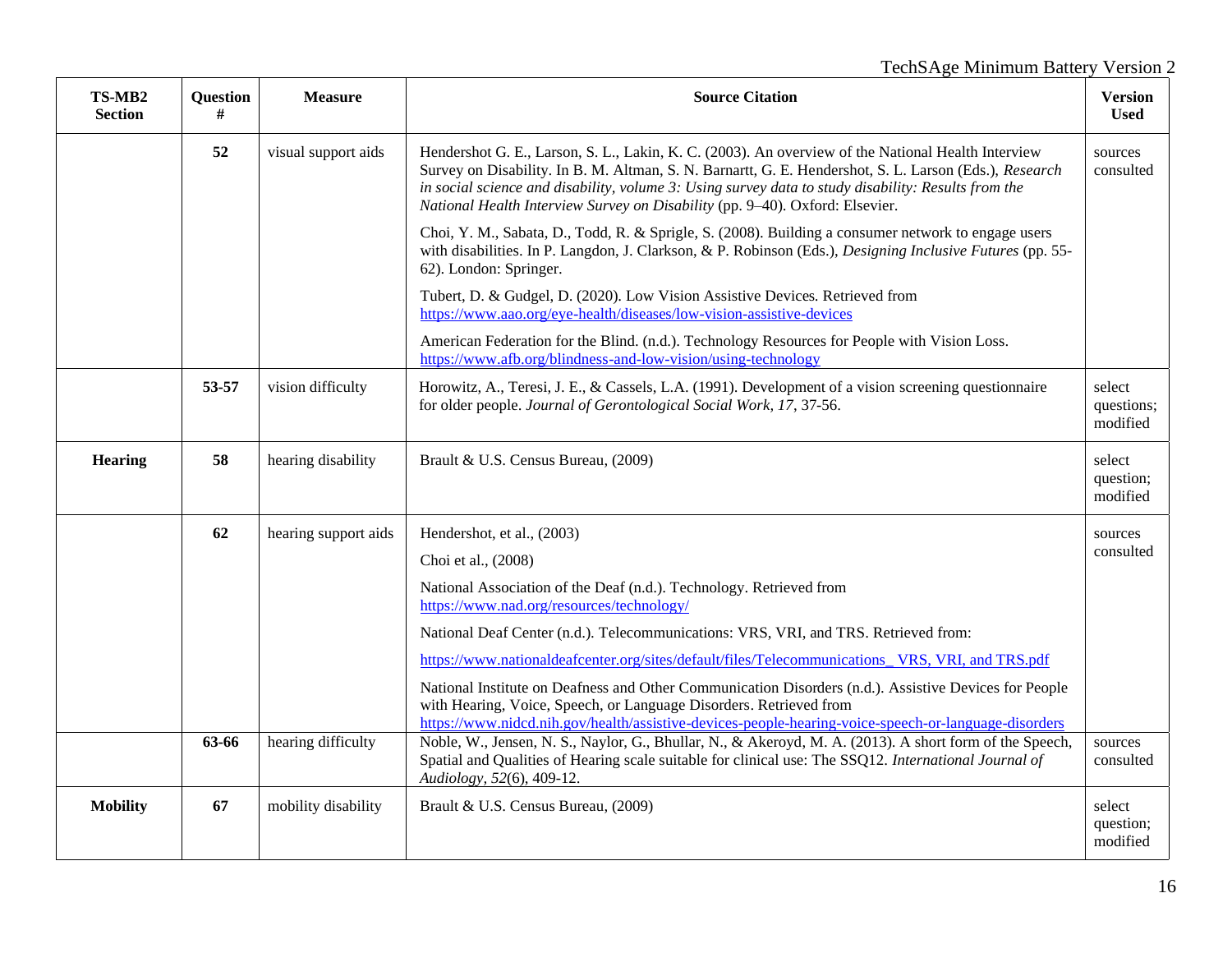| TS-MB2 Section | Question # | Measure | Source Citation | Version Used |
|---|---|---|---|---|
| | **52** | visual support aids | Hendershot G. E., Larson, S. L., Lakin, K. C. (2003). An overview of the National Health Interview Survey on Disability. In B. M. Altman, S. N. Barnartt, G. E. Hendershot, S. L. Larson (Eds.), *Research in social science and disability, volume 3: Using survey data to study disability: Results from the National Health Interview Survey on Disability* (pp. 9–40). Oxford: Elsevier.<br><br>Choi, Y. M., Sabata, D., Todd, R. & Sprigle, S. (2008). Building a consumer network to engage users with disabilities. In P. Langdon, J. Clarkson, & P. Robinson (Eds.), *Designing Inclusive Futures* (pp. 55-62). London: Springer.<br><br>Tubert, D. & Gudgel, D. (2020). Low Vision Assistive Devices. Retrieved from https://www.aao.org/eye-health/diseases/low-vision-assistive-devices<br><br>American Federation for the Blind. (n.d.). Technology Resources for People with Vision Loss. https://www.afb.org/blindness-and-low-vision/using-technology | sources consulted |
| | **53-57** | vision difficulty | Horowitz, A., Teresi, J. E., & Cassels, L.A. (1991). Development of a vision screening questionnaire for older people. *Journal of Gerontological Social Work, 17*, 37-56. | select questions; modified |
| **Hearing** | **58** | hearing disability | Brault & U.S. Census Bureau, (2009) | select question; modified |
| | **62** | hearing support aids | Hendershot, et al., (2003)<br><br>Choi et al., (2008)<br><br>National Association of the Deaf (n.d.). Technology. Retrieved from https://www.nad.org/resources/technology/<br><br>National Deaf Center (n.d.). Telecommunications: VRS, VRI, and TRS. Retrieved from:<br><br>https://www.nationaldeafcenter.org/sites/default/files/Telecommunications_ VRS, VRI, and TRS.pdf<br><br>National Institute on Deafness and Other Communication Disorders (n.d.). Assistive Devices for People with Hearing, Voice, Speech, or Language Disorders. Retrieved from https://www.nidcd.nih.gov/health/assistive-devices-people-hearing-voice-speech-or-language-disorders | sources consulted |
| | **63-66** | hearing difficulty | Noble, W., Jensen, N. S., Naylor, G., Bhullar, N., & Akeroyd, M. A. (2013). A short form of the Speech, Spatial and Qualities of Hearing scale suitable for clinical use: The SSQ12. *International Journal of Audiology, 52*(6), 409-12. | sources consulted |
| **Mobility** | **67** | mobility disability | Brault & U.S. Census Bureau, (2009) | select question; modified |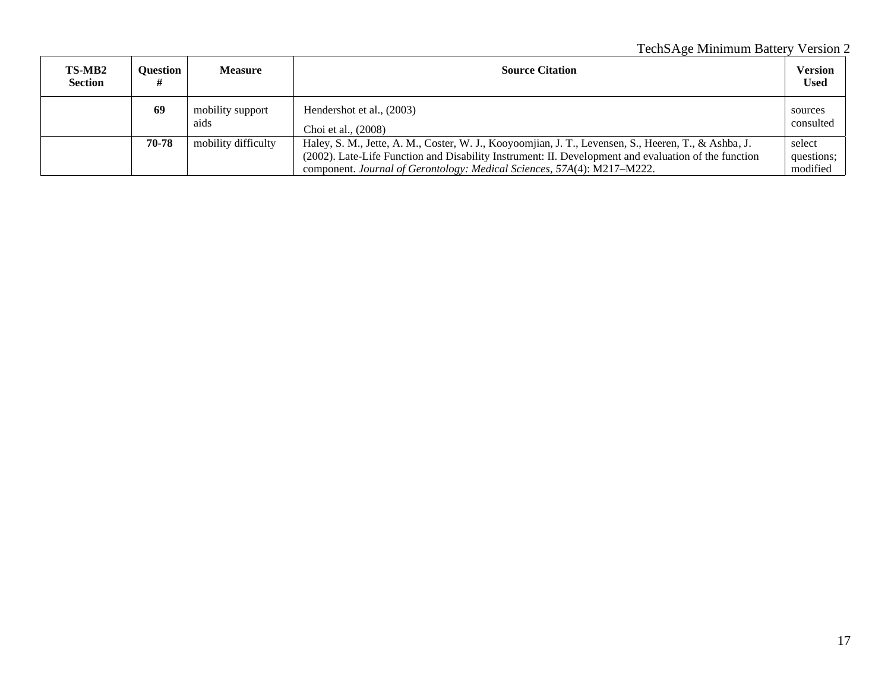| TS-MB2 Section | Question # | Measure | Source Citation | Version Used |
|---|---|---|---|---|
| | **69** | mobility support aids | Hendershot et al., (2003)<br>Choi et al., (2008) | sources consulted |
| | **70-78** | mobility difficulty | Haley, S. M., Jette, A. M., Coster, W. J., Kooyoomjian, J. T., Levensen, S., Heeren, T., & Ashba, J. (2002). Late-Life Function and Disability Instrument: II. Development and evaluation of the function component. *Journal of Gerontology: Medical Sciences, 57A*(4): M217–M222. | select questions; modified |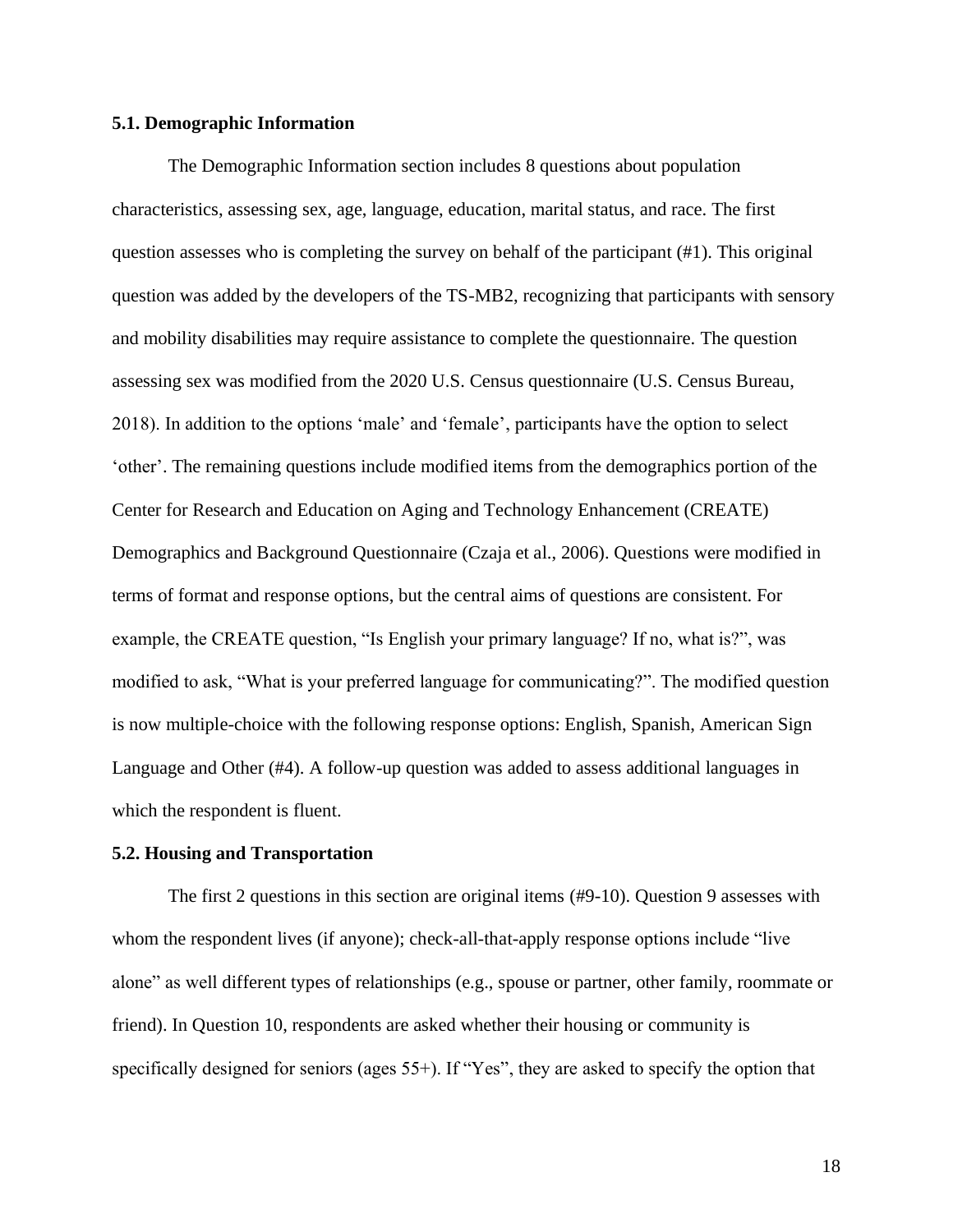### 5.1. Demographic Information

The Demographic Information section includes 8 questions about population characteristics, assessing sex, age, language, education, marital status, and race. The first question assesses who is completing the survey on behalf of the participant (#1). This original question was added by the developers of the TS-MB2, recognizing that participants with sensory and mobility disabilities may require assistance to complete the questionnaire. The question assessing sex was modified from the 2020 U.S. Census questionnaire (U.S. Census Bureau, 2018). In addition to the options 'male' and 'female', participants have the option to select 'other'. The remaining questions include modified items from the demographics portion of the Center for Research and Education on Aging and Technology Enhancement (CREATE) Demographics and Background Questionnaire (Czaja et al., 2006). Questions were modified in terms of format and response options, but the central aims of questions are consistent. For example, the CREATE question, "Is English your primary language? If no, what is?", was modified to ask, "What is your preferred language for communicating?". The modified question is now multiple-choice with the following response options: English, Spanish, American Sign Language and Other (#4). A follow-up question was added to assess additional languages in which the respondent is fluent.

### 5.2. Housing and Transportation

The first 2 questions in this section are original items (#9-10). Question 9 assesses with whom the respondent lives (if anyone); check-all-that-apply response options include "live alone" as well different types of relationships (e.g., spouse or partner, other family, roommate or friend). In Question 10, respondents are asked whether their housing or community is specifically designed for seniors (ages 55+). If "Yes", they are asked to specify the option that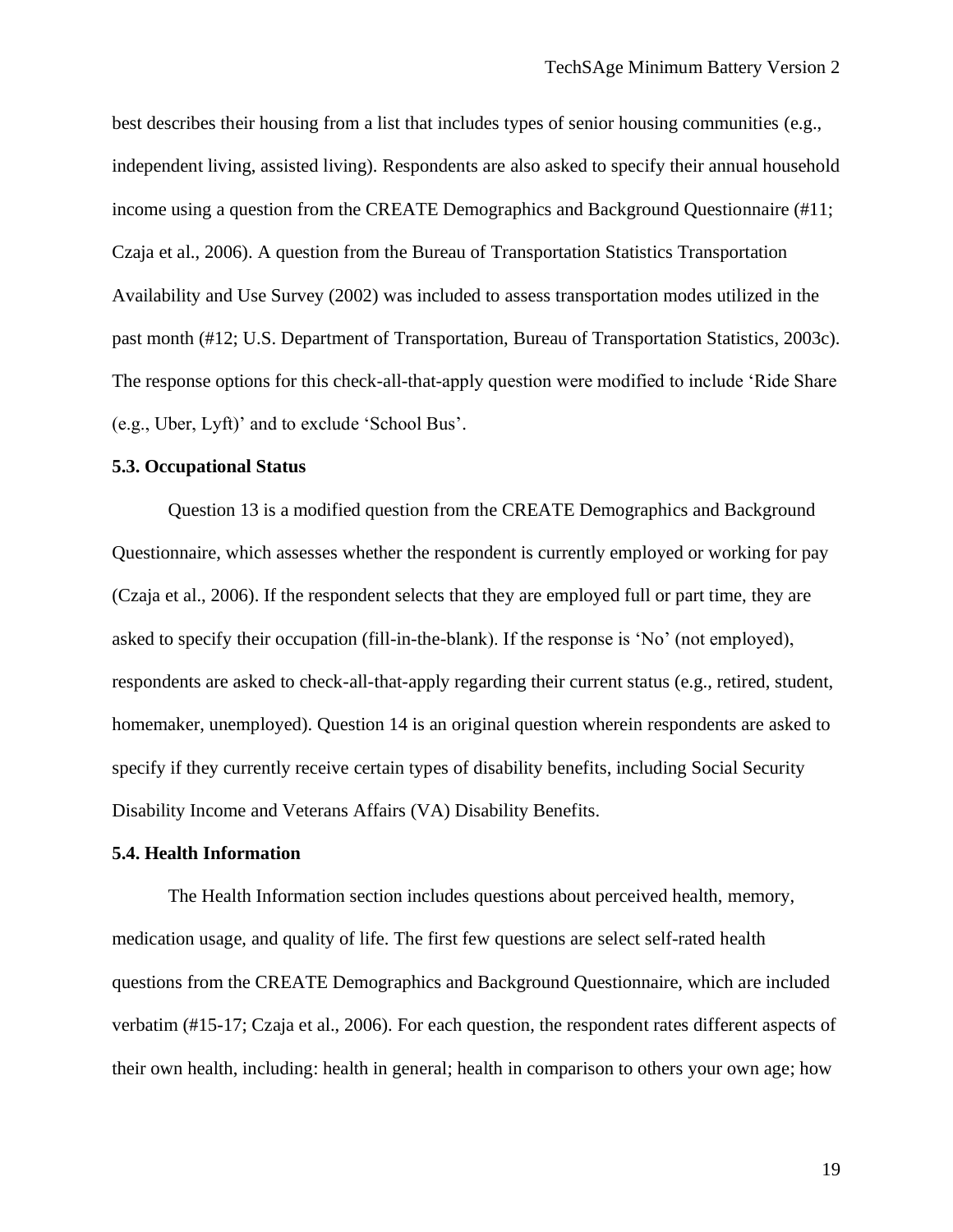best describes their housing from a list that includes types of senior housing communities (e.g., independent living, assisted living). Respondents are also asked to specify their annual household income using a question from the CREATE Demographics and Background Questionnaire (#11; Czaja et al., 2006). A question from the Bureau of Transportation Statistics Transportation Availability and Use Survey (2002) was included to assess transportation modes utilized in the past month (#12; U.S. Department of Transportation, Bureau of Transportation Statistics, 2003c). The response options for this check-all-that-apply question were modified to include 'Ride Share (e.g., Uber, Lyft)' and to exclude 'School Bus'.

### 5.3. Occupational Status

Question 13 is a modified question from the CREATE Demographics and Background Questionnaire, which assesses whether the respondent is currently employed or working for pay (Czaja et al., 2006). If the respondent selects that they are employed full or part time, they are asked to specify their occupation (fill-in-the-blank). If the response is 'No' (not employed), respondents are asked to check-all-that-apply regarding their current status (e.g., retired, student, homemaker, unemployed). Question 14 is an original question wherein respondents are asked to specify if they currently receive certain types of disability benefits, including Social Security Disability Income and Veterans Affairs (VA) Disability Benefits.

### 5.4. Health Information

The Health Information section includes questions about perceived health, memory, medication usage, and quality of life. The first few questions are select self-rated health questions from the CREATE Demographics and Background Questionnaire, which are included verbatim (#15-17; Czaja et al., 2006). For each question, the respondent rates different aspects of their own health, including: health in general; health in comparison to others your own age; how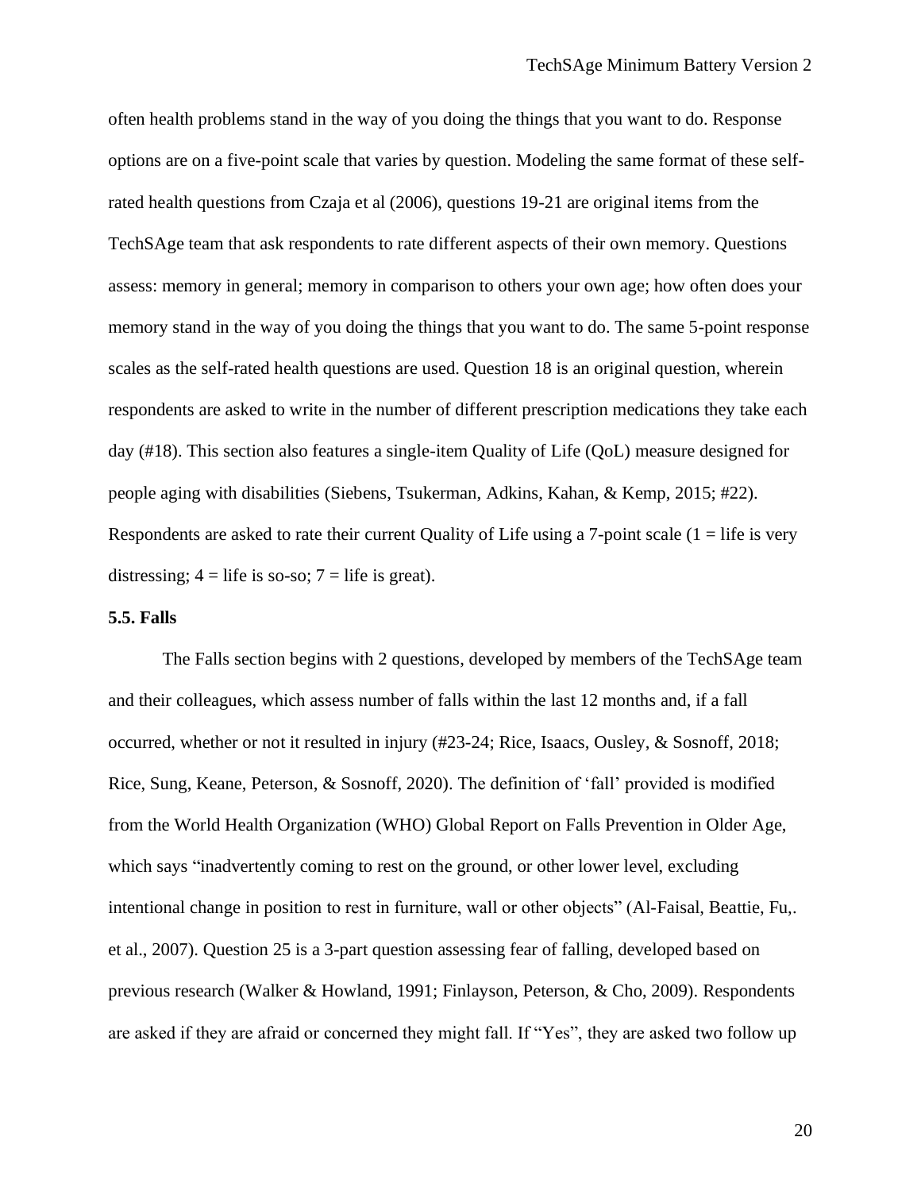often health problems stand in the way of you doing the things that you want to do. Response options are on a five-point scale that varies by question. Modeling the same format of these self-rated health questions from Czaja et al (2006), questions 19-21 are original items from the TechSAge team that ask respondents to rate different aspects of their own memory. Questions assess: memory in general; memory in comparison to others your own age; how often does your memory stand in the way of you doing the things that you want to do. The same 5-point response scales as the self-rated health questions are used. Question 18 is an original question, wherein respondents are asked to write in the number of different prescription medications they take each day (#18). This section also features a single-item Quality of Life (QoL) measure designed for people aging with disabilities (Siebens, Tsukerman, Adkins, Kahan, & Kemp, 2015; #22). Respondents are asked to rate their current Quality of Life using a 7-point scale (1 = life is very distressing; 4 = life is so-so; 7 = life is great).

**5.5. Falls**

The Falls section begins with 2 questions, developed by members of the TechSAge team and their colleagues, which assess number of falls within the last 12 months and, if a fall occurred, whether or not it resulted in injury (#23-24; Rice, Isaacs, Ousley, & Sosnoff, 2018; Rice, Sung, Keane, Peterson, & Sosnoff, 2020). The definition of 'fall' provided is modified from the World Health Organization (WHO) Global Report on Falls Prevention in Older Age, which says "inadvertently coming to rest on the ground, or other lower level, excluding intentional change in position to rest in furniture, wall or other objects" (Al-Faisal, Beattie, Fu,. et al., 2007). Question 25 is a 3-part question assessing fear of falling, developed based on previous research (Walker & Howland, 1991; Finlayson, Peterson, & Cho, 2009). Respondents are asked if they are afraid or concerned they might fall. If "Yes", they are asked two follow up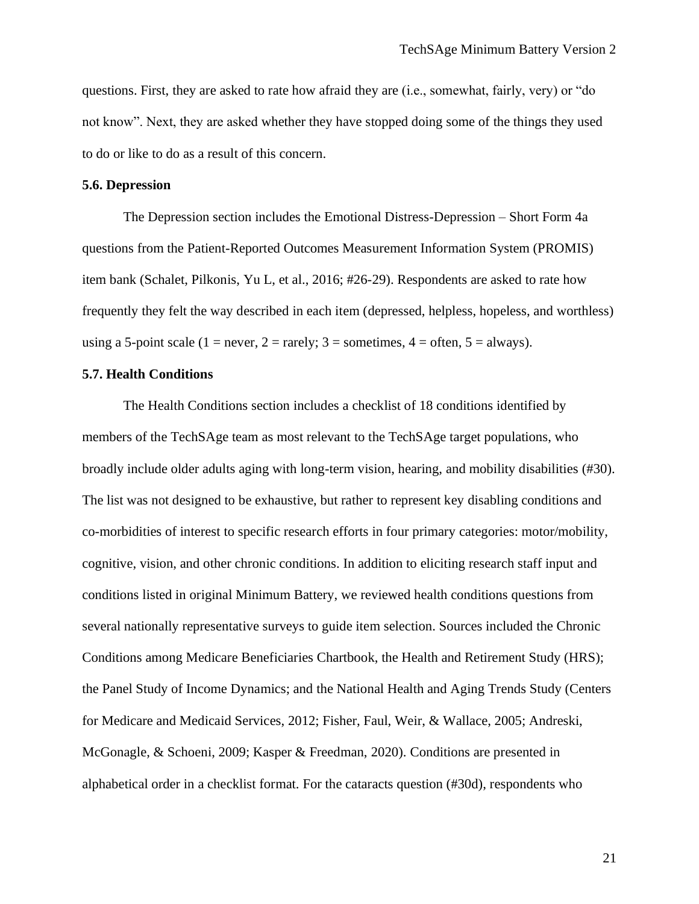questions. First, they are asked to rate how afraid they are (i.e., somewhat, fairly, very) or "do not know". Next, they are asked whether they have stopped doing some of the things they used to do or like to do as a result of this concern.

### 5.6. Depression

The Depression section includes the Emotional Distress-Depression – Short Form 4a questions from the Patient-Reported Outcomes Measurement Information System (PROMIS) item bank (Schalet, Pilkonis, Yu L, et al., 2016; #26-29). Respondents are asked to rate how frequently they felt the way described in each item (depressed, helpless, hopeless, and worthless) using a 5-point scale (1 = never, 2 = rarely; 3 = sometimes, 4 = often, 5 = always).

### 5.7. Health Conditions

The Health Conditions section includes a checklist of 18 conditions identified by members of the TechSAge team as most relevant to the TechSAge target populations, who broadly include older adults aging with long-term vision, hearing, and mobility disabilities (#30). The list was not designed to be exhaustive, but rather to represent key disabling conditions and co-morbidities of interest to specific research efforts in four primary categories: motor/mobility, cognitive, vision, and other chronic conditions. In addition to eliciting research staff input and conditions listed in original Minimum Battery, we reviewed health conditions questions from several nationally representative surveys to guide item selection. Sources included the Chronic Conditions among Medicare Beneficiaries Chartbook, the Health and Retirement Study (HRS); the Panel Study of Income Dynamics; and the National Health and Aging Trends Study (Centers for Medicare and Medicaid Services, 2012; Fisher, Faul, Weir, & Wallace, 2005; Andreski, McGonagle, & Schoeni, 2009; Kasper & Freedman, 2020). Conditions are presented in alphabetical order in a checklist format. For the cataracts question (#30d), respondents who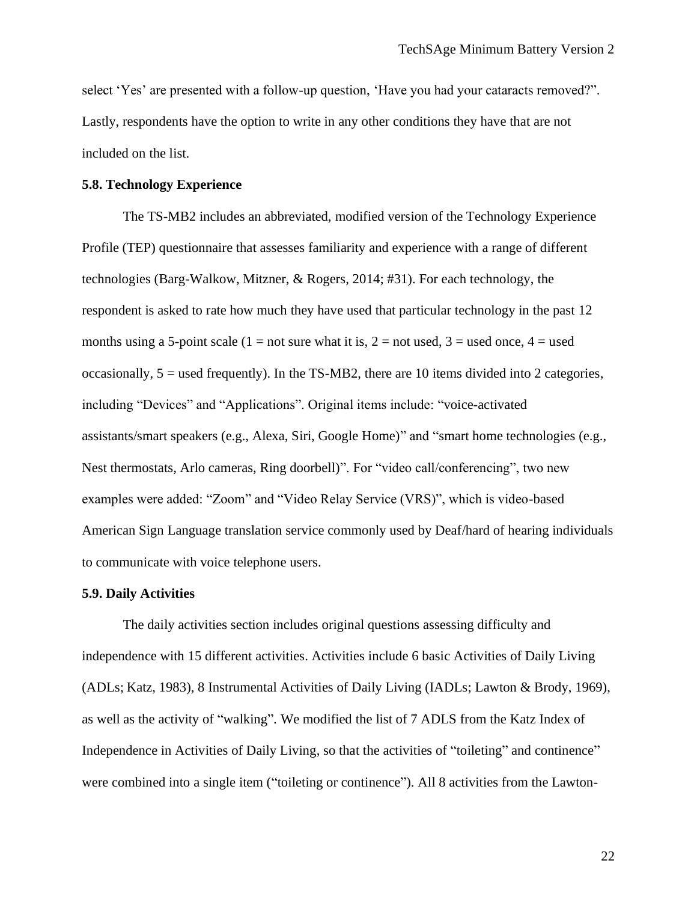select 'Yes' are presented with a follow-up question, 'Have you had your cataracts removed?". Lastly, respondents have the option to write in any other conditions they have that are not included on the list.

### 5.8. Technology Experience

The TS-MB2 includes an abbreviated, modified version of the Technology Experience Profile (TEP) questionnaire that assesses familiarity and experience with a range of different technologies (Barg-Walkow, Mitzner, & Rogers, 2014; #31). For each technology, the respondent is asked to rate how much they have used that particular technology in the past 12 months using a 5-point scale (1 = not sure what it is, 2 = not used, 3 = used once, 4 = used occasionally, 5 = used frequently). In the TS-MB2, there are 10 items divided into 2 categories, including "Devices" and "Applications". Original items include: "voice-activated assistants/smart speakers (e.g., Alexa, Siri, Google Home)" and "smart home technologies (e.g., Nest thermostats, Arlo cameras, Ring doorbell)". For "video call/conferencing", two new examples were added: "Zoom" and "Video Relay Service (VRS)", which is video-based American Sign Language translation service commonly used by Deaf/hard of hearing individuals to communicate with voice telephone users.

### 5.9. Daily Activities

The daily activities section includes original questions assessing difficulty and independence with 15 different activities. Activities include 6 basic Activities of Daily Living (ADLs; Katz, 1983), 8 Instrumental Activities of Daily Living (IADLs; Lawton & Brody, 1969), as well as the activity of "walking". We modified the list of 7 ADLS from the Katz Index of Independence in Activities of Daily Living, so that the activities of "toileting" and continence" were combined into a single item ("toileting or continence"). All 8 activities from the Lawton-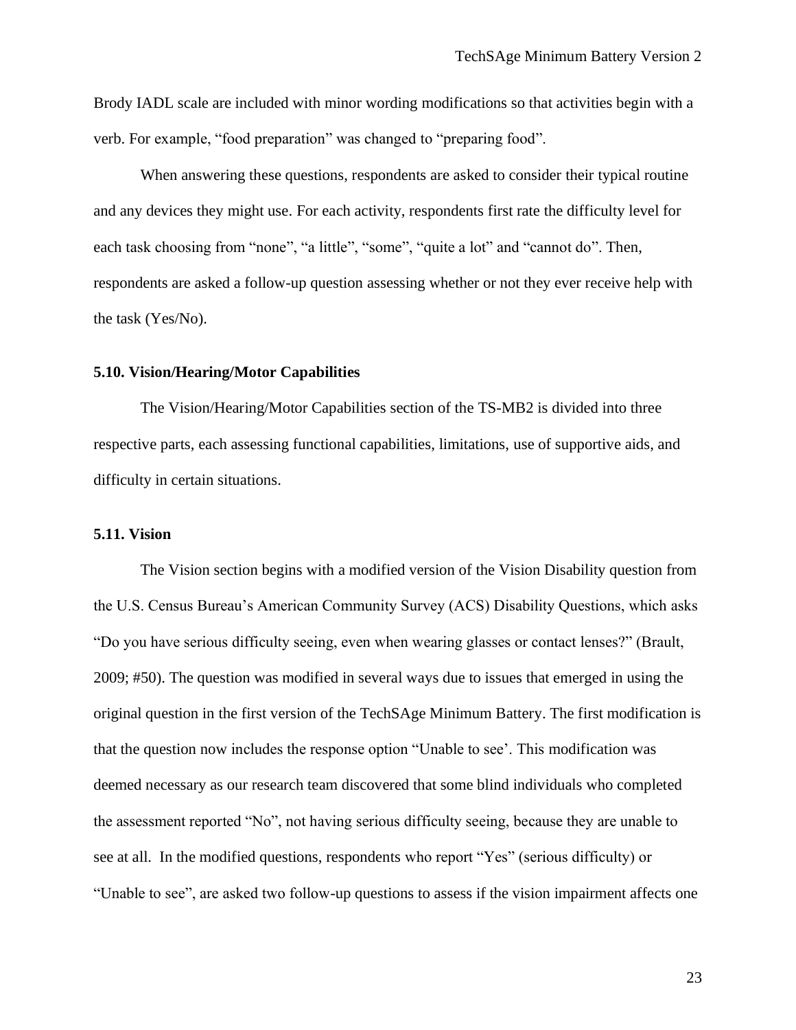Brody IADL scale are included with minor wording modifications so that activities begin with a verb. For example, “food preparation” was changed to “preparing food”.

When answering these questions, respondents are asked to consider their typical routine and any devices they might use. For each activity, respondents first rate the difficulty level for each task choosing from “none”, “a little”, “some”, “quite a lot” and “cannot do”. Then, respondents are asked a follow-up question assessing whether or not they ever receive help with the task (Yes/No).

### 5.10. Vision/Hearing/Motor Capabilities

The Vision/Hearing/Motor Capabilities section of the TS-MB2 is divided into three respective parts, each assessing functional capabilities, limitations, use of supportive aids, and difficulty in certain situations.

### 5.11. Vision

The Vision section begins with a modified version of the Vision Disability question from the U.S. Census Bureau’s American Community Survey (ACS) Disability Questions, which asks “Do you have serious difficulty seeing, even when wearing glasses or contact lenses?” (Brault, 2009; #50). The question was modified in several ways due to issues that emerged in using the original question in the first version of the TechSAge Minimum Battery. The first modification is that the question now includes the response option “Unable to see’. This modification was deemed necessary as our research team discovered that some blind individuals who completed the assessment reported “No”, not having serious difficulty seeing, because they are unable to see at all. In the modified questions, respondents who report “Yes” (serious difficulty) or “Unable to see”, are asked two follow-up questions to assess if the vision impairment affects one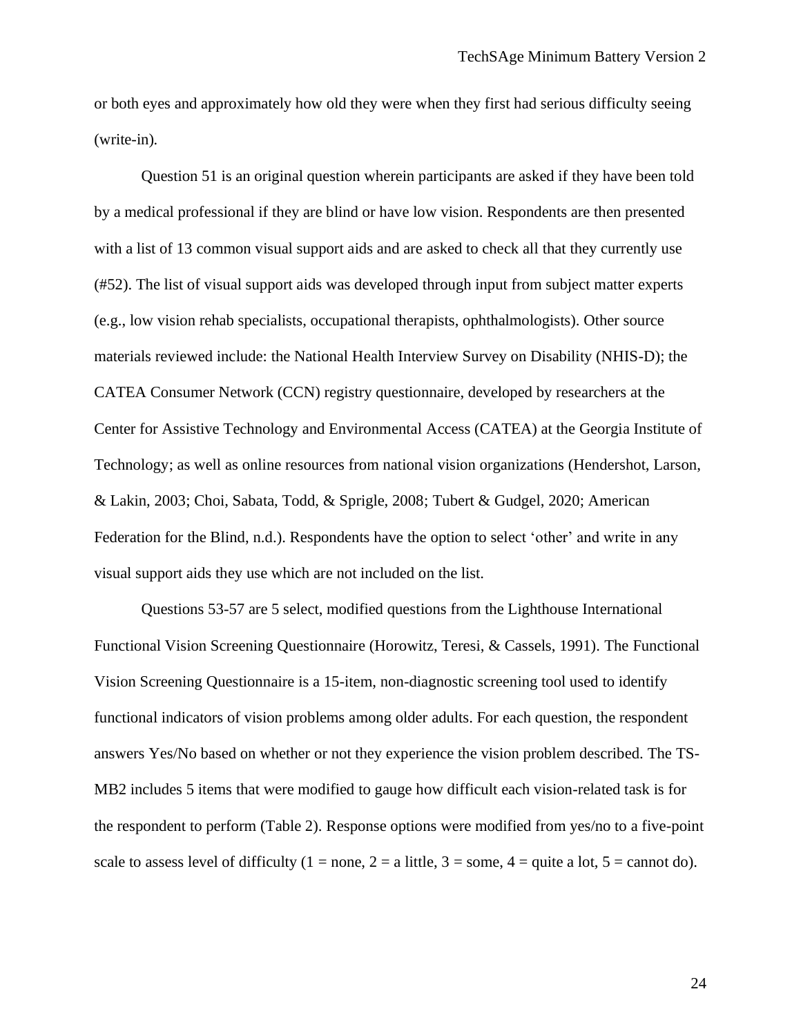or both eyes and approximately how old they were when they first had serious difficulty seeing (write-in).

Question 51 is an original question wherein participants are asked if they have been told by a medical professional if they are blind or have low vision. Respondents are then presented with a list of 13 common visual support aids and are asked to check all that they currently use (#52). The list of visual support aids was developed through input from subject matter experts (e.g., low vision rehab specialists, occupational therapists, ophthalmologists). Other source materials reviewed include: the National Health Interview Survey on Disability (NHIS-D); the CATEA Consumer Network (CCN) registry questionnaire, developed by researchers at the Center for Assistive Technology and Environmental Access (CATEA) at the Georgia Institute of Technology; as well as online resources from national vision organizations (Hendershot, Larson, & Lakin, 2003; Choi, Sabata, Todd, & Sprigle, 2008; Tubert & Gudgel, 2020; American Federation for the Blind, n.d.). Respondents have the option to select 'other' and write in any visual support aids they use which are not included on the list.

Questions 53-57 are 5 select, modified questions from the Lighthouse International Functional Vision Screening Questionnaire (Horowitz, Teresi, & Cassels, 1991). The Functional Vision Screening Questionnaire is a 15-item, non-diagnostic screening tool used to identify functional indicators of vision problems among older adults. For each question, the respondent answers Yes/No based on whether or not they experience the vision problem described. The TS-MB2 includes 5 items that were modified to gauge how difficult each vision-related task is for the respondent to perform (Table 2). Response options were modified from yes/no to a five-point scale to assess level of difficulty (1 = none, 2 = a little, 3 = some, 4 = quite a lot, 5 = cannot do).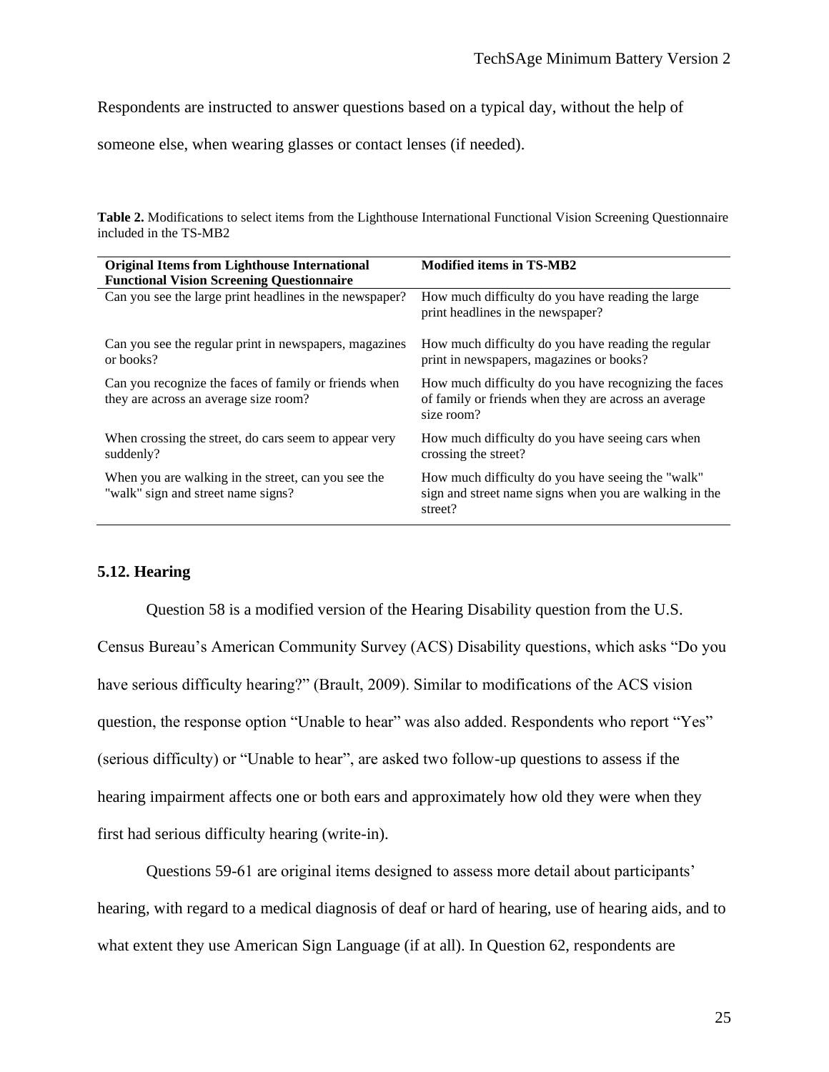Respondents are instructed to answer questions based on a typical day, without the help of someone else, when wearing glasses or contact lenses (if needed).

**Table 2.** Modifications to select items from the Lighthouse International Functional Vision Screening Questionnaire included in the TS-MB2

| Original Items from Lighthouse International Functional Vision Screening Questionnaire | Modified items in TS-MB2 |
|---|---|
| Can you see the large print headlines in the newspaper? | How much difficulty do you have reading the large print headlines in the newspaper? |
| Can you see the regular print in newspapers, magazines or books? | How much difficulty do you have reading the regular print in newspapers, magazines or books? |
| Can you recognize the faces of family or friends when they are across an average size room? | How much difficulty do you have recognizing the faces of family or friends when they are across an average size room? |
| When crossing the street, do cars seem to appear very suddenly? | How much difficulty do you have seeing cars when crossing the street? |
| When you are walking in the street, can you see the "walk" sign and street name signs? | How much difficulty do you have seeing the "walk" sign and street name signs when you are walking in the street? |

## 5.12. Hearing

Question 58 is a modified version of the Hearing Disability question from the U.S. Census Bureau's American Community Survey (ACS) Disability questions, which asks "Do you have serious difficulty hearing?" (Brault, 2009). Similar to modifications of the ACS vision question, the response option "Unable to hear" was also added. Respondents who report "Yes" (serious difficulty) or "Unable to hear", are asked two follow-up questions to assess if the hearing impairment affects one or both ears and approximately how old they were when they first had serious difficulty hearing (write-in).

Questions 59-61 are original items designed to assess more detail about participants' hearing, with regard to a medical diagnosis of deaf or hard of hearing, use of hearing aids, and to what extent they use American Sign Language (if at all). In Question 62, respondents are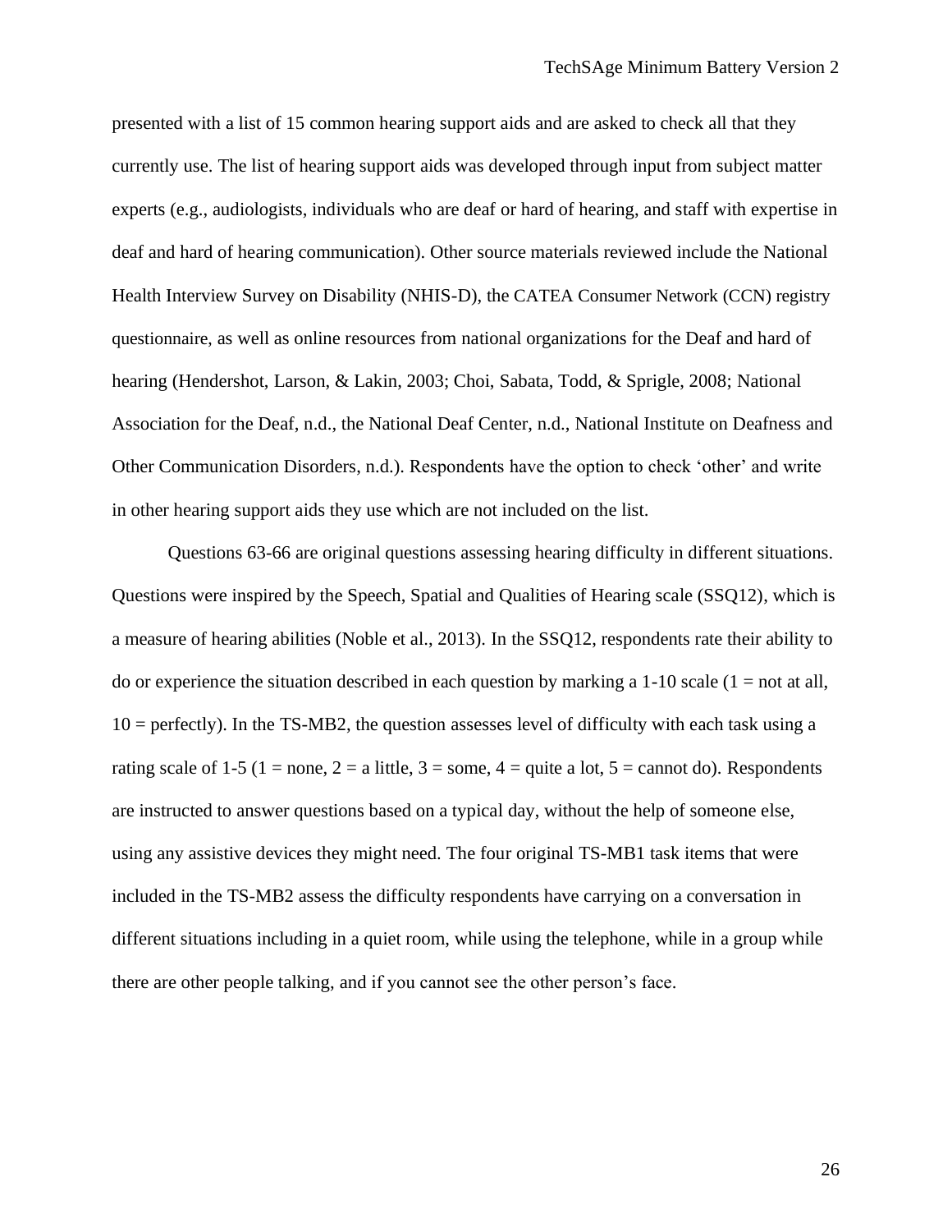presented with a list of 15 common hearing support aids and are asked to check all that they currently use. The list of hearing support aids was developed through input from subject matter experts (e.g., audiologists, individuals who are deaf or hard of hearing, and staff with expertise in deaf and hard of hearing communication). Other source materials reviewed include the National Health Interview Survey on Disability (NHIS-D), the CATEA Consumer Network (CCN) registry questionnaire, as well as online resources from national organizations for the Deaf and hard of hearing (Hendershot, Larson, & Lakin, 2003; Choi, Sabata, Todd, & Sprigle, 2008; National Association for the Deaf, n.d., the National Deaf Center, n.d., National Institute on Deafness and Other Communication Disorders, n.d.). Respondents have the option to check 'other' and write in other hearing support aids they use which are not included on the list.

Questions 63-66 are original questions assessing hearing difficulty in different situations. Questions were inspired by the Speech, Spatial and Qualities of Hearing scale (SSQ12), which is a measure of hearing abilities (Noble et al., 2013). In the SSQ12, respondents rate their ability to do or experience the situation described in each question by marking a 1-10 scale (1 = not at all, 10 = perfectly). In the TS-MB2, the question assesses level of difficulty with each task using a rating scale of 1-5 (1 = none, 2 = a little, 3 = some, 4 = quite a lot, 5 = cannot do). Respondents are instructed to answer questions based on a typical day, without the help of someone else, using any assistive devices they might need. The four original TS-MB1 task items that were included in the TS-MB2 assess the difficulty respondents have carrying on a conversation in different situations including in a quiet room, while using the telephone, while in a group while there are other people talking, and if you cannot see the other person's face.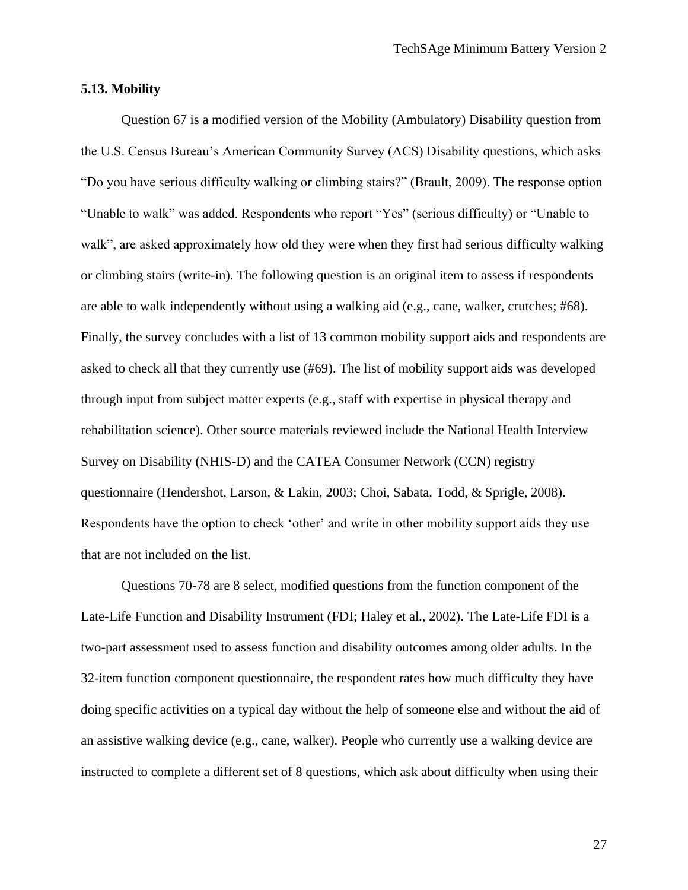### 5.13. Mobility

Question 67 is a modified version of the Mobility (Ambulatory) Disability question from the U.S. Census Bureau's American Community Survey (ACS) Disability questions, which asks "Do you have serious difficulty walking or climbing stairs?" (Brault, 2009). The response option "Unable to walk" was added. Respondents who report "Yes" (serious difficulty) or "Unable to walk", are asked approximately how old they were when they first had serious difficulty walking or climbing stairs (write-in). The following question is an original item to assess if respondents are able to walk independently without using a walking aid (e.g., cane, walker, crutches; #68). Finally, the survey concludes with a list of 13 common mobility support aids and respondents are asked to check all that they currently use (#69). The list of mobility support aids was developed through input from subject matter experts (e.g., staff with expertise in physical therapy and rehabilitation science). Other source materials reviewed include the National Health Interview Survey on Disability (NHIS-D) and the CATEA Consumer Network (CCN) registry questionnaire (Hendershot, Larson, & Lakin, 2003; Choi, Sabata, Todd, & Sprigle, 2008). Respondents have the option to check 'other' and write in other mobility support aids they use that are not included on the list.

Questions 70-78 are 8 select, modified questions from the function component of the Late-Life Function and Disability Instrument (FDI; Haley et al., 2002). The Late-Life FDI is a two-part assessment used to assess function and disability outcomes among older adults. In the 32-item function component questionnaire, the respondent rates how much difficulty they have doing specific activities on a typical day without the help of someone else and without the aid of an assistive walking device (e.g., cane, walker). People who currently use a walking device are instructed to complete a different set of 8 questions, which ask about difficulty when using their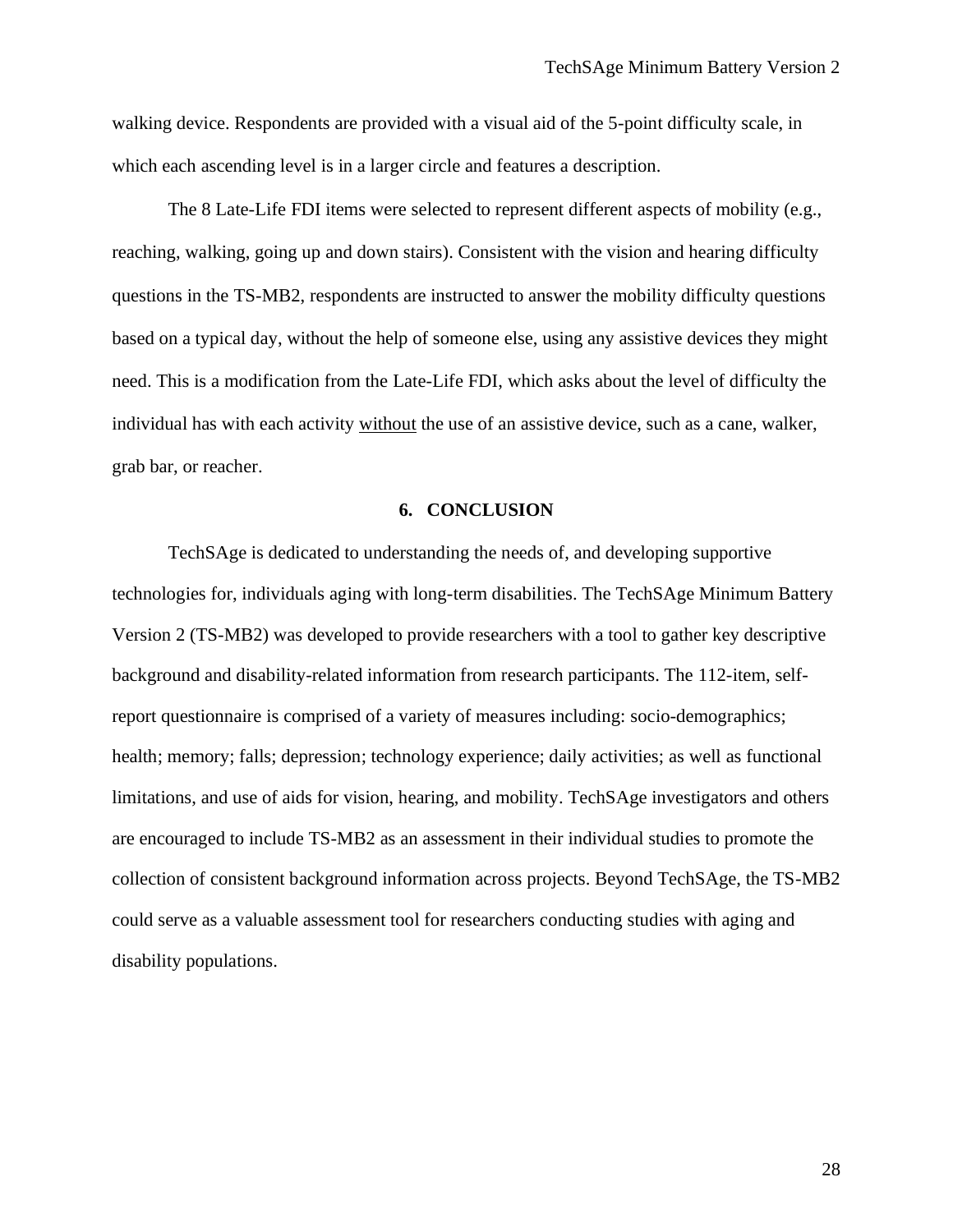walking device. Respondents are provided with a visual aid of the 5-point difficulty scale, in which each ascending level is in a larger circle and features a description.

The 8 Late-Life FDI items were selected to represent different aspects of mobility (e.g., reaching, walking, going up and down stairs). Consistent with the vision and hearing difficulty questions in the TS-MB2, respondents are instructed to answer the mobility difficulty questions based on a typical day, without the help of someone else, using any assistive devices they might need. This is a modification from the Late-Life FDI, which asks about the level of difficulty the individual has with each activity <u>without</u> the use of an assistive device, such as a cane, walker, grab bar, or reacher.

## 6. CONCLUSION

TechSAge is dedicated to understanding the needs of, and developing supportive technologies for, individuals aging with long-term disabilities. The TechSAge Minimum Battery Version 2 (TS-MB2) was developed to provide researchers with a tool to gather key descriptive background and disability-related information from research participants. The 112-item, self-report questionnaire is comprised of a variety of measures including: socio-demographics; health; memory; falls; depression; technology experience; daily activities; as well as functional limitations, and use of aids for vision, hearing, and mobility. TechSAge investigators and others are encouraged to include TS-MB2 as an assessment in their individual studies to promote the collection of consistent background information across projects. Beyond TechSAge, the TS-MB2 could serve as a valuable assessment tool for researchers conducting studies with aging and disability populations.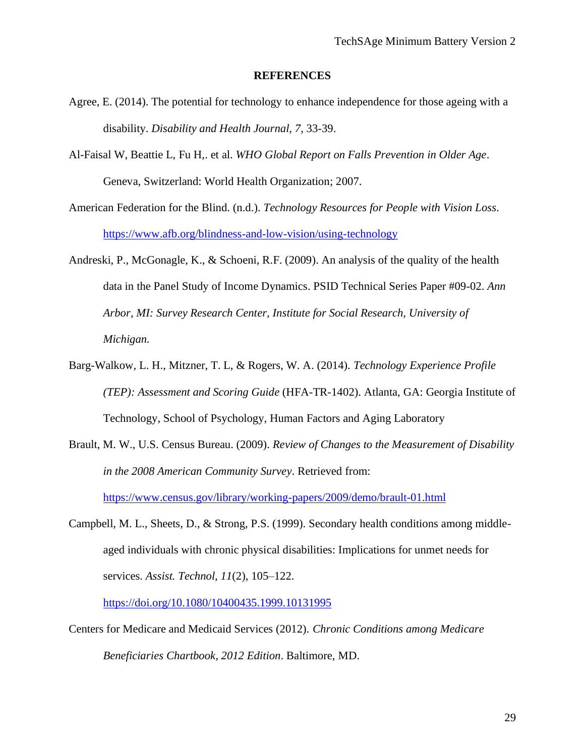## REFERENCES

Agree, E. (2014). The potential for technology to enhance independence for those ageing with a disability. *Disability and Health Journal, 7*, 33-39.

Al-Faisal W, Beattie L, Fu H,. et al. *WHO Global Report on Falls Prevention in Older Age*. Geneva, Switzerland: World Health Organization; 2007.

American Federation for the Blind. (n.d.). *Technology Resources for People with Vision Loss*. https://www.afb.org/blindness-and-low-vision/using-technology

Andreski, P., McGonagle, K., & Schoeni, R.F. (2009). An analysis of the quality of the health data in the Panel Study of Income Dynamics. PSID Technical Series Paper #09-02. *Ann Arbor, MI: Survey Research Center, Institute for Social Research, University of Michigan.*

Barg-Walkow, L. H., Mitzner, T. L, & Rogers, W. A. (2014). *Technology Experience Profile (TEP): Assessment and Scoring Guide* (HFA-TR-1402). Atlanta, GA: Georgia Institute of Technology, School of Psychology, Human Factors and Aging Laboratory

Brault, M. W., U.S. Census Bureau. (2009). *Review of Changes to the Measurement of Disability in the 2008 American Community Survey*. Retrieved from: https://www.census.gov/library/working-papers/2009/demo/brault-01.html

Campbell, M. L., Sheets, D., & Strong, P.S. (1999). Secondary health conditions among middle-aged individuals with chronic physical disabilities: Implications for unmet needs for services. *Assist. Technol, 11*(2), 105–122. https://doi.org/10.1080/10400435.1999.10131995

Centers for Medicare and Medicaid Services (2012). *Chronic Conditions among Medicare Beneficiaries Chartbook, 2012 Edition*. Baltimore, MD.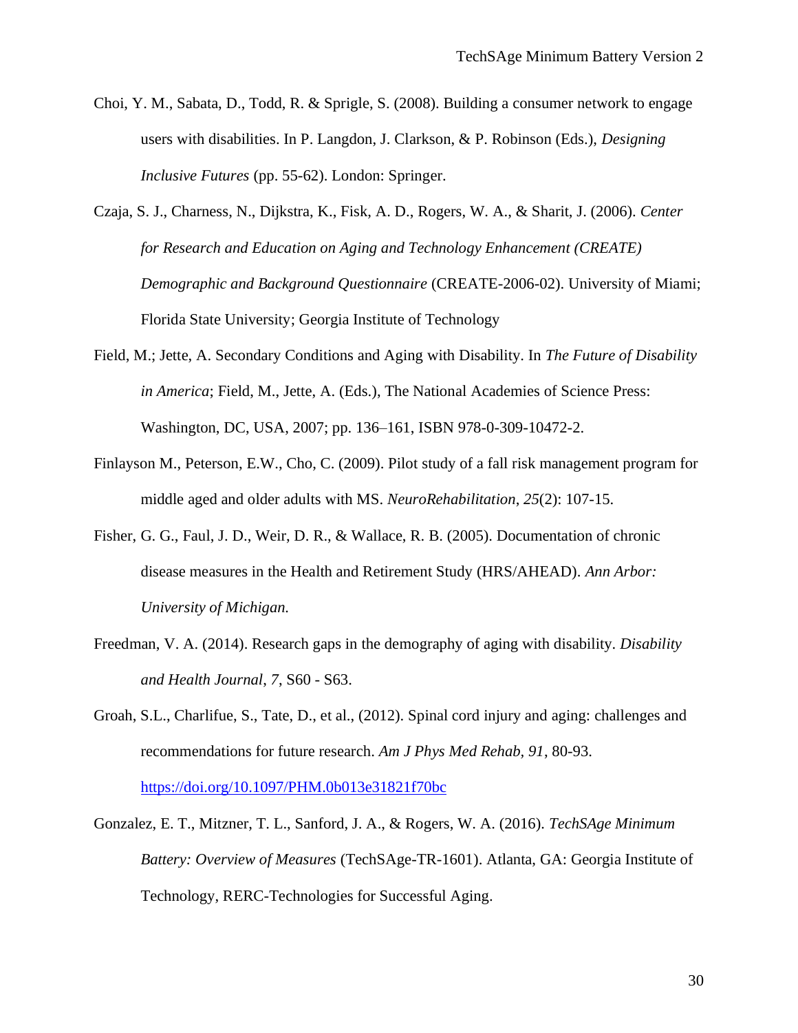Choi, Y. M., Sabata, D., Todd, R. & Sprigle, S. (2008). Building a consumer network to engage users with disabilities. In P. Langdon, J. Clarkson, & P. Robinson (Eds.), *Designing Inclusive Futures* (pp. 55-62). London: Springer.

Czaja, S. J., Charness, N., Dijkstra, K., Fisk, A. D., Rogers, W. A., & Sharit, J. (2006). *Center for Research and Education on Aging and Technology Enhancement (CREATE) Demographic and Background Questionnaire* (CREATE-2006-02). University of Miami; Florida State University; Georgia Institute of Technology

Field, M.; Jette, A. Secondary Conditions and Aging with Disability. In *The Future of Disability in America*; Field, M., Jette, A. (Eds.), The National Academies of Science Press: Washington, DC, USA, 2007; pp. 136–161, ISBN 978-0-309-10472-2.

Finlayson M., Peterson, E.W., Cho, C. (2009). Pilot study of a fall risk management program for middle aged and older adults with MS. *NeuroRehabilitation*, *25*(2): 107-15.

Fisher, G. G., Faul, J. D., Weir, D. R., & Wallace, R. B. (2005). Documentation of chronic disease measures in the Health and Retirement Study (HRS/AHEAD). *Ann Arbor: University of Michigan.*

Freedman, V. A. (2014). Research gaps in the demography of aging with disability. *Disability and Health Journal, 7*, S60 - S63.

Groah, S.L., Charlifue, S., Tate, D., et al., (2012). Spinal cord injury and aging: challenges and recommendations for future research. *Am J Phys Med Rehab, 91*, 80-93. https://doi.org/10.1097/PHM.0b013e31821f70bc

Gonzalez, E. T., Mitzner, T. L., Sanford, J. A., & Rogers, W. A. (2016). *TechSAge Minimum Battery: Overview of Measures* (TechSAge-TR-1601). Atlanta, GA: Georgia Institute of Technology, RERC-Technologies for Successful Aging.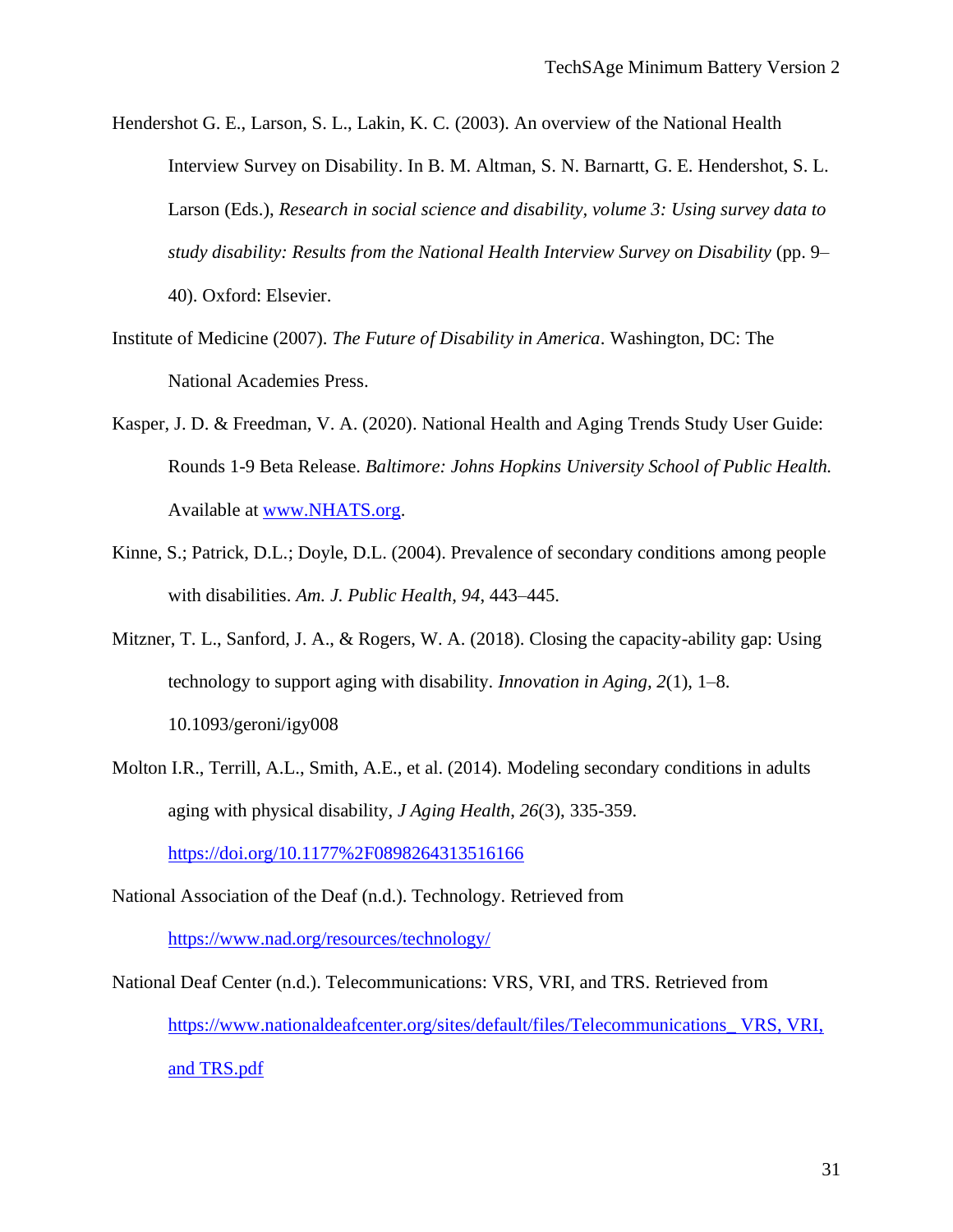Hendershot G. E., Larson, S. L., Lakin, K. C. (2003). An overview of the National Health Interview Survey on Disability. In B. M. Altman, S. N. Barnartt, G. E. Hendershot, S. L. Larson (Eds.), *Research in social science and disability, volume 3: Using survey data to study disability: Results from the National Health Interview Survey on Disability* (pp. 9–40). Oxford: Elsevier.

Institute of Medicine (2007). *The Future of Disability in America*. Washington, DC: The National Academies Press.

Kasper, J. D. & Freedman, V. A. (2020). National Health and Aging Trends Study User Guide: Rounds 1-9 Beta Release. *Baltimore: Johns Hopkins University School of Public Health.* Available at [www.NHATS.org](www.NHATS.org).

Kinne, S.; Patrick, D.L.; Doyle, D.L. (2004). Prevalence of secondary conditions among people with disabilities. *Am. J. Public Health*, *94*, 443–445.

Mitzner, T. L., Sanford, J. A., & Rogers, W. A. (2018). Closing the capacity-ability gap: Using technology to support aging with disability. *Innovation in Aging*, *2*(1), 1–8. 10.1093/geroni/igy008

Molton I.R., Terrill, A.L., Smith, A.E., et al. (2014). Modeling secondary conditions in adults aging with physical disability, *J Aging Health*, *26*(3), 335-359. [https://doi.org/10.1177%2F0898264313516166](https://doi.org/10.1177%2F0898264313516166)

National Association of the Deaf (n.d.). Technology. Retrieved from [https://www.nad.org/resources/technology/](https://www.nad.org/resources/technology/)

National Deaf Center (n.d.). Telecommunications: VRS, VRI, and TRS. Retrieved from [https://www.nationaldeafcenter.org/sites/default/files/Telecommunications_ VRS, VRI, and TRS.pdf](https://www.nationaldeafcenter.org/sites/default/files/Telecommunications_ VRS, VRI, and TRS.pdf)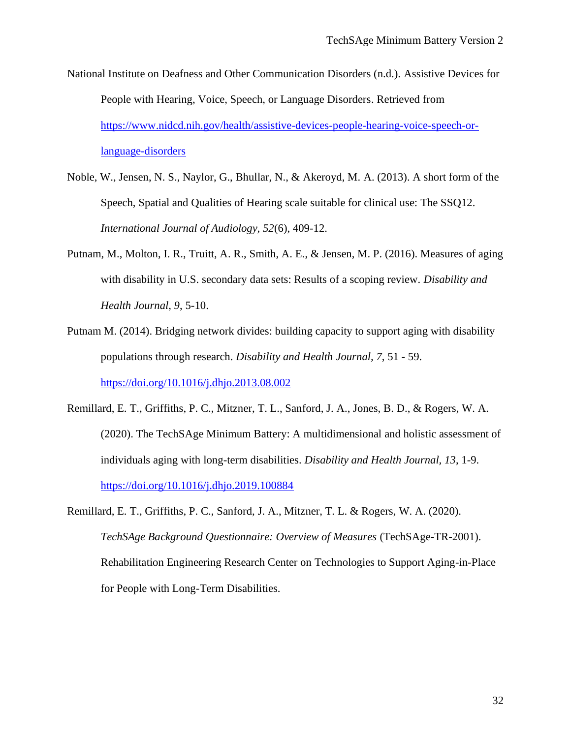National Institute on Deafness and Other Communication Disorders (n.d.). Assistive Devices for People with Hearing, Voice, Speech, or Language Disorders. Retrieved from [https://www.nidcd.nih.gov/health/assistive-devices-people-hearing-voice-speech-or-language-disorders](https://www.nidcd.nih.gov/health/assistive-devices-people-hearing-voice-speech-or-language-disorders)

Noble, W., Jensen, N. S., Naylor, G., Bhullar, N., & Akeroyd, M. A. (2013). A short form of the Speech, Spatial and Qualities of Hearing scale suitable for clinical use: The SSQ12. *International Journal of Audiology, 52*(6), 409-12.

Putnam, M., Molton, I. R., Truitt, A. R., Smith, A. E., & Jensen, M. P. (2016). Measures of aging with disability in U.S. secondary data sets: Results of a scoping review. *Disability and Health Journal, 9*, 5-10.

Putnam M. (2014). Bridging network divides: building capacity to support aging with disability populations through research. *Disability and Health Journal, 7*, 51 - 59. [https://doi.org/10.1016/j.dhjo.2013.08.002](https://doi.org/10.1016/j.dhjo.2013.08.002)

Remillard, E. T., Griffiths, P. C., Mitzner, T. L., Sanford, J. A., Jones, B. D., & Rogers, W. A. (2020). The TechSAge Minimum Battery: A multidimensional and holistic assessment of individuals aging with long-term disabilities. *Disability and Health Journal, 13*, 1-9. [https://doi.org/10.1016/j.dhjo.2019.100884](https://doi.org/10.1016/j.dhjo.2019.100884)

Remillard, E. T., Griffiths, P. C., Sanford, J. A., Mitzner, T. L. & Rogers, W. A. (2020). *TechSAge Background Questionnaire: Overview of Measures* (TechSAge-TR-2001). Rehabilitation Engineering Research Center on Technologies to Support Aging-in-Place for People with Long-Term Disabilities.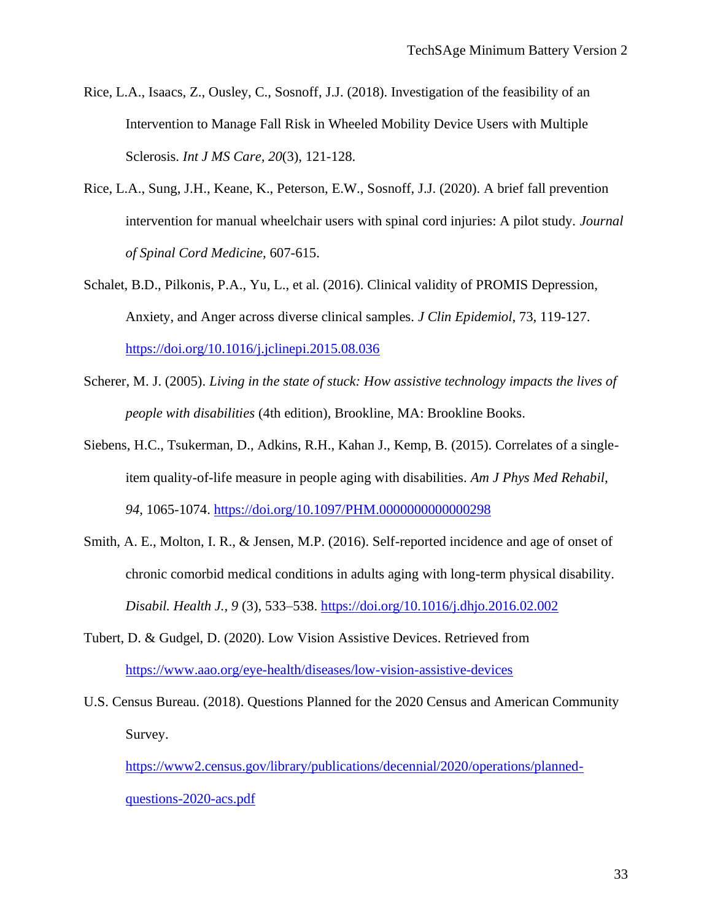Rice, L.A., Isaacs, Z., Ousley, C., Sosnoff, J.J. (2018). Investigation of the feasibility of an Intervention to Manage Fall Risk in Wheeled Mobility Device Users with Multiple Sclerosis. *Int J MS Care, 20*(3), 121-128.

Rice, L.A., Sung, J.H., Keane, K., Peterson, E.W., Sosnoff, J.J. (2020). A brief fall prevention intervention for manual wheelchair users with spinal cord injuries: A pilot study. *Journal of Spinal Cord Medicine,* 607-615.

Schalet, B.D., Pilkonis, P.A., Yu, L., et al. (2016). Clinical validity of PROMIS Depression, Anxiety, and Anger across diverse clinical samples. *J Clin Epidemiol*, 73, 119-127. https://doi.org/10.1016/j.jclinepi.2015.08.036

Scherer, M. J. (2005). *Living in the state of stuck: How assistive technology impacts the lives of people with disabilities* (4th edition), Brookline, MA: Brookline Books.

Siebens, H.C., Tsukerman, D., Adkins, R.H., Kahan J., Kemp, B. (2015). Correlates of a single-item quality-of-life measure in people aging with disabilities. *Am J Phys Med Rehabil, 94*, 1065-1074. https://doi.org/10.1097/PHM.0000000000000298

Smith, A. E., Molton, I. R., & Jensen, M.P. (2016). Self-reported incidence and age of onset of chronic comorbid medical conditions in adults aging with long-term physical disability. *Disabil. Health J., 9* (3), 533–538. https://doi.org/10.1016/j.dhjo.2016.02.002

Tubert, D. & Gudgel, D. (2020). Low Vision Assistive Devices. Retrieved from https://www.aao.org/eye-health/diseases/low-vision-assistive-devices

U.S. Census Bureau. (2018). Questions Planned for the 2020 Census and American Community Survey. https://www2.census.gov/library/publications/decennial/2020/operations/planned-questions-2020-acs.pdf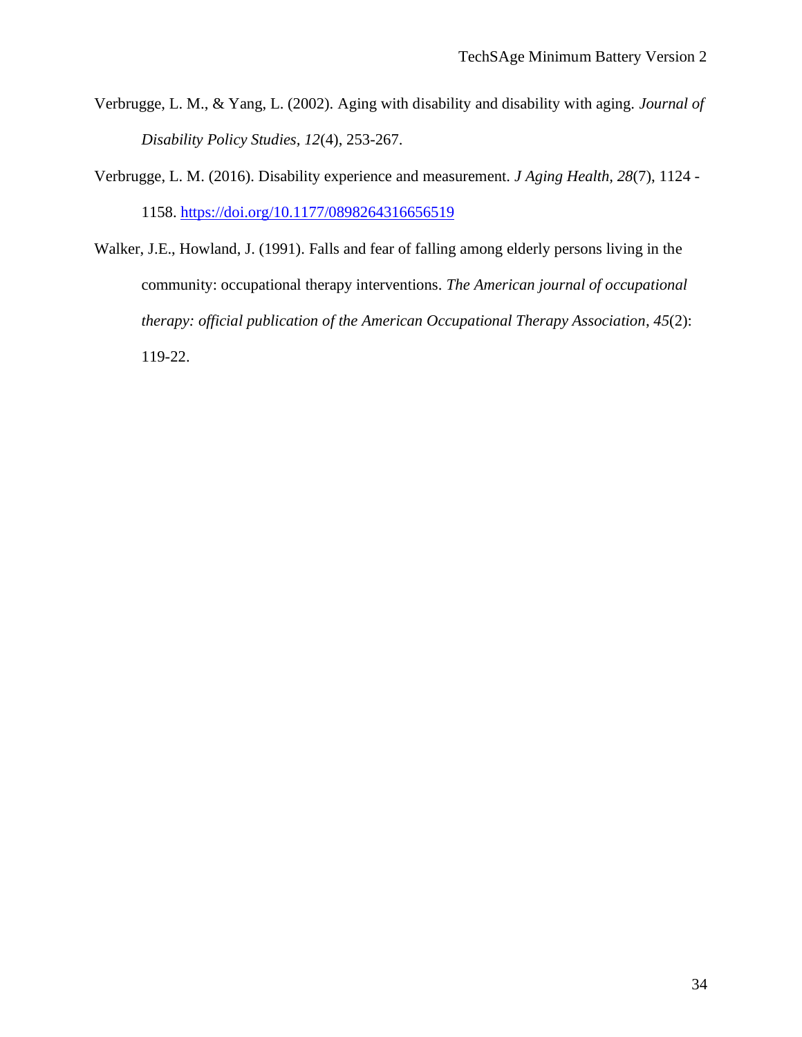Verbrugge, L. M., & Yang, L. (2002). Aging with disability and disability with aging. *Journal of Disability Policy Studies, 12*(4), 253-267.

Verbrugge, L. M. (2016). Disability experience and measurement. *J Aging Health*, *28*(7), 1124 - 1158. https://doi.org/10.1177/0898264316656519

Walker, J.E., Howland, J. (1991). Falls and fear of falling among elderly persons living in the community: occupational therapy interventions. *The American journal of occupational therapy: official publication of the American Occupational Therapy Association*, *45*(2): 119-22.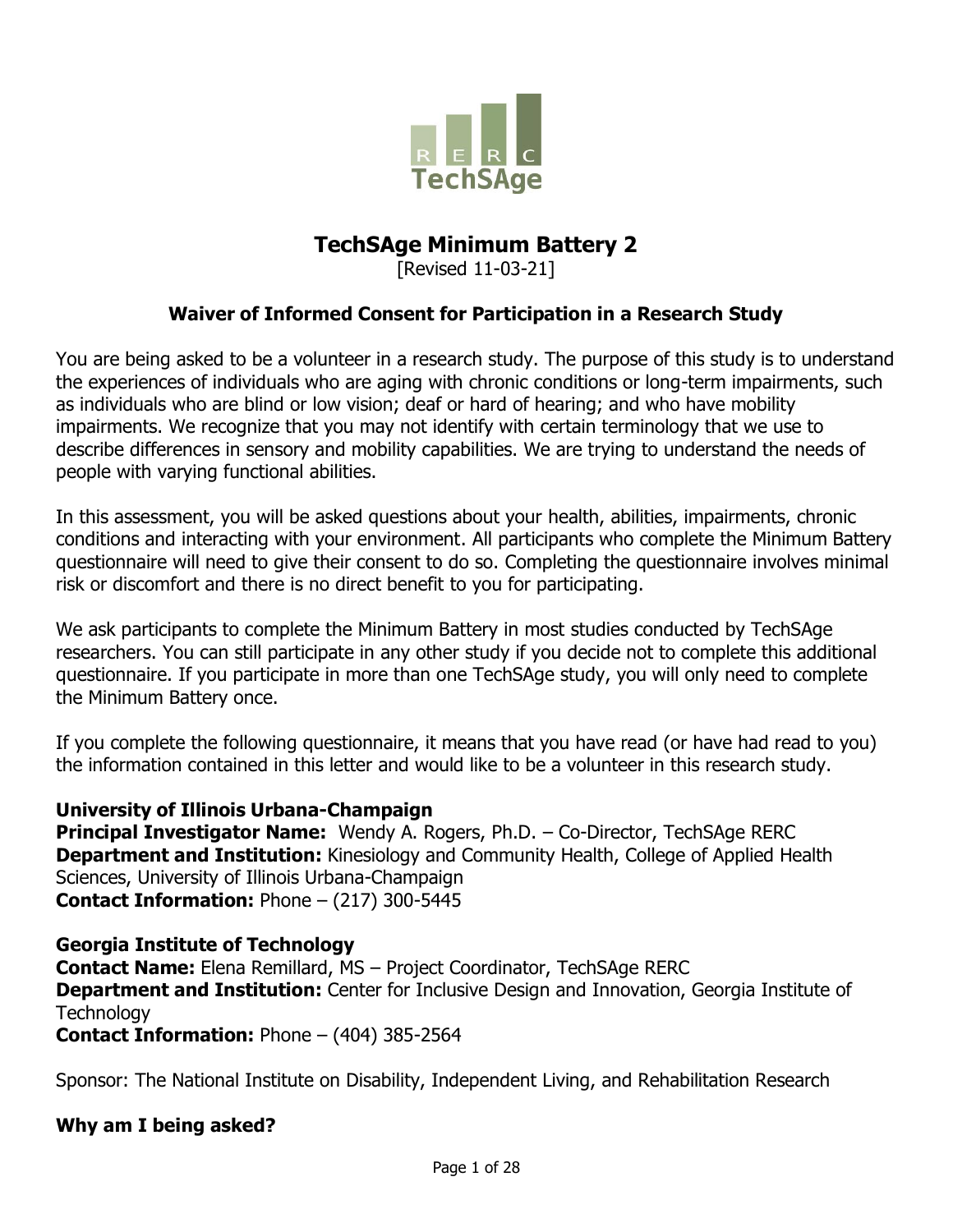# TechSAge Minimum Battery 2

[Revised 11-03-21]

## Waiver of Informed Consent for Participation in a Research Study

You are being asked to be a volunteer in a research study. The purpose of this study is to understand the experiences of individuals who are aging with chronic conditions or long-term impairments, such as individuals who are blind or low vision; deaf or hard of hearing; and who have mobility impairments. We recognize that you may not identify with certain terminology that we use to describe differences in sensory and mobility capabilities. We are trying to understand the needs of people with varying functional abilities.

In this assessment, you will be asked questions about your health, abilities, impairments, chronic conditions and interacting with your environment. All participants who complete the Minimum Battery questionnaire will need to give their consent to do so. Completing the questionnaire involves minimal risk or discomfort and there is no direct benefit to you for participating.

We ask participants to complete the Minimum Battery in most studies conducted by TechSAge researchers. You can still participate in any other study if you decide not to complete this additional questionnaire. If you participate in more than one TechSAge study, you will only need to complete the Minimum Battery once.

If you complete the following questionnaire, it means that you have read (or have had read to you) the information contained in this letter and would like to be a volunteer in this research study.

**University of Illinois Urbana-Champaign**
**Principal Investigator Name:** Wendy A. Rogers, Ph.D. – Co-Director, TechSAge RERC
**Department and Institution:** Kinesiology and Community Health, College of Applied Health Sciences, University of Illinois Urbana-Champaign
**Contact Information:** Phone – (217) 300-5445

**Georgia Institute of Technology**
**Contact Name:** Elena Remillard, MS – Project Coordinator, TechSAge RERC
**Department and Institution:** Center for Inclusive Design and Innovation, Georgia Institute of Technology
**Contact Information:** Phone – (404) 385-2564

Sponsor: The National Institute on Disability, Independent Living, and Rehabilitation Research

**Why am I being asked?**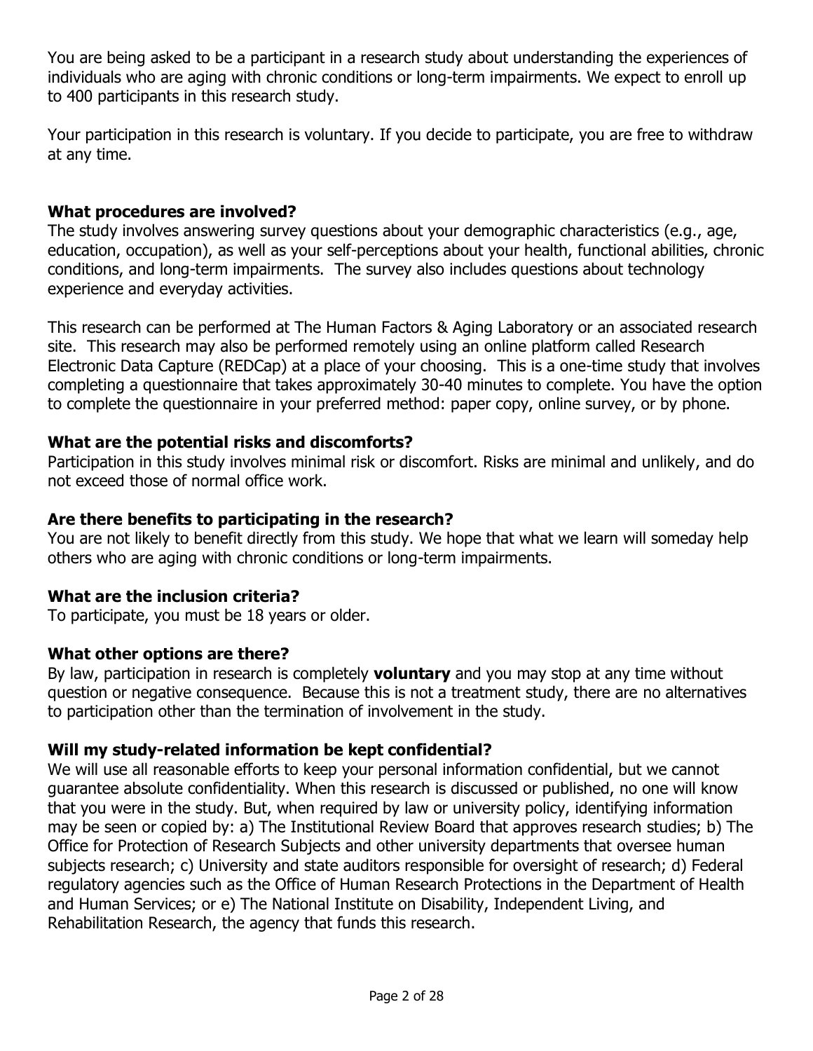You are being asked to be a participant in a research study about understanding the experiences of individuals who are aging with chronic conditions or long-term impairments. We expect to enroll up to 400 participants in this research study.

Your participation in this research is voluntary. If you decide to participate, you are free to withdraw at any time.

### What procedures are involved?

The study involves answering survey questions about your demographic characteristics (e.g., age, education, occupation), as well as your self-perceptions about your health, functional abilities, chronic conditions, and long-term impairments. The survey also includes questions about technology experience and everyday activities.

This research can be performed at The Human Factors & Aging Laboratory or an associated research site. This research may also be performed remotely using an online platform called Research Electronic Data Capture (REDCap) at a place of your choosing. This is a one-time study that involves completing a questionnaire that takes approximately 30-40 minutes to complete. You have the option to complete the questionnaire in your preferred method: paper copy, online survey, or by phone.

### What are the potential risks and discomforts?

Participation in this study involves minimal risk or discomfort. Risks are minimal and unlikely, and do not exceed those of normal office work.

### Are there benefits to participating in the research?

You are not likely to benefit directly from this study. We hope that what we learn will someday help others who are aging with chronic conditions or long-term impairments.

### What are the inclusion criteria?

To participate, you must be 18 years or older.

### What other options are there?

By law, participation in research is completely **voluntary** and you may stop at any time without question or negative consequence. Because this is not a treatment study, there are no alternatives to participation other than the termination of involvement in the study.

### Will my study-related information be kept confidential?

We will use all reasonable efforts to keep your personal information confidential, but we cannot guarantee absolute confidentiality. When this research is discussed or published, no one will know that you were in the study. But, when required by law or university policy, identifying information may be seen or copied by: a) The Institutional Review Board that approves research studies; b) The Office for Protection of Research Subjects and other university departments that oversee human subjects research; c) University and state auditors responsible for oversight of research; d) Federal regulatory agencies such as the Office of Human Research Protections in the Department of Health and Human Services; or e) The National Institute on Disability, Independent Living, and Rehabilitation Research, the agency that funds this research.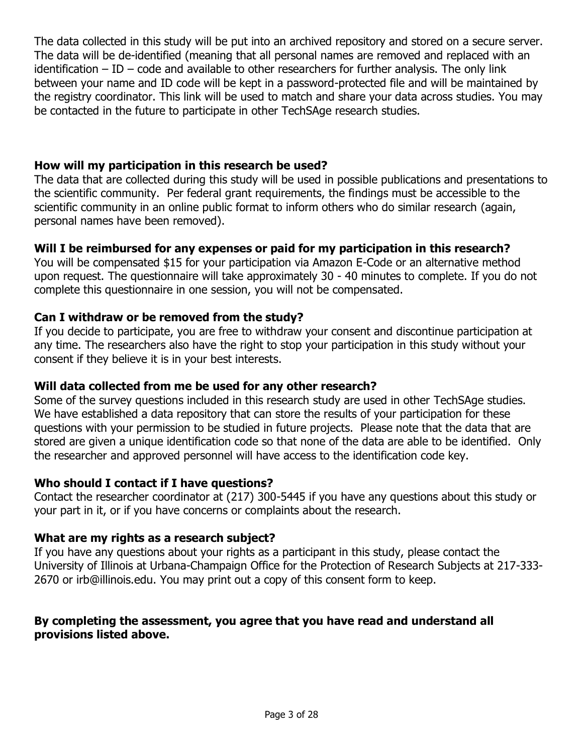The data collected in this study will be put into an archived repository and stored on a secure server. The data will be de-identified (meaning that all personal names are removed and replaced with an identification – ID – code and available to other researchers for further analysis. The only link between your name and ID code will be kept in a password-protected file and will be maintained by the registry coordinator. This link will be used to match and share your data across studies. You may be contacted in the future to participate in other TechSAge research studies.

**How will my participation in this research be used?**

The data that are collected during this study will be used in possible publications and presentations to the scientific community. Per federal grant requirements, the findings must be accessible to the scientific community in an online public format to inform others who do similar research (again, personal names have been removed).

**Will I be reimbursed for any expenses or paid for my participation in this research?**

You will be compensated $15 for your participation via Amazon E-Code or an alternative method upon request. The questionnaire will take approximately 30 - 40 minutes to complete. If you do not complete this questionnaire in one session, you will not be compensated.

**Can I withdraw or be removed from the study?**

If you decide to participate, you are free to withdraw your consent and discontinue participation at any time. The researchers also have the right to stop your participation in this study without your consent if they believe it is in your best interests.

**Will data collected from me be used for any other research?**

Some of the survey questions included in this research study are used in other TechSAge studies. We have established a data repository that can store the results of your participation for these questions with your permission to be studied in future projects. Please note that the data that are stored are given a unique identification code so that none of the data are able to be identified. Only the researcher and approved personnel will have access to the identification code key.

**Who should I contact if I have questions?**

Contact the researcher coordinator at (217) 300-5445 if you have any questions about this study or your part in it, or if you have concerns or complaints about the research.

**What are my rights as a research subject?**

If you have any questions about your rights as a participant in this study, please contact the University of Illinois at Urbana-Champaign Office for the Protection of Research Subjects at 217-333-2670 or irb@illinois.edu. You may print out a copy of this consent form to keep.

**By completing the assessment, you agree that you have read and understand all provisions listed above.**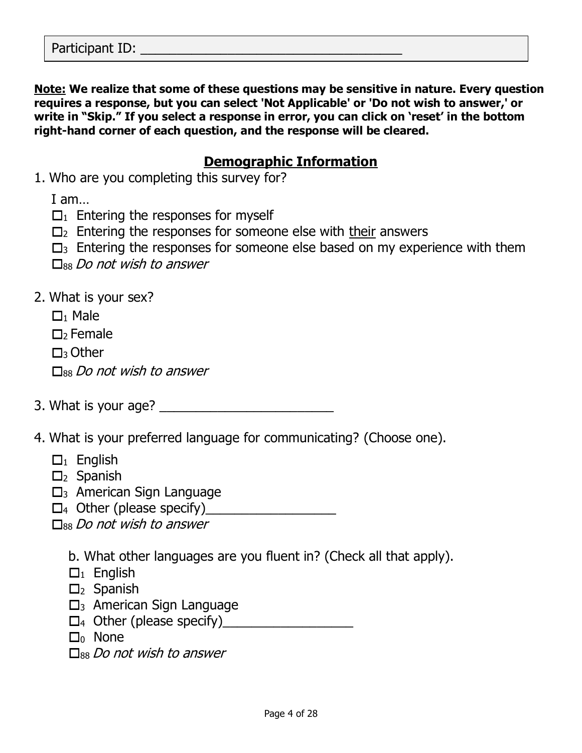Participant ID: ___________________________________

**Note: We realize that some of these questions may be sensitive in nature. Every question requires a response, but you can select 'Not Applicable' or 'Do not wish to answer,' or write in "Skip." If you select a response in error, you can click on 'reset' in the bottom right-hand corner of each question, and the response will be cleared.**

## Demographic Information

1. Who are you completing this survey for?

   I am…

   - ☐ $_1$ Entering the responses for myself
   - ☐ $_2$ Entering the responses for someone else with their answers
   - ☐ $_3$ Entering the responses for someone else based on my experience with them
   - ☐ $_{88}$ *Do not wish to answer*

2. What is your sex?

   - ☐ $_1$ Male
   - ☐ $_2$ Female
   - ☐ $_3$ Other
   - ☐ $_{88}$ *Do not wish to answer*

3. What is your age? _________________________

4. What is your preferred language for communicating? (Choose one).

   - ☐ $_1$ English
   - ☐ $_2$ Spanish
   - ☐ $_3$ American Sign Language
   - ☐ $_4$ Other (please specify)___________________
   - ☐ $_{88}$ *Do not wish to answer*

   b. What other languages are you fluent in? (Check all that apply).

   - ☐ $_1$ English
   - ☐ $_2$ Spanish
   - ☐ $_3$ American Sign Language
   - ☐ $_4$ Other (please specify)___________________
   - ☐ $_0$ None
   - ☐ $_{88}$ *Do not wish to answer*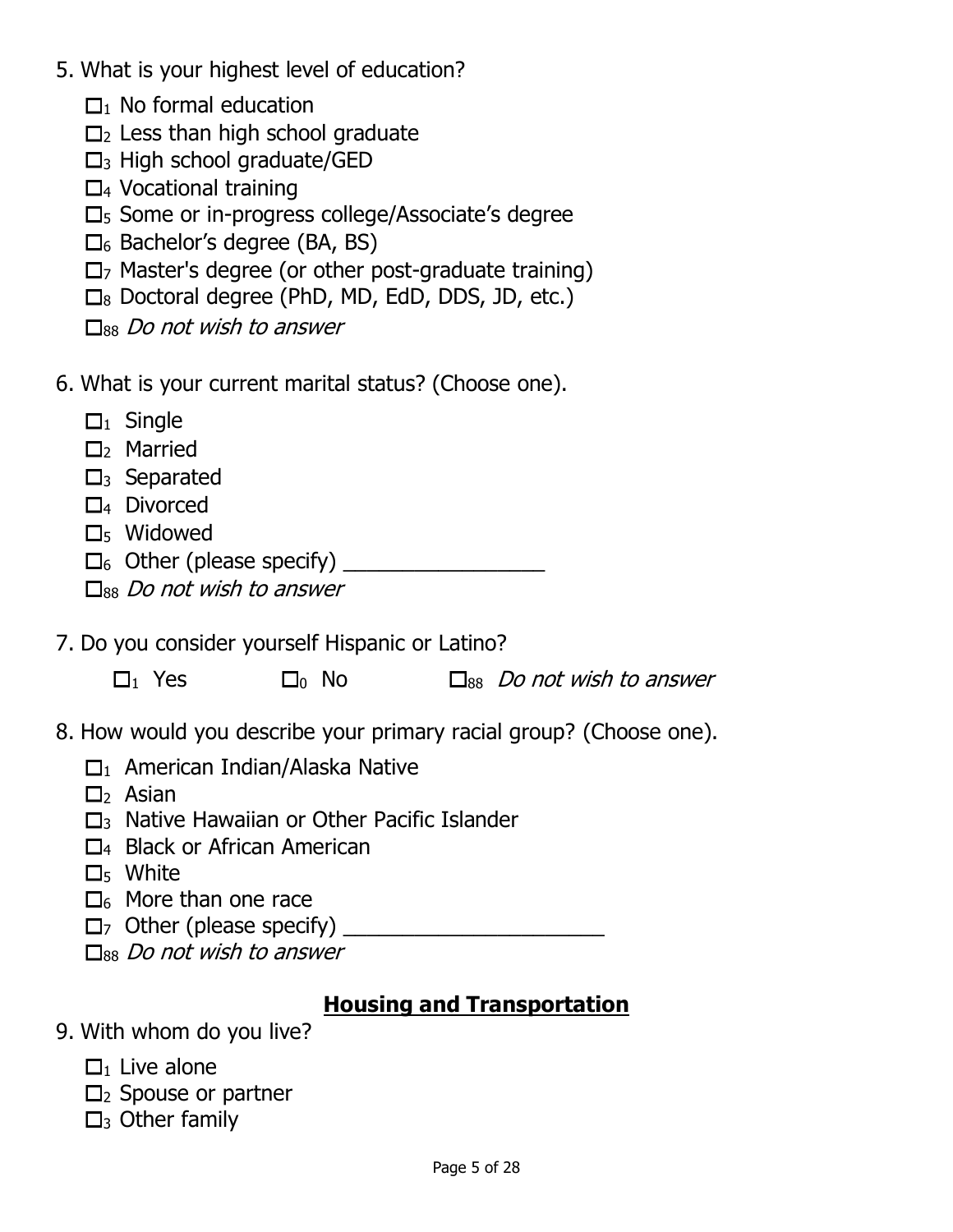5. What is your highest level of education?

   - ☐$_1$ No formal education
   - ☐$_2$ Less than high school graduate
   - ☐$_3$ High school graduate/GED
   - ☐$_4$ Vocational training
   - ☐$_5$ Some or in-progress college/Associate's degree
   - ☐$_6$ Bachelor's degree (BA, BS)
   - ☐$_7$ Master's degree (or other post-graduate training)
   - ☐$_8$ Doctoral degree (PhD, MD, EdD, DDS, JD, etc.)
   - ☐$_{88}$ *Do not wish to answer*

6. What is your current marital status? (Choose one).

   - ☐$_1$ Single
   - ☐$_2$ Married
   - ☐$_3$ Separated
   - ☐$_4$ Divorced
   - ☐$_5$ Widowed
   - ☐$_6$ Other (please specify) _________________
   - ☐$_{88}$ *Do not wish to answer*

7. Do you consider yourself Hispanic or Latino?

   ☐$_1$ Yes   ☐$_0$ No   ☐$_{88}$ *Do not wish to answer*

8. How would you describe your primary racial group? (Choose one).

   - ☐$_1$ American Indian/Alaska Native
   - ☐$_2$ Asian
   - ☐$_3$ Native Hawaiian or Other Pacific Islander
   - ☐$_4$ Black or African American
   - ☐$_5$ White
   - ☐$_6$ More than one race
   - ☐$_7$ Other (please specify) ______________________
   - ☐$_{88}$ *Do not wish to answer*

## Housing and Transportation

9. With whom do you live?

   - ☐$_1$ Live alone
   - ☐$_2$ Spouse or partner
   - ☐$_3$ Other family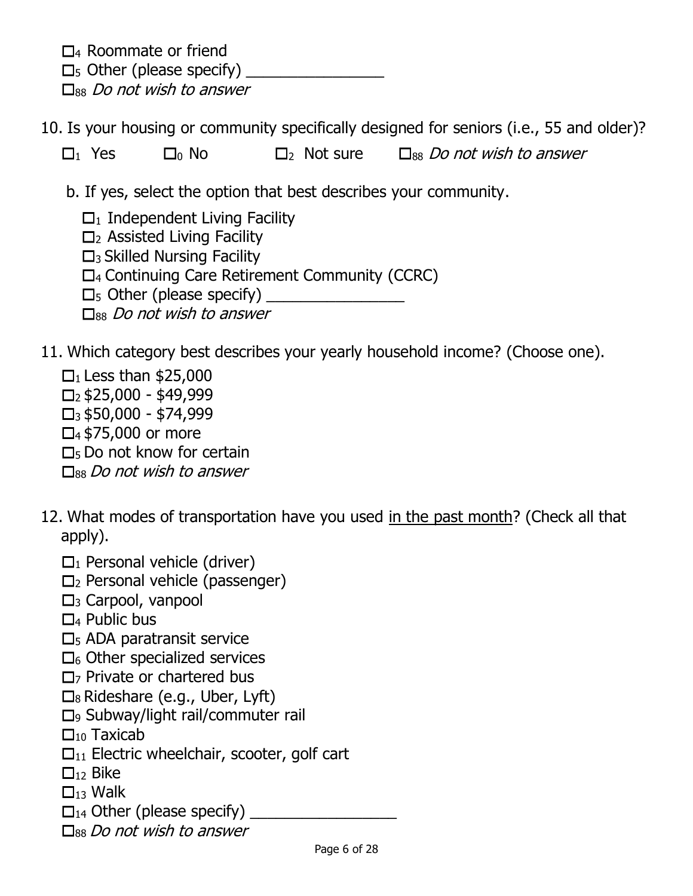☐4 Roommate or friend
☐5 Other (please specify) ________________
☐88 *Do not wish to answer*

10. Is your housing or community specifically designed for seniors (i.e., 55 and older)?

   ☐1 Yes ☐0 No ☐2 Not sure ☐88 *Do not wish to answer*

   b. If yes, select the option that best describes your community.

   ☐1 Independent Living Facility
   ☐2 Assisted Living Facility
   ☐3 Skilled Nursing Facility
   ☐4 Continuing Care Retirement Community (CCRC)
   ☐5 Other (please specify) ________________
   ☐88 *Do not wish to answer*

11. Which category best describes your yearly household income? (Choose one).

   ☐1 Less than $25,000
   ☐2 $25,000 - $49,999
   ☐3 $50,000 - $74,999
   ☐4 $75,000 or more
   ☐5 Do not know for certain
   ☐88 *Do not wish to answer*

12. What modes of transportation have you used <u>in the past month</u>? (Check all that apply).

   ☐1 Personal vehicle (driver)
   ☐2 Personal vehicle (passenger)
   ☐3 Carpool, vanpool
   ☐4 Public bus
   ☐5 ADA paratransit service
   ☐6 Other specialized services
   ☐7 Private or chartered bus
   ☐8 Rideshare (e.g., Uber, Lyft)
   ☐9 Subway/light rail/commuter rail
   ☐10 Taxicab
   ☐11 Electric wheelchair, scooter, golf cart
   ☐12 Bike
   ☐13 Walk
   ☐14 Other (please specify) _________________
   ☐88 *Do not wish to answer*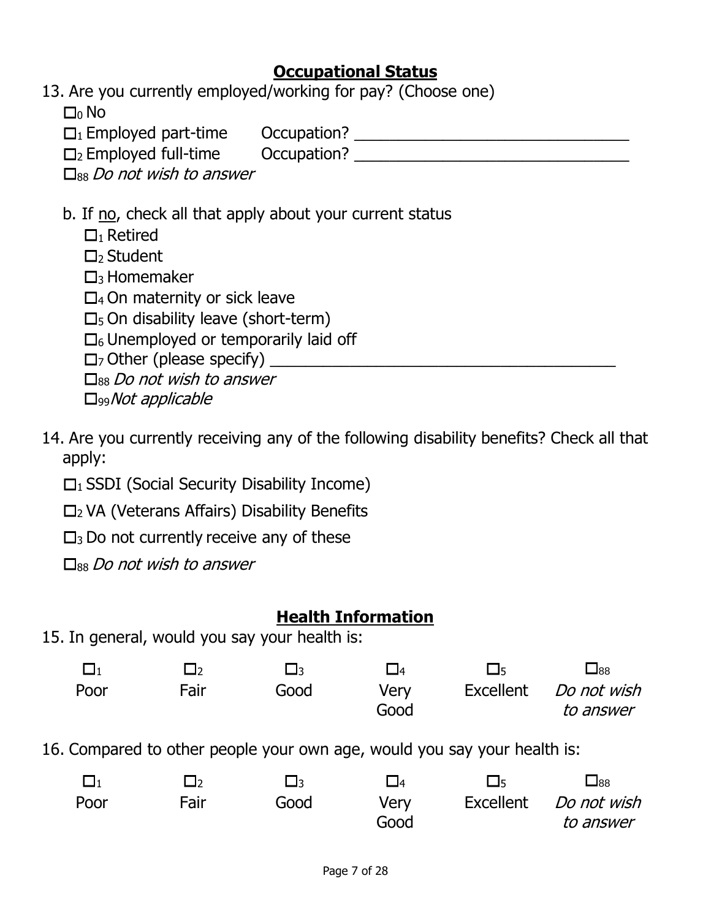## **Occupational Status**

13. Are you currently employed/working for pay? (Choose one)

☐$_0$ No

☐$_1$ Employed part-time Occupation? ________________________________

☐$_2$ Employed full-time Occupation? ________________________________

☐$_{88}$ *Do not wish to answer*

b. If no, check all that apply about your current status

☐$_1$ Retired

☐$_2$ Student

☐$_3$ Homemaker

☐$_4$ On maternity or sick leave

☐$_5$ On disability leave (short-term)

☐$_6$ Unemployed or temporarily laid off

☐$_7$ Other (please specify) ________________________________________

☐$_{88}$ *Do not wish to answer*

☐$_{99}$ *Not applicable*

14. Are you currently receiving any of the following disability benefits? Check all that apply:

☐$_1$ SSDI (Social Security Disability Income)

☐$_2$ VA (Veterans Affairs) Disability Benefits

☐$_3$ Do not currently receive any of these

☐$_{88}$ *Do not wish to answer*

## **Health Information**

15. In general, would you say your health is:

| ☐$_1$ | ☐$_2$ | ☐$_3$ | ☐$_4$ | ☐$_5$ | ☐$_{88}$ |
|---|---|---|---|---|---|
| Poor | Fair | Good | Very Good | Excellent | *Do not wish to answer* |

16. Compared to other people your own age, would you say your health is:

| ☐$_1$ | ☐$_2$ | ☐$_3$ | ☐$_4$ | ☐$_5$ | ☐$_{88}$ |
|---|---|---|---|---|---|
| Poor | Fair | Good | Very Good | Excellent | *Do not wish to answer* |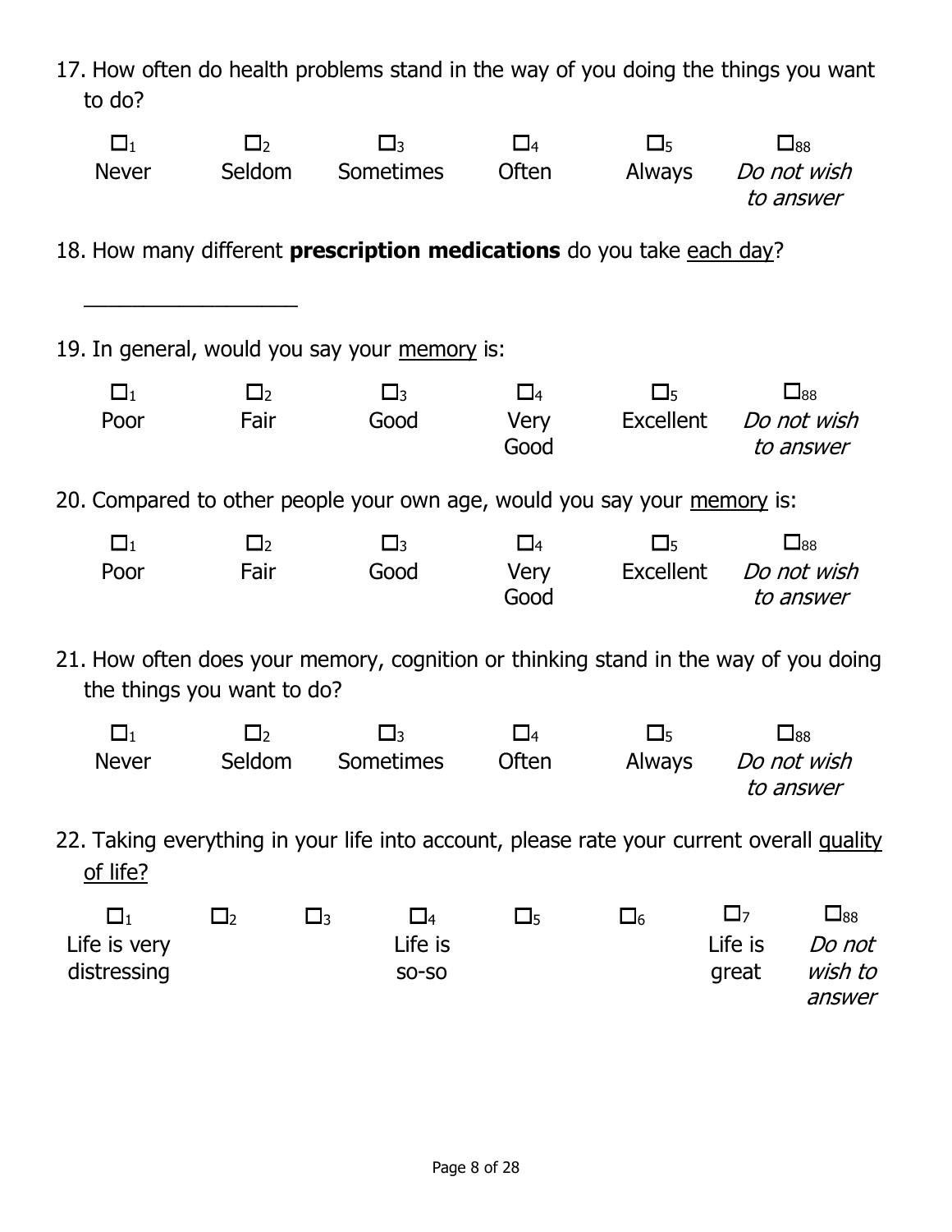17. How often do health problems stand in the way of you doing the things you want to do?

| ☐1 | ☐2 | ☐3 | ☐4 | ☐5 | ☐88 |
|---|---|---|---|---|---|
| Never | Seldom | Sometimes | Often | Always | *Do not wish to answer* |

18. How many different **prescription medications** do you take <u>each day</u>?

___________________

19. In general, would you say your <u>memory</u> is:

| ☐1 | ☐2 | ☐3 | ☐4 | ☐5 | ☐88 |
|---|---|---|---|---|---|
| Poor | Fair | Good | Very Good | Excellent | *Do not wish to answer* |

20. Compared to other people your own age, would you say your <u>memory</u> is:

| ☐1 | ☐2 | ☐3 | ☐4 | ☐5 | ☐88 |
|---|---|---|---|---|---|
| Poor | Fair | Good | Very Good | Excellent | *Do not wish to answer* |

21. How often does your memory, cognition or thinking stand in the way of you doing the things you want to do?

| ☐1 | ☐2 | ☐3 | ☐4 | ☐5 | ☐88 |
|---|---|---|---|---|---|
| Never | Seldom | Sometimes | Often | Always | *Do not wish to answer* |

22. Taking everything in your life into account, please rate your current overall <u>quality of life</u>?

| ☐1 | ☐2 | ☐3 | ☐4 | ☐5 | ☐6 | ☐7 | ☐88 |
|---|---|---|---|---|---|---|---|
| Life is very distressing | | | Life is so-so | | | Life is great | *Do not wish to answer* |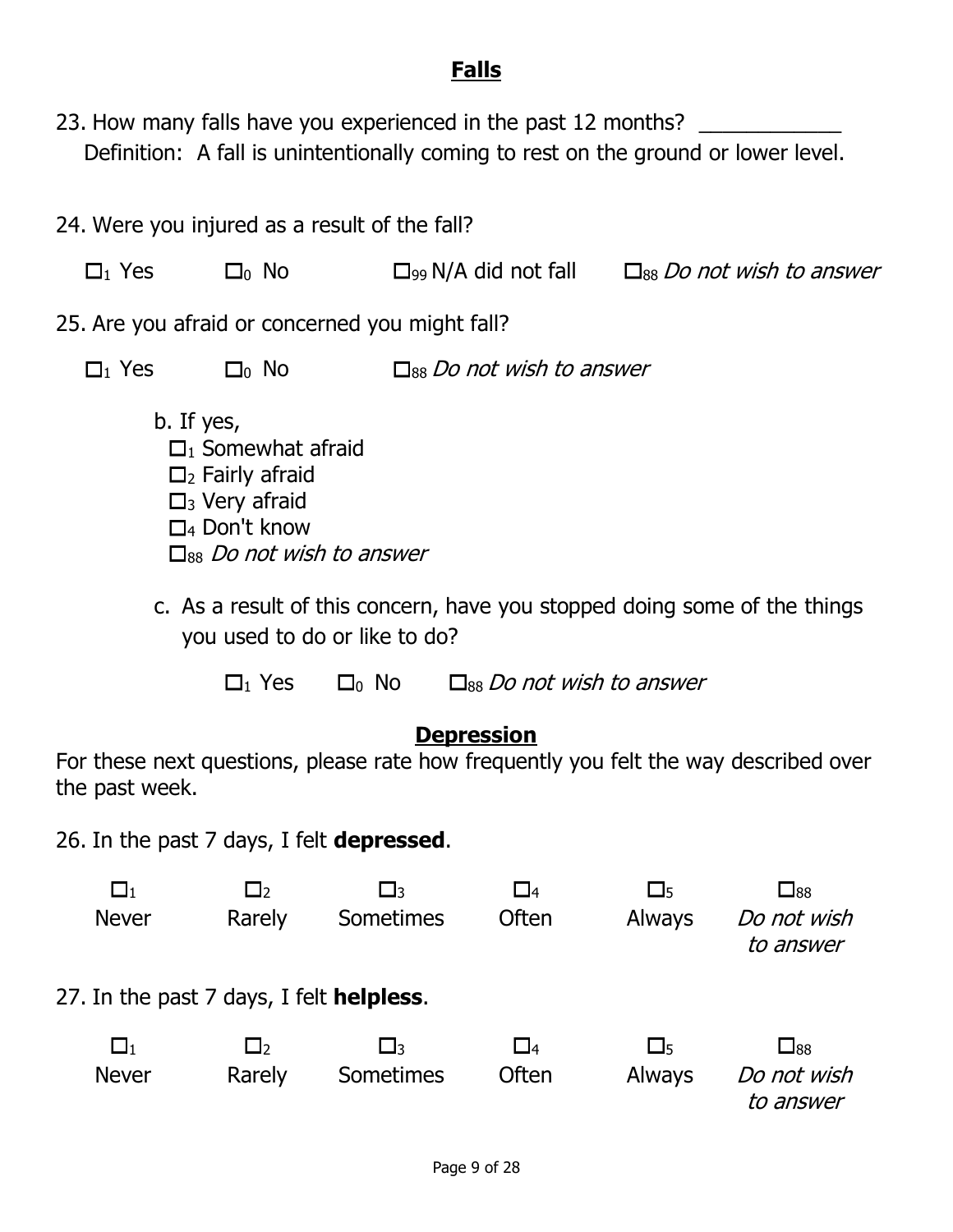## **Falls**

23. How many falls have you experienced in the past 12 months? ____________
    Definition: A fall is unintentionally coming to rest on the ground or lower level.

24. Were you injured as a result of the fall?

    ☐$_1$ Yes ☐$_0$ No ☐$_{99}$ N/A did not fall ☐$_{88}$ *Do not wish to answer*

25. Are you afraid or concerned you might fall?

    ☐$_1$ Yes ☐$_0$ No ☐$_{88}$ *Do not wish to answer*

    b. If yes,
    ☐$_1$ Somewhat afraid
    ☐$_2$ Fairly afraid
    ☐$_3$ Very afraid
    ☐$_4$ Don't know
    ☐$_{88}$ *Do not wish to answer*

    c. As a result of this concern, have you stopped doing some of the things you used to do or like to do?

    ☐$_1$ Yes ☐$_0$ No ☐$_{88}$ *Do not wish to answer*

## **Depression**

For these next questions, please rate how frequently you felt the way described over the past week.

26. In the past 7 days, I felt **depressed**.

| ☐$_1$ | ☐$_2$ | ☐$_3$ | ☐$_4$ | ☐$_5$ | ☐$_{88}$ |
|---|---|---|---|---|---|
| Never | Rarely | Sometimes | Often | Always | *Do not wish to answer* |

27. In the past 7 days, I felt **helpless**.

| ☐$_1$ | ☐$_2$ | ☐$_3$ | ☐$_4$ | ☐$_5$ | ☐$_{88}$ |
|---|---|---|---|---|---|
| Never | Rarely | Sometimes | Often | Always | *Do not wish to answer* |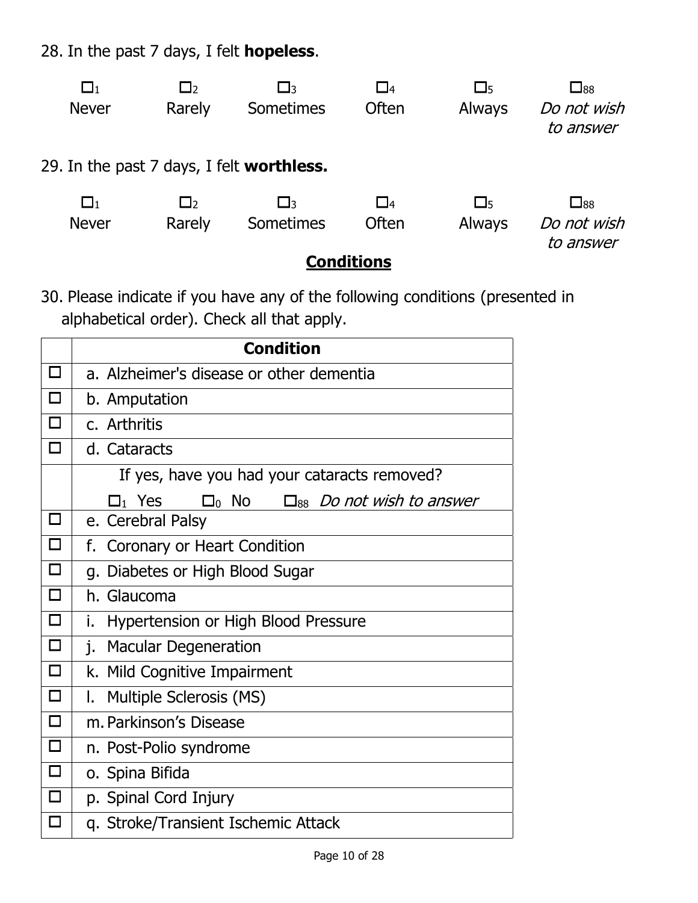28. In the past 7 days, I felt **hopeless**.

| ☐1 | ☐2 | ☐3 | ☐4 | ☐5 | ☐88 |
|---|---|---|---|---|---|
| Never | Rarely | Sometimes | Often | Always | *Do not wish to answer* |

29. In the past 7 days, I felt **worthless.**

| ☐1 | ☐2 | ☐3 | ☐4 | ☐5 | ☐88 |
|---|---|---|---|---|---|
| Never | Rarely | Sometimes | Often | Always | *Do not wish to answer* |

## **Conditions**

30. Please indicate if you have any of the following conditions (presented in alphabetical order). Check all that apply.

| | **Condition** |
|---|---|
| ☐ | a. Alzheimer's disease or other dementia |
| ☐ | b. Amputation |
| ☐ | c. Arthritis |
| ☐ | d. Cataracts |
| | If yes, have you had your cataracts removed? ☐1 Yes ☐0 No ☐88 *Do not wish to answer* |
| ☐ | e. Cerebral Palsy |
| ☐ | f. Coronary or Heart Condition |
| ☐ | g. Diabetes or High Blood Sugar |
| ☐ | h. Glaucoma |
| ☐ | i. Hypertension or High Blood Pressure |
| ☐ | j. Macular Degeneration |
| ☐ | k. Mild Cognitive Impairment |
| ☐ | l. Multiple Sclerosis (MS) |
| ☐ | m. Parkinson's Disease |
| ☐ | n. Post-Polio syndrome |
| ☐ | o. Spina Bifida |
| ☐ | p. Spinal Cord Injury |
| ☐ | q. Stroke/Transient Ischemic Attack |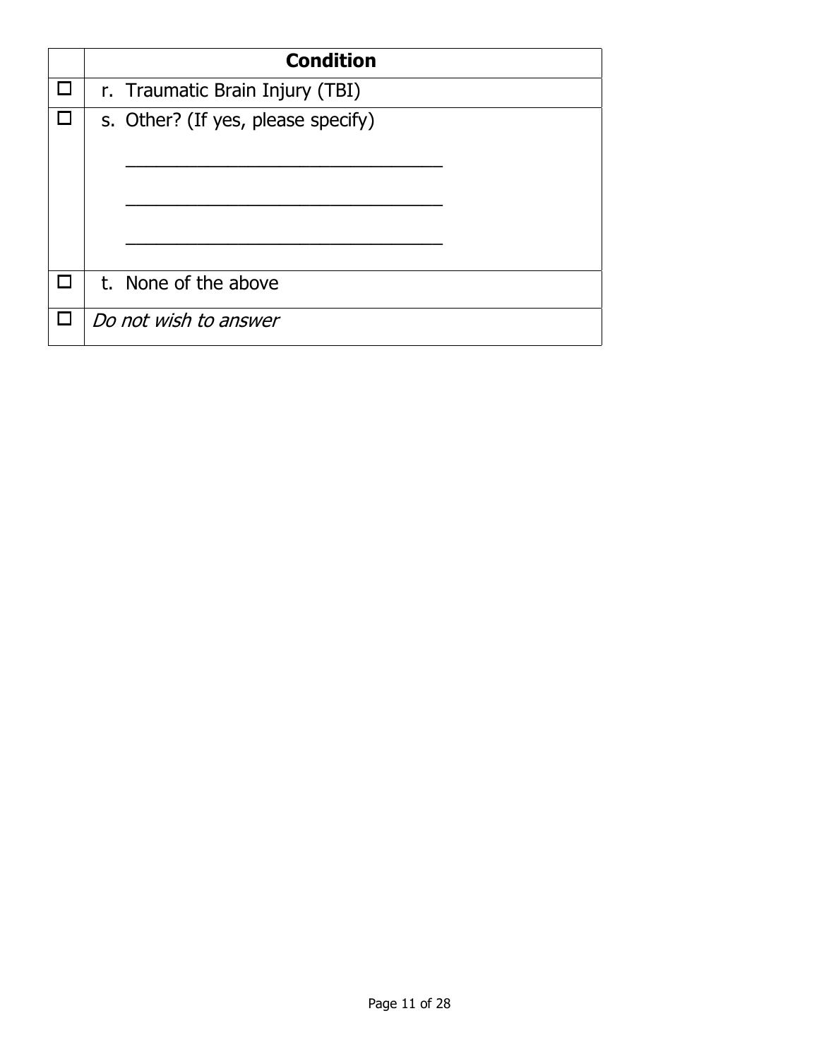| | Condition |
|---|---|
| ☐ | r. Traumatic Brain Injury (TBI) |
| ☐ | s. Other? (If yes, please specify)<br>\_\_\_\_\_\_\_\_\_\_\_\_\_\_\_\_\_\_\_\_\_\_\_\_\_\_\_\_\_\_\_\_<br>\_\_\_\_\_\_\_\_\_\_\_\_\_\_\_\_\_\_\_\_\_\_\_\_\_\_\_\_\_\_\_\_<br>\_\_\_\_\_\_\_\_\_\_\_\_\_\_\_\_\_\_\_\_\_\_\_\_\_\_\_\_\_\_\_\_ |
| ☐ | t. None of the above |
| ☐ | *Do not wish to answer* |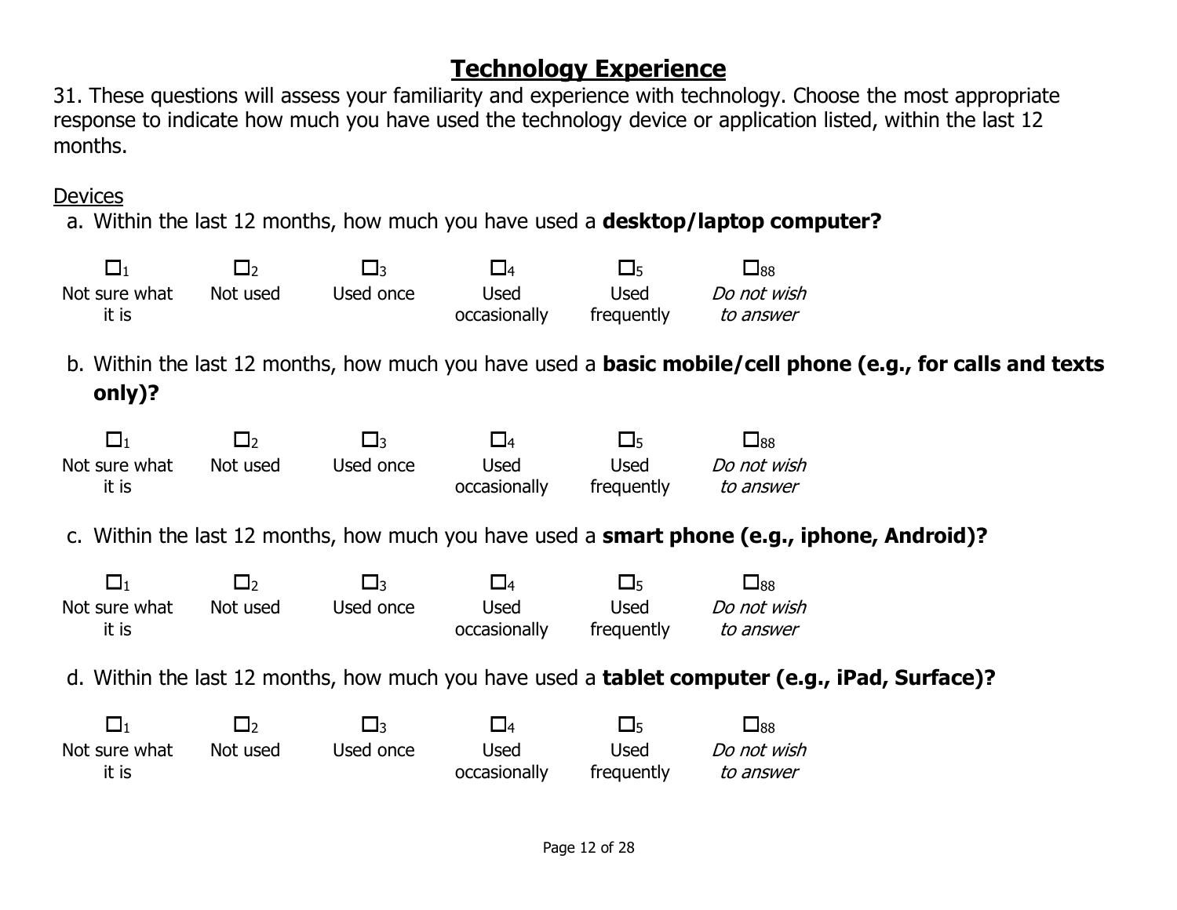# Technology Experience

31. These questions will assess your familiarity and experience with technology. Choose the most appropriate response to indicate how much you have used the technology device or application listed, within the last 12 months.

Devices

a. Within the last 12 months, how much you have used a **desktop/laptop computer?**

| ☐1 | ☐2 | ☐3 | ☐4 | ☐5 | ☐88 |
|---|---|---|---|---|---|
| Not sure what it is | Not used | Used once | Used occasionally | Used frequently | *Do not wish to answer* |

b. Within the last 12 months, how much you have used a **basic mobile/cell phone (e.g., for calls and texts only)?**

| ☐1 | ☐2 | ☐3 | ☐4 | ☐5 | ☐88 |
|---|---|---|---|---|---|
| Not sure what it is | Not used | Used once | Used occasionally | Used frequently | *Do not wish to answer* |

c. Within the last 12 months, how much you have used a **smart phone (e.g., iphone, Android)?**

| ☐1 | ☐2 | ☐3 | ☐4 | ☐5 | ☐88 |
|---|---|---|---|---|---|
| Not sure what it is | Not used | Used once | Used occasionally | Used frequently | *Do not wish to answer* |

d. Within the last 12 months, how much you have used a **tablet computer (e.g., iPad, Surface)?**

| ☐1 | ☐2 | ☐3 | ☐4 | ☐5 | ☐88 |
|---|---|---|---|---|---|
| Not sure what it is | Not used | Used once | Used occasionally | Used frequently | *Do not wish to answer* |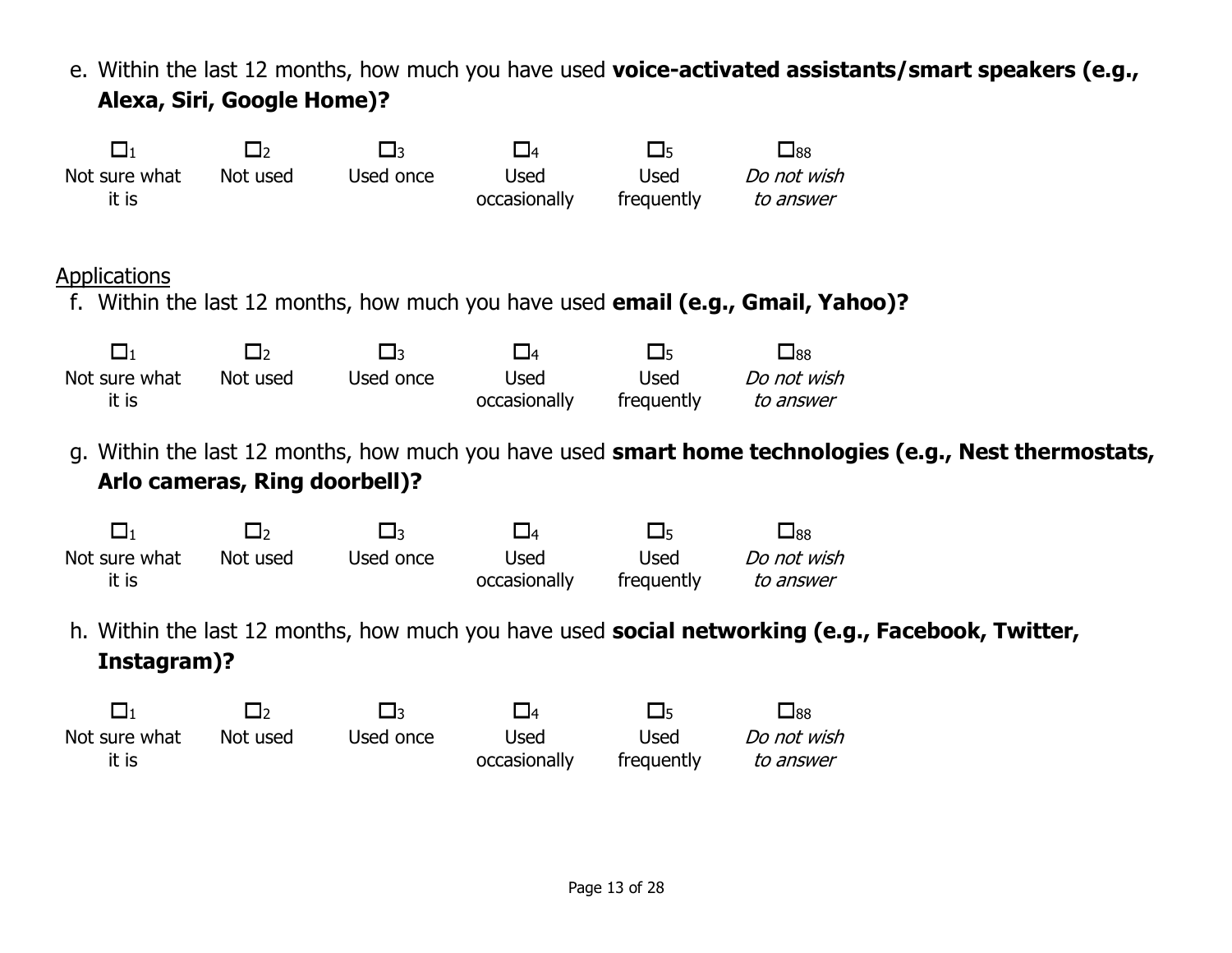e. Within the last 12 months, how much you have used **voice-activated assistants/smart speakers (e.g., Alexa, Siri, Google Home)?**

| ☐1 | ☐2 | ☐3 | ☐4 | ☐5 | ☐88 |
|---|---|---|---|---|---|
| Not sure what it is | Not used | Used once | Used occasionally | Used frequently | *Do not wish to answer* |

<u>Applications</u>

f. Within the last 12 months, how much you have used **email (e.g., Gmail, Yahoo)?**

| ☐1 | ☐2 | ☐3 | ☐4 | ☐5 | ☐88 |
|---|---|---|---|---|---|
| Not sure what it is | Not used | Used once | Used occasionally | Used frequently | *Do not wish to answer* |

g. Within the last 12 months, how much you have used **smart home technologies (e.g., Nest thermostats, Arlo cameras, Ring doorbell)?**

| ☐1 | ☐2 | ☐3 | ☐4 | ☐5 | ☐88 |
|---|---|---|---|---|---|
| Not sure what it is | Not used | Used once | Used occasionally | Used frequently | *Do not wish to answer* |

h. Within the last 12 months, how much you have used **social networking (e.g., Facebook, Twitter, Instagram)?**

| ☐1 | ☐2 | ☐3 | ☐4 | ☐5 | ☐88 |
|---|---|---|---|---|---|
| Not sure what it is | Not used | Used once | Used occasionally | Used frequently | *Do not wish to answer* |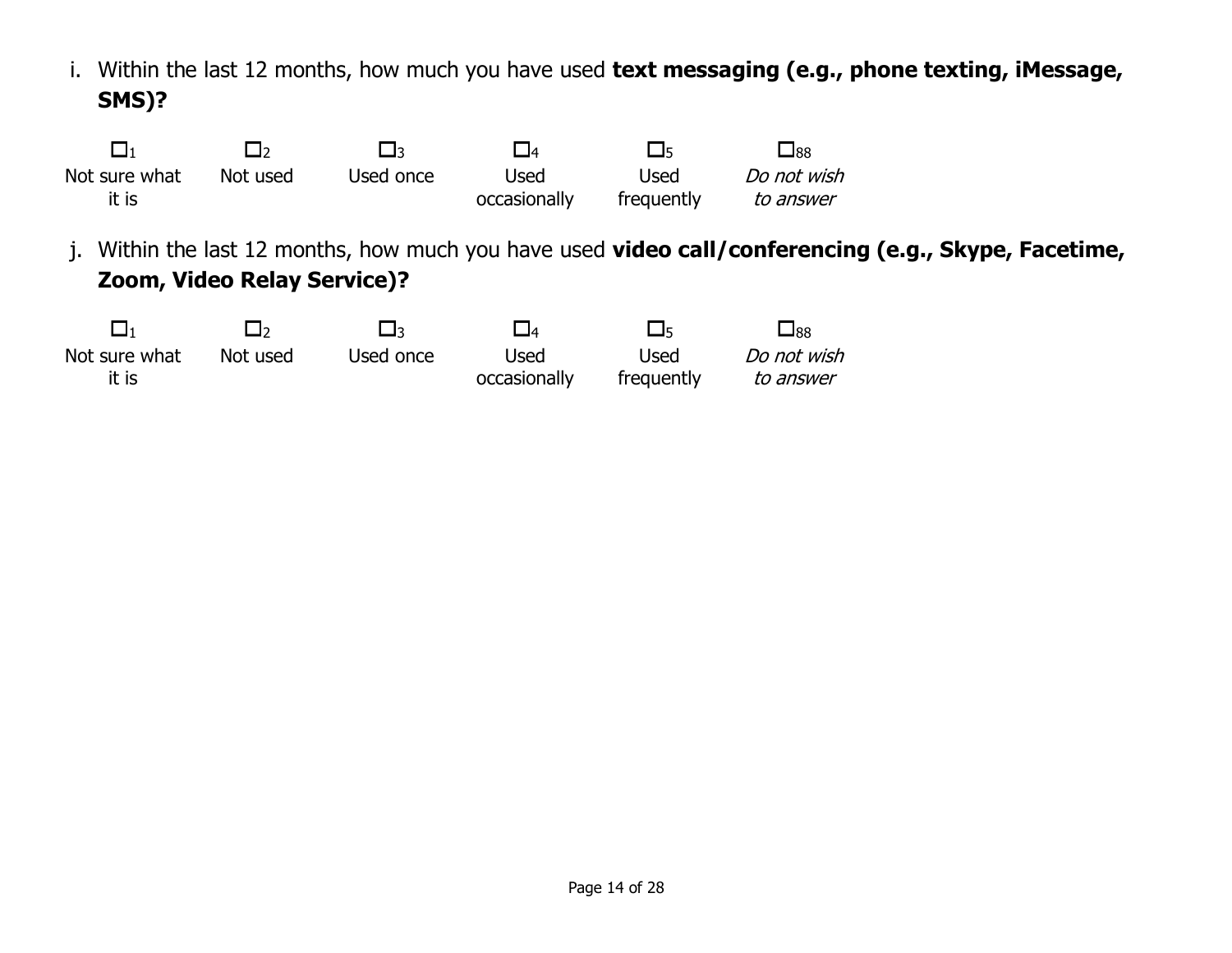i. Within the last 12 months, how much you have used **text messaging (e.g., phone texting, iMessage, SMS)?**

| ☐1 | ☐2 | ☐3 | ☐4 | ☐5 | ☐88 |
|---|---|---|---|---|---|
| Not sure what it is | Not used | Used once | Used occasionally | Used frequently | *Do not wish to answer* |

j. Within the last 12 months, how much you have used **video call/conferencing (e.g., Skype, Facetime, Zoom, Video Relay Service)?**

| ☐1 | ☐2 | ☐3 | ☐4 | ☐5 | ☐88 |
|---|---|---|---|---|---|
| Not sure what it is | Not used | Used once | Used occasionally | Used frequently | *Do not wish to answer* |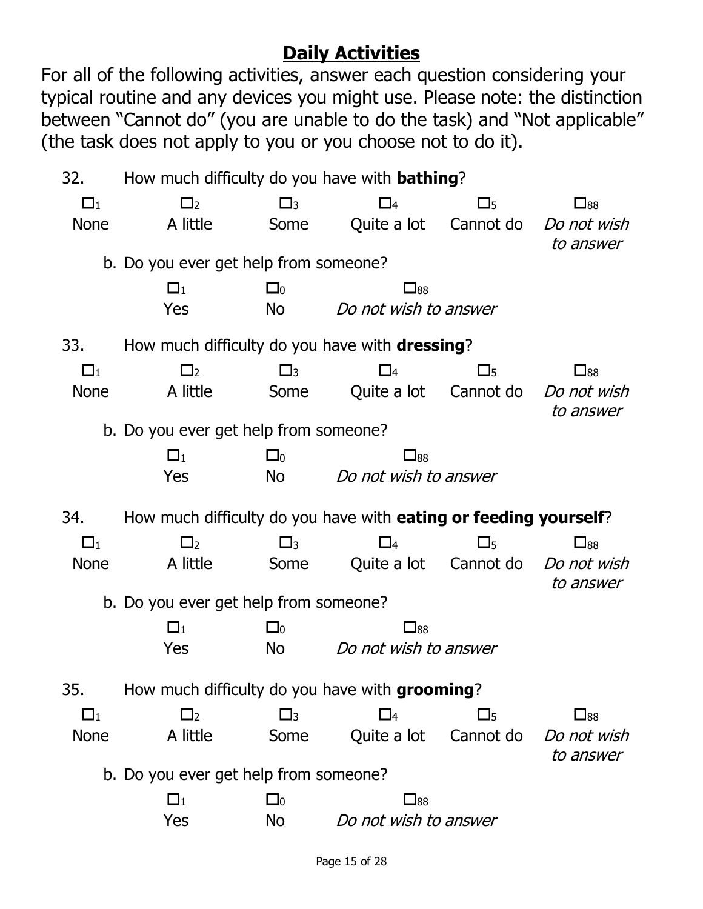## Daily Activities

For all of the following activities, answer each question considering your typical routine and any devices you might use. Please note: the distinction between "Cannot do" (you are unable to do the task) and "Not applicable" (the task does not apply to you or you choose not to do it).

32. How much difficulty do you have with **bathing**?

| ☐1 | ☐2 | ☐3 | ☐4 | ☐5 | ☐88 |
|---|---|---|---|---|---|
| None | A little | Some | Quite a lot | Cannot do | *Do not wish to answer* |

b. Do you ever get help from someone?

| ☐1 | ☐0 | ☐88 |
|---|---|---|
| Yes | No | *Do not wish to answer* |

33. How much difficulty do you have with **dressing**?

| ☐1 | ☐2 | ☐3 | ☐4 | ☐5 | ☐88 |
|---|---|---|---|---|---|
| None | A little | Some | Quite a lot | Cannot do | *Do not wish to answer* |

b. Do you ever get help from someone?

| ☐1 | ☐0 | ☐88 |
|---|---|---|
| Yes | No | *Do not wish to answer* |

34. How much difficulty do you have with **eating or feeding yourself**?

| ☐1 | ☐2 | ☐3 | ☐4 | ☐5 | ☐88 |
|---|---|---|---|---|---|
| None | A little | Some | Quite a lot | Cannot do | *Do not wish to answer* |

b. Do you ever get help from someone?

| ☐1 | ☐0 | ☐88 |
|---|---|---|
| Yes | No | *Do not wish to answer* |

35. How much difficulty do you have with **grooming**?

| ☐1 | ☐2 | ☐3 | ☐4 | ☐5 | ☐88 |
|---|---|---|---|---|---|
| None | A little | Some | Quite a lot | Cannot do | *Do not wish to answer* |

b. Do you ever get help from someone?

| ☐1 | ☐0 | ☐88 |
|---|---|---|
| Yes | No | *Do not wish to answer* |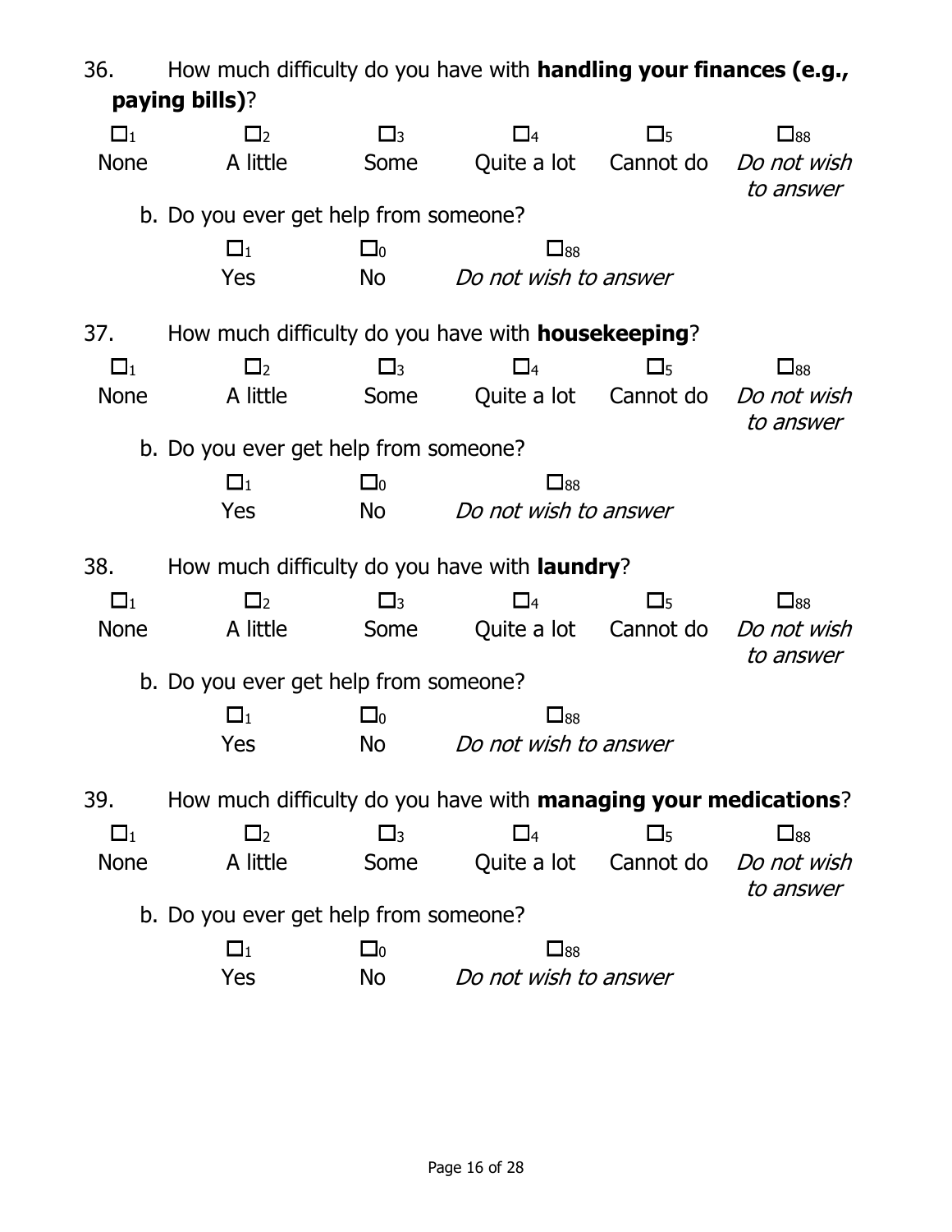36. How much difficulty do you have with **handling your finances (e.g., paying bills)**?

| ☐1 | ☐2 | ☐3 | ☐4 | ☐5 | ☐88 |
|---|---|---|---|---|---|
| None | A little | Some | Quite a lot | Cannot do | *Do not wish to answer* |

b. Do you ever get help from someone?

| ☐1 | ☐0 | ☐88 |
|---|---|---|
| Yes | No | *Do not wish to answer* |

37. How much difficulty do you have with **housekeeping**?

| ☐1 | ☐2 | ☐3 | ☐4 | ☐5 | ☐88 |
|---|---|---|---|---|---|
| None | A little | Some | Quite a lot | Cannot do | *Do not wish to answer* |

b. Do you ever get help from someone?

| ☐1 | ☐0 | ☐88 |
|---|---|---|
| Yes | No | *Do not wish to answer* |

38. How much difficulty do you have with **laundry**?

| ☐1 | ☐2 | ☐3 | ☐4 | ☐5 | ☐88 |
|---|---|---|---|---|---|
| None | A little | Some | Quite a lot | Cannot do | *Do not wish to answer* |

b. Do you ever get help from someone?

| ☐1 | ☐0 | ☐88 |
|---|---|---|
| Yes | No | *Do not wish to answer* |

39. How much difficulty do you have with **managing your medications**?

| ☐1 | ☐2 | ☐3 | ☐4 | ☐5 | ☐88 |
|---|---|---|---|---|---|
| None | A little | Some | Quite a lot | Cannot do | *Do not wish to answer* |

b. Do you ever get help from someone?

| ☐1 | ☐0 | ☐88 |
|---|---|---|
| Yes | No | *Do not wish to answer* |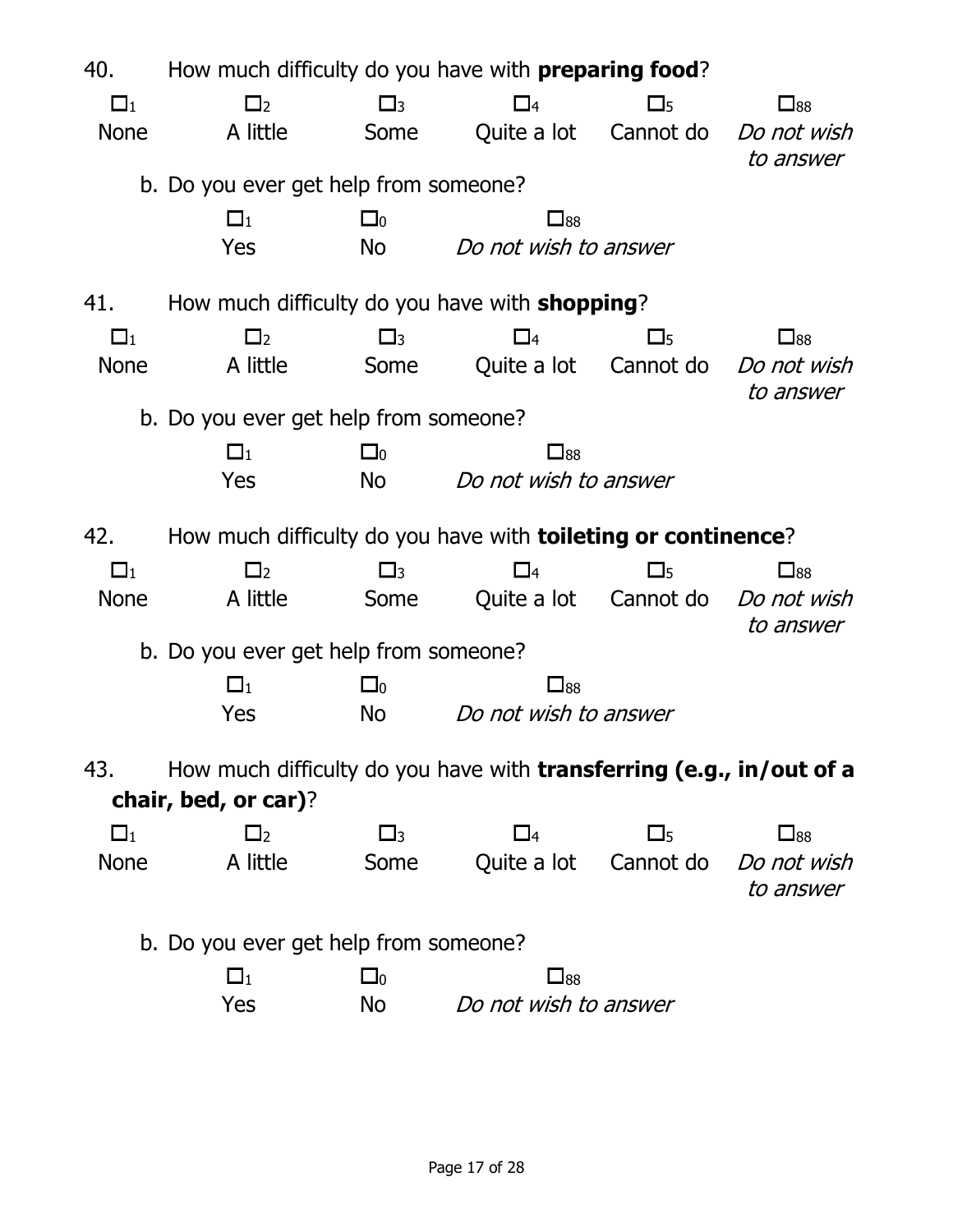40. How much difficulty do you have with **preparing food**?

| ☐1 | ☐2 | ☐3 | ☐4 | ☐5 | ☐88 |
|---|---|---|---|---|---|
| None | A little | Some | Quite a lot | Cannot do | *Do not wish to answer* |

b. Do you ever get help from someone?

| ☐1 | ☐0 | ☐88 |
|---|---|---|
| Yes | No | *Do not wish to answer* |

41. How much difficulty do you have with **shopping**?

| ☐1 | ☐2 | ☐3 | ☐4 | ☐5 | ☐88 |
|---|---|---|---|---|---|
| None | A little | Some | Quite a lot | Cannot do | *Do not wish to answer* |

b. Do you ever get help from someone?

| ☐1 | ☐0 | ☐88 |
|---|---|---|
| Yes | No | *Do not wish to answer* |

42. How much difficulty do you have with **toileting or continence**?

| ☐1 | ☐2 | ☐3 | ☐4 | ☐5 | ☐88 |
|---|---|---|---|---|---|
| None | A little | Some | Quite a lot | Cannot do | *Do not wish to answer* |

b. Do you ever get help from someone?

| ☐1 | ☐0 | ☐88 |
|---|---|---|
| Yes | No | *Do not wish to answer* |

43. How much difficulty do you have with **transferring (e.g., in/out of a chair, bed, or car)**?

| ☐1 | ☐2 | ☐3 | ☐4 | ☐5 | ☐88 |
|---|---|---|---|---|---|
| None | A little | Some | Quite a lot | Cannot do | *Do not wish to answer* |

b. Do you ever get help from someone?

| ☐1 | ☐0 | ☐88 |
|---|---|---|
| Yes | No | *Do not wish to answer* |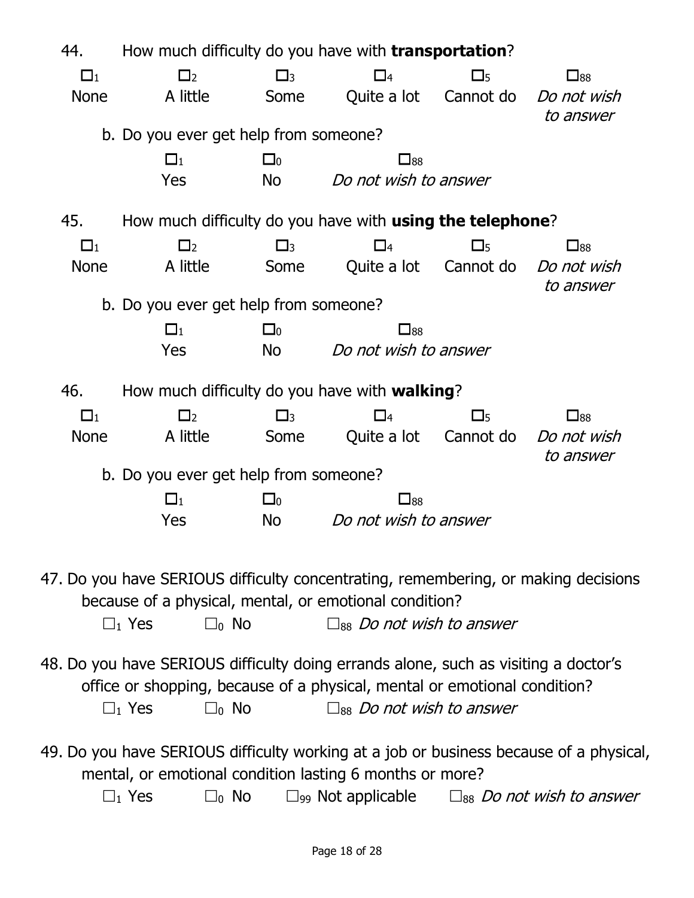44. How much difficulty do you have with **transportation**?

☐1 None ☐2 A little ☐3 Some ☐4 Quite a lot ☐5 Cannot do ☐88 *Do not wish to answer*

b. Do you ever get help from someone?

☐1 Yes ☐0 No ☐88 *Do not wish to answer*

45. How much difficulty do you have with **using the telephone**?

☐1 None ☐2 A little ☐3 Some ☐4 Quite a lot ☐5 Cannot do ☐88 *Do not wish to answer*

b. Do you ever get help from someone?

☐1 Yes ☐0 No ☐88 *Do not wish to answer*

46. How much difficulty do you have with **walking**?

☐1 None ☐2 A little ☐3 Some ☐4 Quite a lot ☐5 Cannot do ☐88 *Do not wish to answer*

b. Do you ever get help from someone?

☐1 Yes ☐0 No ☐88 *Do not wish to answer*

47. Do you have SERIOUS difficulty concentrating, remembering, or making decisions because of a physical, mental, or emotional condition?

☐1 Yes ☐0 No ☐88 *Do not wish to answer*

48. Do you have SERIOUS difficulty doing errands alone, such as visiting a doctor's office or shopping, because of a physical, mental or emotional condition?

☐1 Yes ☐0 No ☐88 *Do not wish to answer*

49. Do you have SERIOUS difficulty working at a job or business because of a physical, mental, or emotional condition lasting 6 months or more?

☐1 Yes ☐0 No ☐99 Not applicable ☐88 *Do not wish to answer*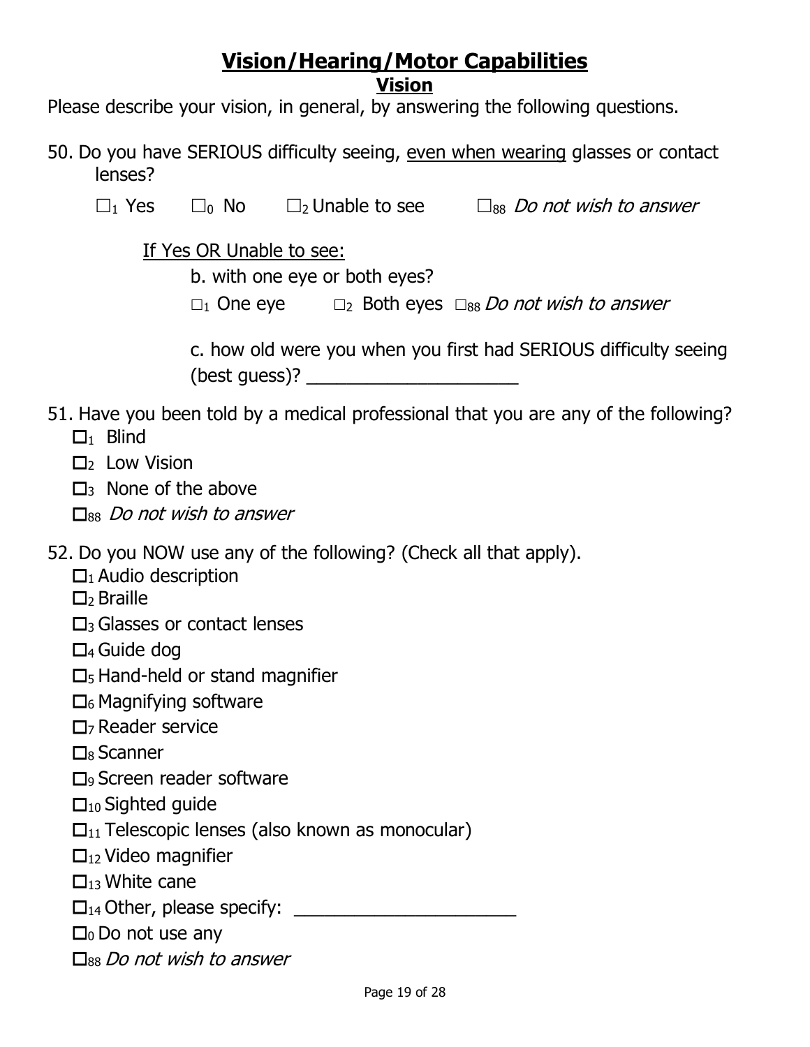# Vision/Hearing/Motor Capabilities

## Vision

Please describe your vision, in general, by answering the following questions.

50. Do you have SERIOUS difficulty seeing, <u>even when wearing</u> glasses or contact lenses?

    ☐$_1$ Yes ☐$_0$ No ☐$_2$ Unable to see ☐$_{88}$ *Do not wish to answer*

    <u>If Yes OR Unable to see:</u>

    b. with one eye or both eyes?

    ☐$_1$ One eye ☐$_2$ Both eyes ☐$_{88}$ *Do not wish to answer*

    c. how old were you when you first had SERIOUS difficulty seeing (best guess)? ____________________

51. Have you been told by a medical professional that you are any of the following?
    - ☐$_1$ Blind
    - ☐$_2$ Low Vision
    - ☐$_3$ None of the above
    - ☐$_{88}$ *Do not wish to answer*

52. Do you NOW use any of the following? (Check all that apply).
    - ☐$_1$ Audio description
    - ☐$_2$ Braille
    - ☐$_3$ Glasses or contact lenses
    - ☐$_4$ Guide dog
    - ☐$_5$ Hand-held or stand magnifier
    - ☐$_6$ Magnifying software
    - ☐$_7$ Reader service
    - ☐$_8$ Scanner
    - ☐$_9$ Screen reader software
    - ☐$_{10}$ Sighted guide
    - ☐$_{11}$ Telescopic lenses (also known as monocular)
    - ☐$_{12}$ Video magnifier
    - ☐$_{13}$ White cane
    - ☐$_{14}$ Other, please specify: ______________________
    - ☐$_0$ Do not use any
    - ☐$_{88}$ *Do not wish to answer*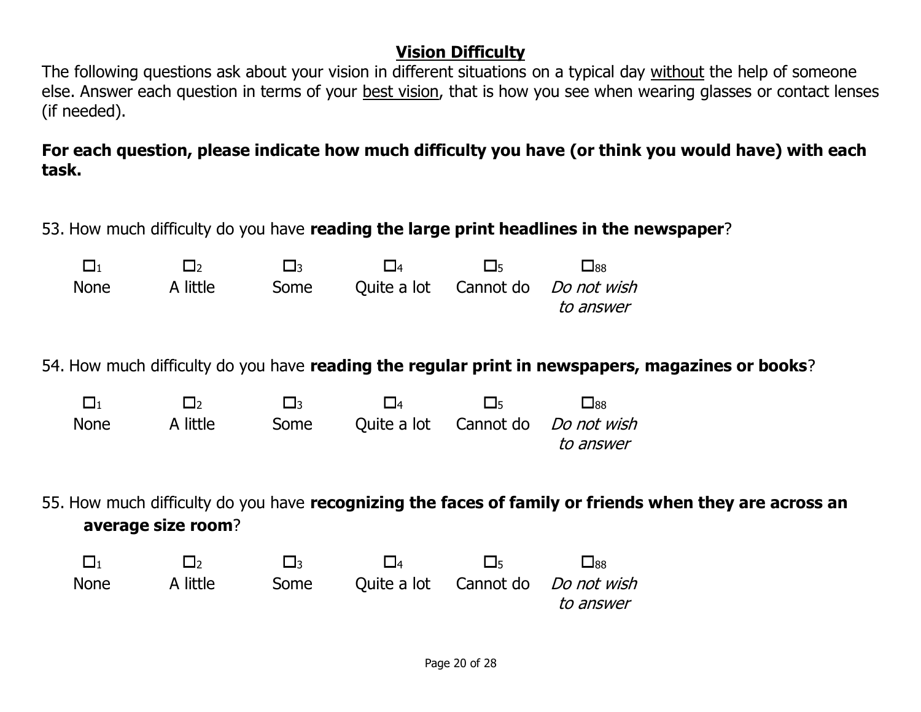## Vision Difficulty

The following questions ask about your vision in different situations on a typical day without the help of someone else. Answer each question in terms of your best vision, that is how you see when wearing glasses or contact lenses (if needed).

**For each question, please indicate how much difficulty you have (or think you would have) with each task.**

53. How much difficulty do you have **reading the large print headlines in the newspaper**?

| ☐1 | ☐2 | ☐3 | ☐4 | ☐5 | ☐88 |
|---|---|---|---|---|---|
| None | A little | Some | Quite a lot | Cannot do | *Do not wish to answer* |

54. How much difficulty do you have **reading the regular print in newspapers, magazines or books**?

| ☐1 | ☐2 | ☐3 | ☐4 | ☐5 | ☐88 |
|---|---|---|---|---|---|
| None | A little | Some | Quite a lot | Cannot do | *Do not wish to answer* |

55. How much difficulty do you have **recognizing the faces of family or friends when they are across an average size room**?

| ☐1 | ☐2 | ☐3 | ☐4 | ☐5 | ☐88 |
|---|---|---|---|---|---|
| None | A little | Some | Quite a lot | Cannot do | *Do not wish to answer* |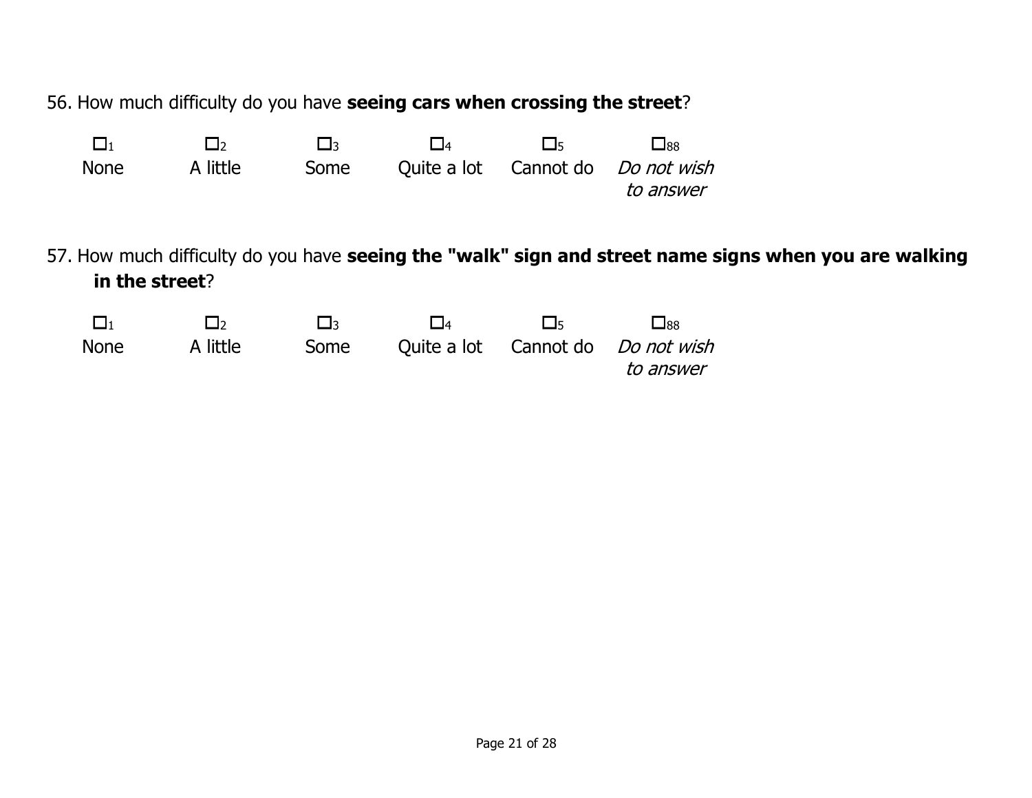56. How much difficulty do you have **seeing cars when crossing the street**?

| ☐1 | ☐2 | ☐3 | ☐4 | ☐5 | ☐88 |
|---|---|---|---|---|---|
| None | A little | Some | Quite a lot | Cannot do | *Do not wish to answer* |

57. How much difficulty do you have **seeing the "walk" sign and street name signs when you are walking in the street**?

| ☐1 | ☐2 | ☐3 | ☐4 | ☐5 | ☐88 |
|---|---|---|---|---|---|
| None | A little | Some | Quite a lot | Cannot do | *Do not wish to answer* |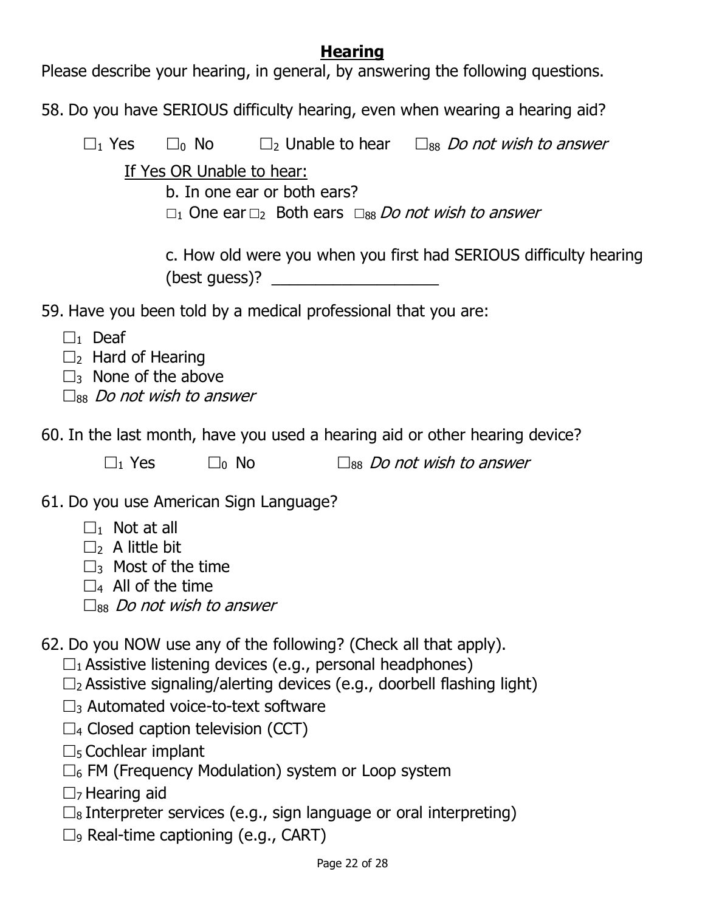## Hearing

Please describe your hearing, in general, by answering the following questions.

58. Do you have SERIOUS difficulty hearing, even when wearing a hearing aid?

   ☐$_1$ Yes ☐$_0$ No ☐$_2$ Unable to hear ☐$_{88}$ *Do not wish to answer*

   If Yes OR Unable to hear:

   b. In one ear or both ears?

   ☐$_1$ One ear ☐$_2$ Both ears ☐$_{88}$ *Do not wish to answer*

   c. How old were you when you first had SERIOUS difficulty hearing (best guess)? ___________________

59. Have you been told by a medical professional that you are:

   ☐$_1$ Deaf
   ☐$_2$ Hard of Hearing
   ☐$_3$ None of the above
   ☐$_{88}$ *Do not wish to answer*

60. In the last month, have you used a hearing aid or other hearing device?

   ☐$_1$ Yes ☐$_0$ No ☐$_{88}$ *Do not wish to answer*

61. Do you use American Sign Language?

   ☐$_1$ Not at all
   ☐$_2$ A little bit
   ☐$_3$ Most of the time
   ☐$_4$ All of the time
   ☐$_{88}$ *Do not wish to answer*

62. Do you NOW use any of the following? (Check all that apply).

   ☐$_1$ Assistive listening devices (e.g., personal headphones)
   ☐$_2$ Assistive signaling/alerting devices (e.g., doorbell flashing light)
   ☐$_3$ Automated voice-to-text software
   ☐$_4$ Closed caption television (CCT)
   ☐$_5$ Cochlear implant
   ☐$_6$ FM (Frequency Modulation) system or Loop system
   ☐$_7$ Hearing aid
   ☐$_8$ Interpreter services (e.g., sign language or oral interpreting)
   ☐$_9$ Real-time captioning (e.g., CART)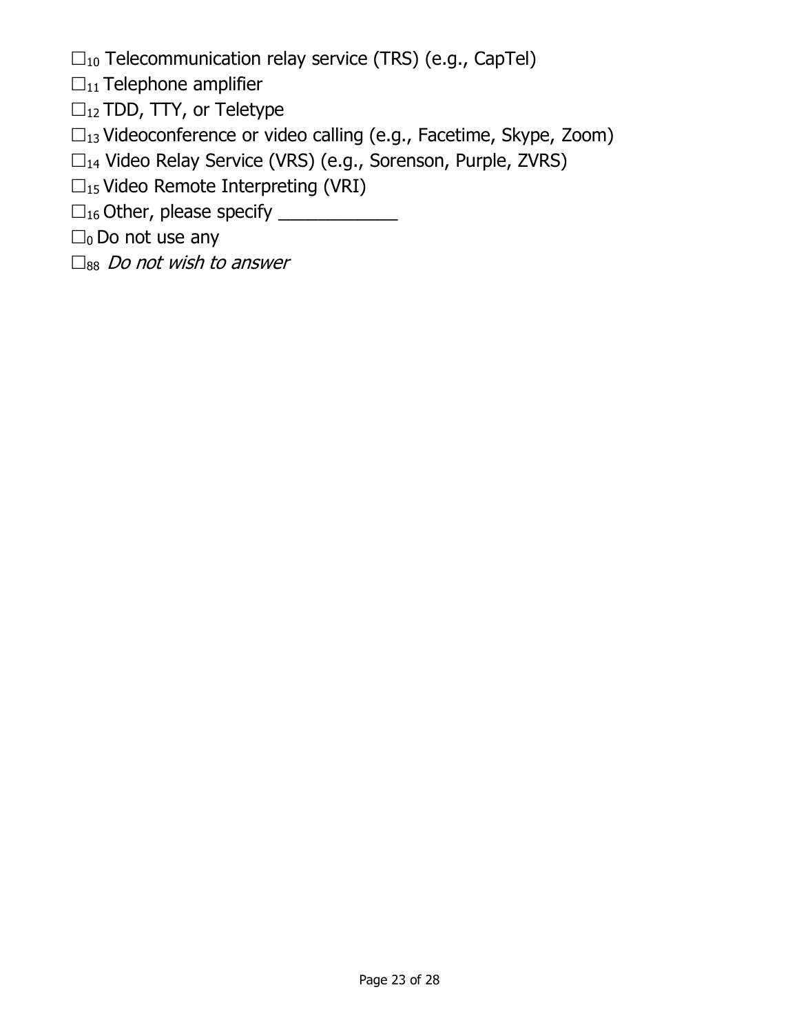☐$_{10}$ Telecommunication relay service (TRS) (e.g., CapTel)

☐$_{11}$ Telephone amplifier

☐$_{12}$ TDD, TTY, or Teletype

☐$_{13}$ Videoconference or video calling (e.g., Facetime, Skype, Zoom)

☐$_{14}$ Video Relay Service (VRS) (e.g., Sorenson, Purple, ZVRS)

☐$_{15}$ Video Remote Interpreting (VRI)

☐$_{16}$ Other, please specify ____________

☐$_{0}$ Do not use any

☐$_{88}$ *Do not wish to answer*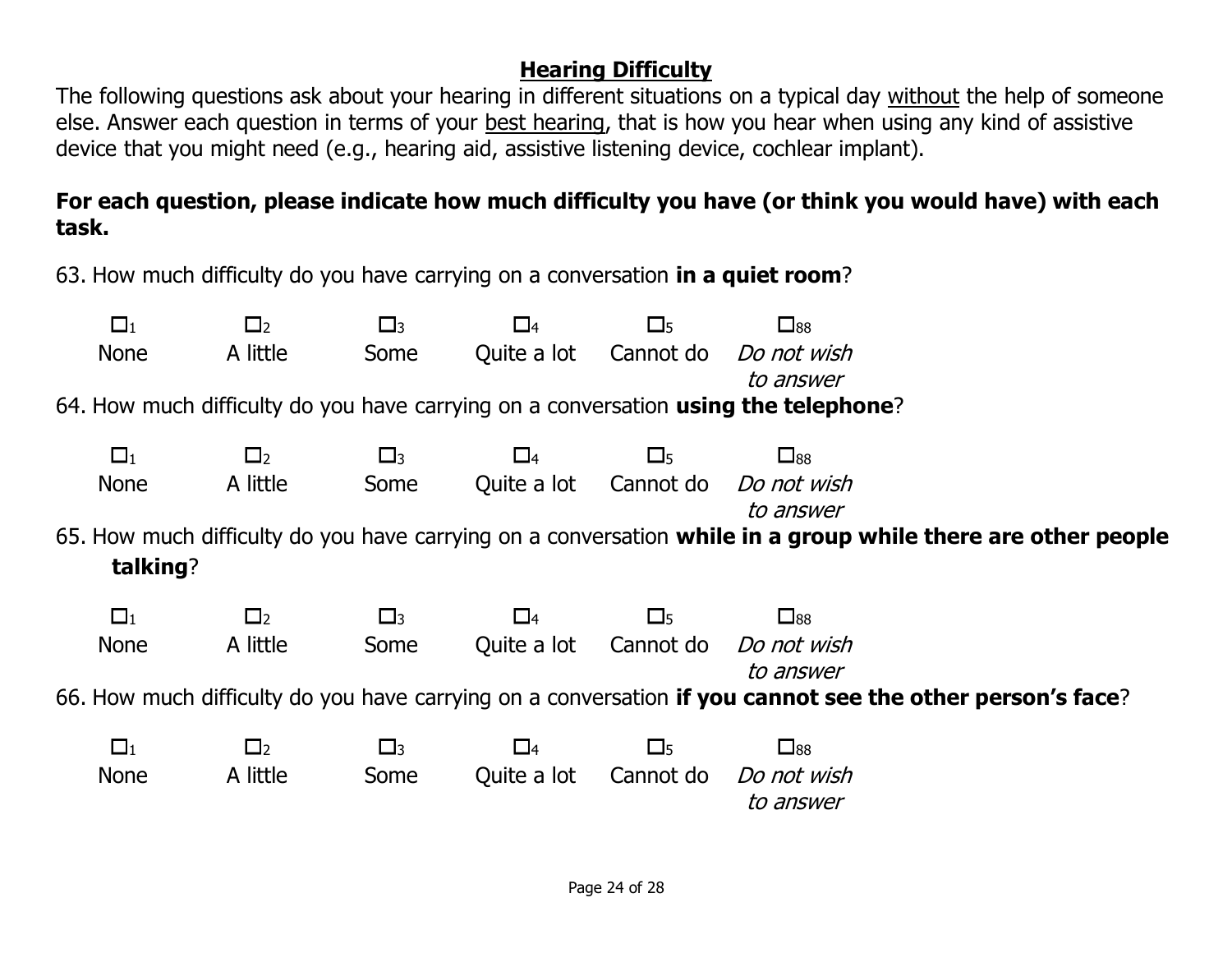## Hearing Difficulty

The following questions ask about your hearing in different situations on a typical day without the help of someone else. Answer each question in terms of your best hearing, that is how you hear when using any kind of assistive device that you might need (e.g., hearing aid, assistive listening device, cochlear implant).

**For each question, please indicate how much difficulty you have (or think you would have) with each task.**

63. How much difficulty do you have carrying on a conversation **in a quiet room**?

| ☐1 | ☐2 | ☐3 | ☐4 | ☐5 | ☐88 |
|---|---|---|---|---|---|
| None | A little | Some | Quite a lot | Cannot do | *Do not wish to answer* |

64. How much difficulty do you have carrying on a conversation **using the telephone**?

| ☐1 | ☐2 | ☐3 | ☐4 | ☐5 | ☐88 |
|---|---|---|---|---|---|
| None | A little | Some | Quite a lot | Cannot do | *Do not wish to answer* |

65. How much difficulty do you have carrying on a conversation **while in a group while there are other people talking**?

| ☐1 | ☐2 | ☐3 | ☐4 | ☐5 | ☐88 |
|---|---|---|---|---|---|
| None | A little | Some | Quite a lot | Cannot do | *Do not wish to answer* |

66. How much difficulty do you have carrying on a conversation **if you cannot see the other person's face**?

| ☐1 | ☐2 | ☐3 | ☐4 | ☐5 | ☐88 |
|---|---|---|---|---|---|
| None | A little | Some | Quite a lot | Cannot do | *Do not wish to answer* |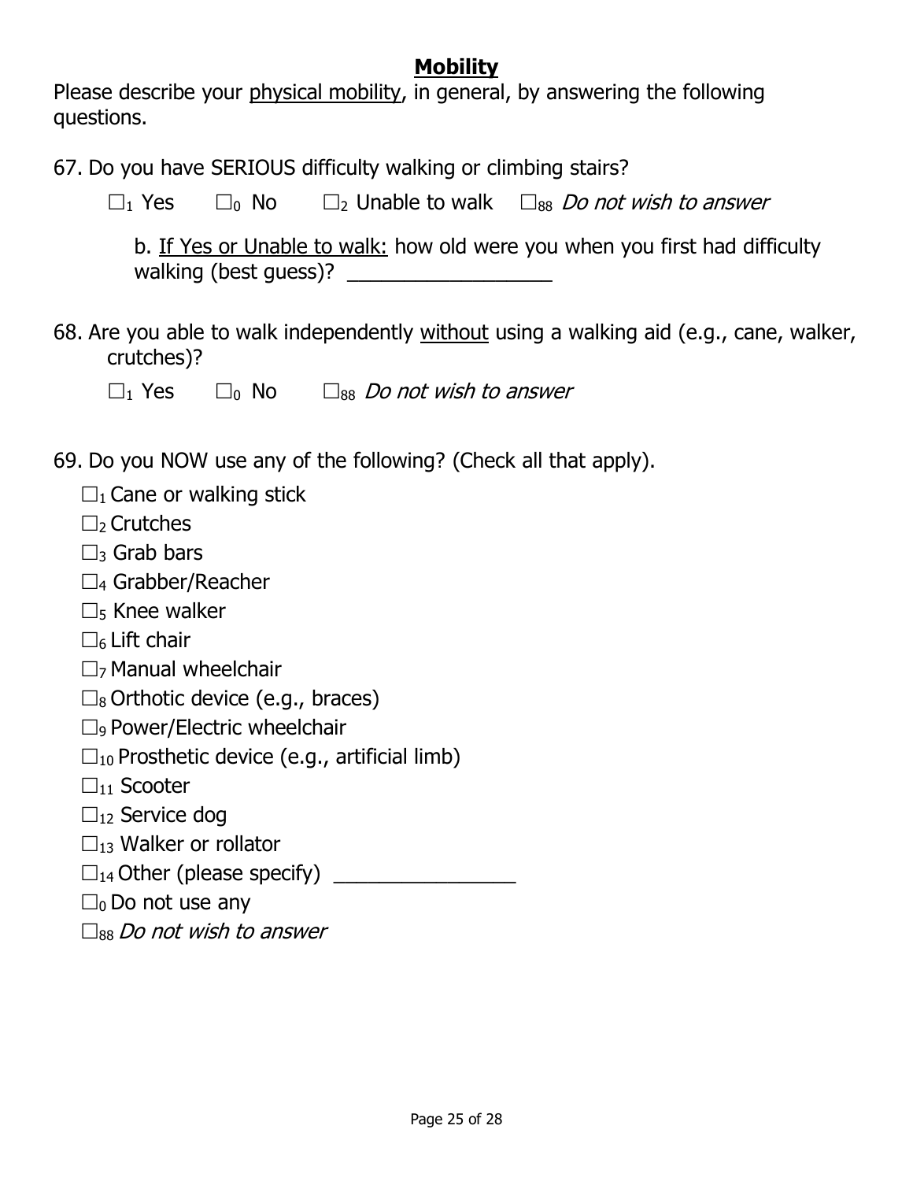## **Mobility**

Please describe your <u>physical mobility</u>, in general, by answering the following questions.

67. Do you have SERIOUS difficulty walking or climbing stairs?

   ☐$_1$ Yes ☐$_0$ No ☐$_2$ Unable to walk ☐$_{88}$ *Do not wish to answer*

   b. <u>If Yes or Unable to walk:</u> how old were you when you first had difficulty walking (best guess)? ___________________

68. Are you able to walk independently <u>without</u> using a walking aid (e.g., cane, walker, crutches)?

   ☐$_1$ Yes ☐$_0$ No ☐$_{88}$ *Do not wish to answer*

69. Do you NOW use any of the following? (Check all that apply).

   ☐$_1$ Cane or walking stick
   ☐$_2$ Crutches
   ☐$_3$ Grab bars
   ☐$_4$ Grabber/Reacher
   ☐$_5$ Knee walker
   ☐$_6$ Lift chair
   ☐$_7$ Manual wheelchair
   ☐$_8$ Orthotic device (e.g., braces)
   ☐$_9$ Power/Electric wheelchair
   ☐$_{10}$ Prosthetic device (e.g., artificial limb)
   ☐$_{11}$ Scooter
   ☐$_{12}$ Service dog
   ☐$_{13}$ Walker or rollator
   ☐$_{14}$ Other (please specify) _________________
   ☐$_0$ Do not use any
   ☐$_{88}$ *Do not wish to answer*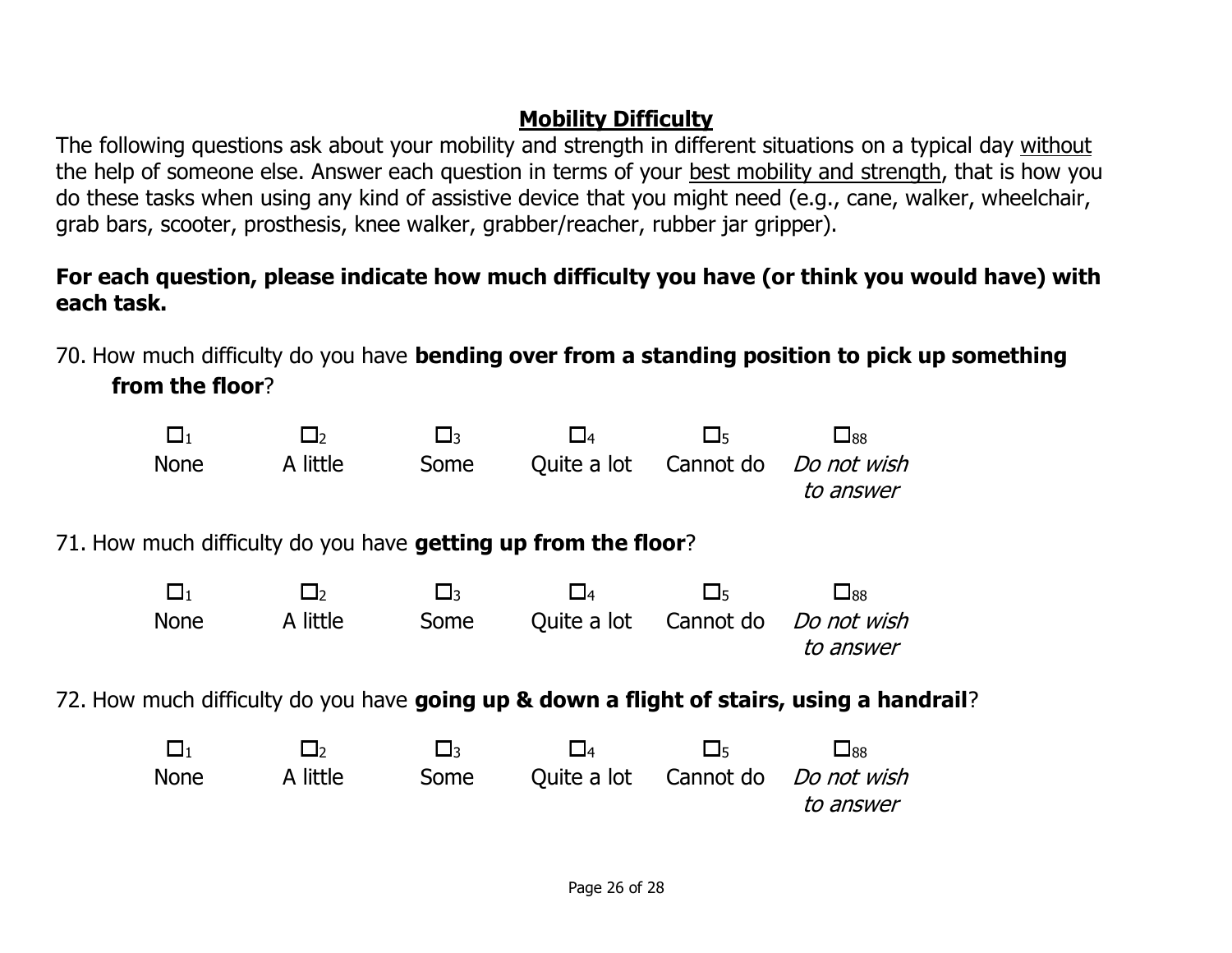## Mobility Difficulty

The following questions ask about your mobility and strength in different situations on a typical day without the help of someone else. Answer each question in terms of your best mobility and strength, that is how you do these tasks when using any kind of assistive device that you might need (e.g., cane, walker, wheelchair, grab bars, scooter, prosthesis, knee walker, grabber/reacher, rubber jar gripper).

**For each question, please indicate how much difficulty you have (or think you would have) with each task.**

70. How much difficulty do you have **bending over from a standing position to pick up something from the floor**?

| ☐1 | ☐2 | ☐3 | ☐4 | ☐5 | ☐88 |
|---|---|---|---|---|---|
| None | A little | Some | Quite a lot | Cannot do | *Do not wish to answer* |

71. How much difficulty do you have **getting up from the floor**?

| ☐1 | ☐2 | ☐3 | ☐4 | ☐5 | ☐88 |
|---|---|---|---|---|---|
| None | A little | Some | Quite a lot | Cannot do | *Do not wish to answer* |

72. How much difficulty do you have **going up & down a flight of stairs, using a handrail**?

| ☐1 | ☐2 | ☐3 | ☐4 | ☐5 | ☐88 |
|---|---|---|---|---|---|
| None | A little | Some | Quite a lot | Cannot do | *Do not wish to answer* |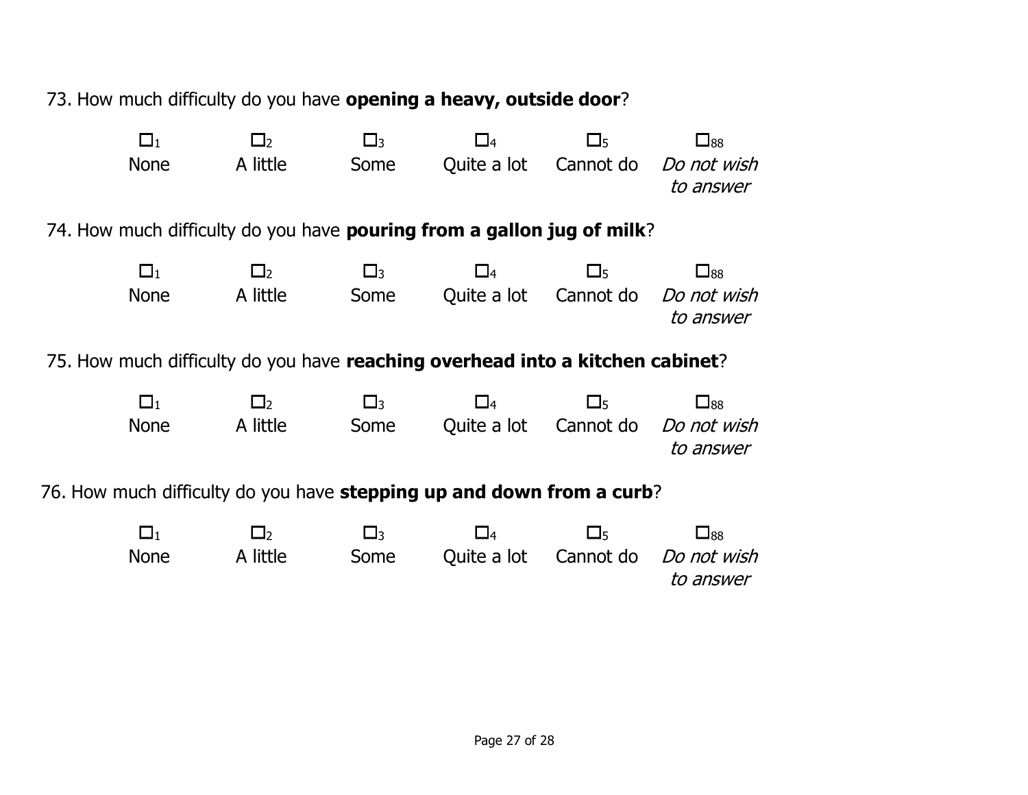73. How much difficulty do you have **opening a heavy, outside door**?

| ☐1 | ☐2 | ☐3 | ☐4 | ☐5 | ☐88 |
|---|---|---|---|---|---|
| None | A little | Some | Quite a lot | Cannot do | *Do not wish to answer* |

74. How much difficulty do you have **pouring from a gallon jug of milk**?

| ☐1 | ☐2 | ☐3 | ☐4 | ☐5 | ☐88 |
|---|---|---|---|---|---|
| None | A little | Some | Quite a lot | Cannot do | *Do not wish to answer* |

75. How much difficulty do you have **reaching overhead into a kitchen cabinet**?

| ☐1 | ☐2 | ☐3 | ☐4 | ☐5 | ☐88 |
|---|---|---|---|---|---|
| None | A little | Some | Quite a lot | Cannot do | *Do not wish to answer* |

76. How much difficulty do you have **stepping up and down from a curb**?

| ☐1 | ☐2 | ☐3 | ☐4 | ☐5 | ☐88 |
|---|---|---|---|---|---|
| None | A little | Some | Quite a lot | Cannot do | *Do not wish to answer* |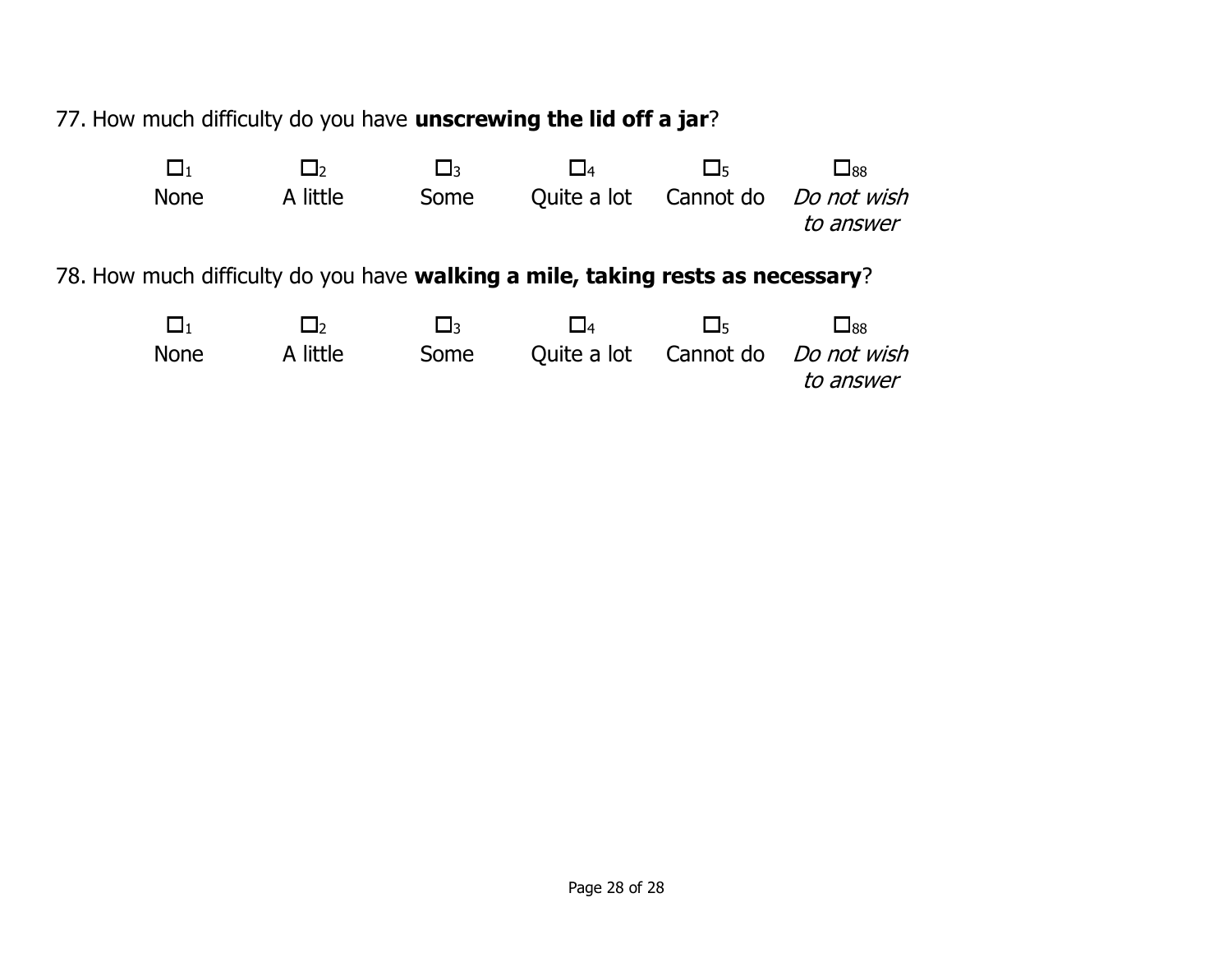77. How much difficulty do you have **unscrewing the lid off a jar**?

| ☐1 | ☐2 | ☐3 | ☐4 | ☐5 | ☐88 |
|---|---|---|---|---|---|
| None | A little | Some | Quite a lot | Cannot do | *Do not wish to answer* |

78. How much difficulty do you have **walking a mile, taking rests as necessary**?

| ☐1 | ☐2 | ☐3 | ☐4 | ☐5 | ☐88 |
|---|---|---|---|---|---|
| None | A little | Some | Quite a lot | Cannot do | *Do not wish to answer* |